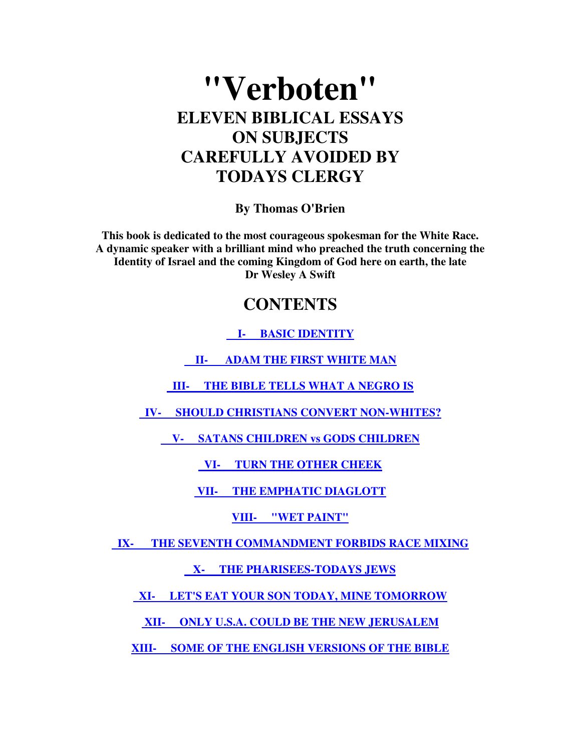# "Verboten"

## ELEVEN BIBLICAL ESSAYS ON SUBJECTS CAREFULLY AVOIDED BY TODAYS CLERGY

**By Thomas O'Brien**

**This book is dedicated to the most courageous spokesman for the White Race. A dynamic speaker with a brilliant mind who preached the truth concerning the Identity of Israel and the coming Kingdom of God here on earth, the late Dr Wesley A Swift**

## CONTENTS

I- BASIC IDENTITY

II- ADAM THE FIRST WHITE MAN

III- THE BIBLE TELLS WHAT A NEGRO IS

IV- SHOULD CHRISTIANS CONVERT NON-WHITES?

V- SATANS CHILDREN vs GODS CHILDREN

VI- TURN THE OTHER CHEEK

VII- THE EMPHATIC DIAGLOTT

VIII- "WET PAINT"

IX- THE SEVENTH COMMANDMENT FORBIDS RACE MIXING

X- THE PHARISEES-TODAYS JEWS

XI- LET'S EAT YOUR SON TODAY, MINE TOMORROW

XII- ONLY U.S.A. COULD BE THE NEW JERUSALEM

XIII- SOME OF THE ENGLISH VERSIONS OF THE BIBLE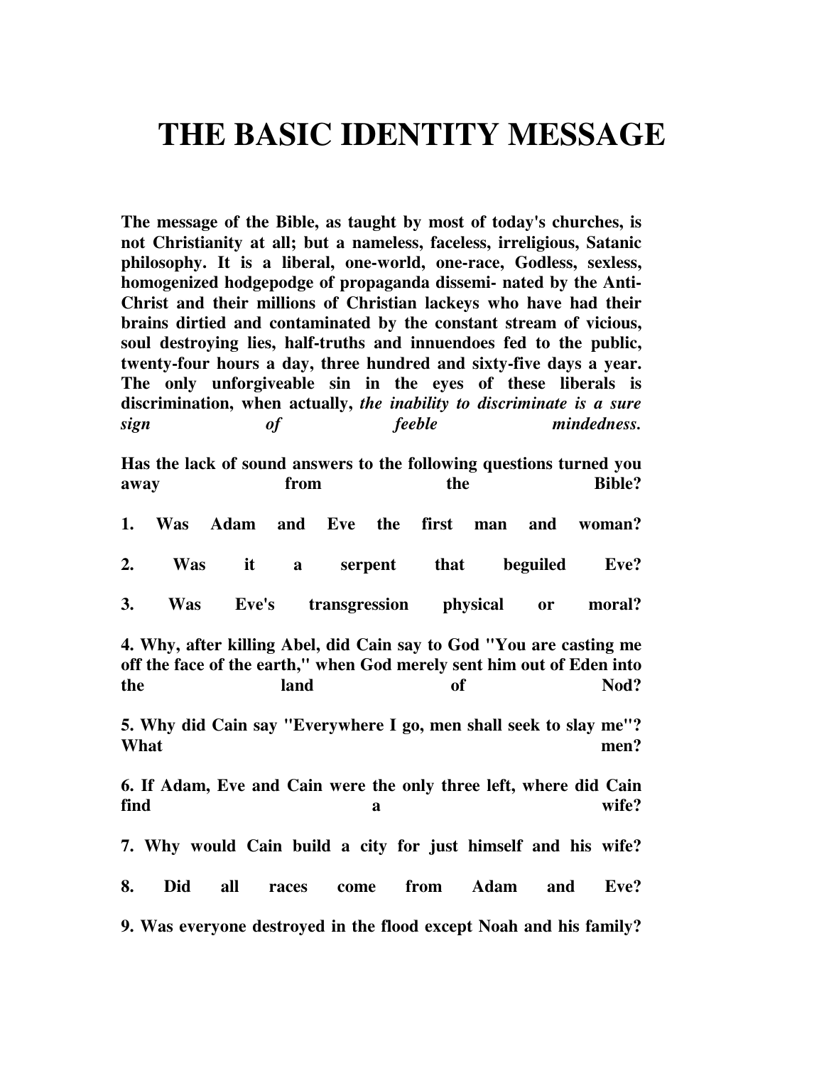# THE BASIC IDENTITY MESSAGE

**The message of the Bible, as taught by most of today's churches, is not Christianity at all; but a nameless, faceless, irreligious, Satanic philosophy. It is a liberal, one-world, one-race, Godless, sexless, homogenized hodgepodge of propaganda dissemi- nated by the Anti-Christ and their millions of Christian lackeys who have had their brains dirtied and contaminated by the constant stream of vicious, soul destroying lies, half-truths and innuendoes fed to the public, twenty-four hours a day, three hundred and sixty-five days a year. The only unforgiveable sin in the eyes of these liberals is discrimination, when actually, *the inability to discriminate is a sure sign of feeble mindedness.***

**Has the lack of sound answers to the following questions turned you away from the Bible?**

**1. Was Adam and Eve the first man and woman?**

**2. Was it a serpent that beguiled Eve?**

**3. Was Eve's transgression physical or moral?**

**4. Why, after killing Abel, did Cain say to God "You are casting me off the face of the earth," when God merely sent him out of Eden into the land of Nod?**

**5. Why did Cain say "Everywhere I go, men shall seek to slay me"? What men?**

**6. If Adam, Eve and Cain were the only three left, where did Cain find a wife?**

**7. Why would Cain build a city for just himself and his wife?**

**8. Did all races come from Adam and Eve?**

**9. Was everyone destroyed in the flood except Noah and his family?**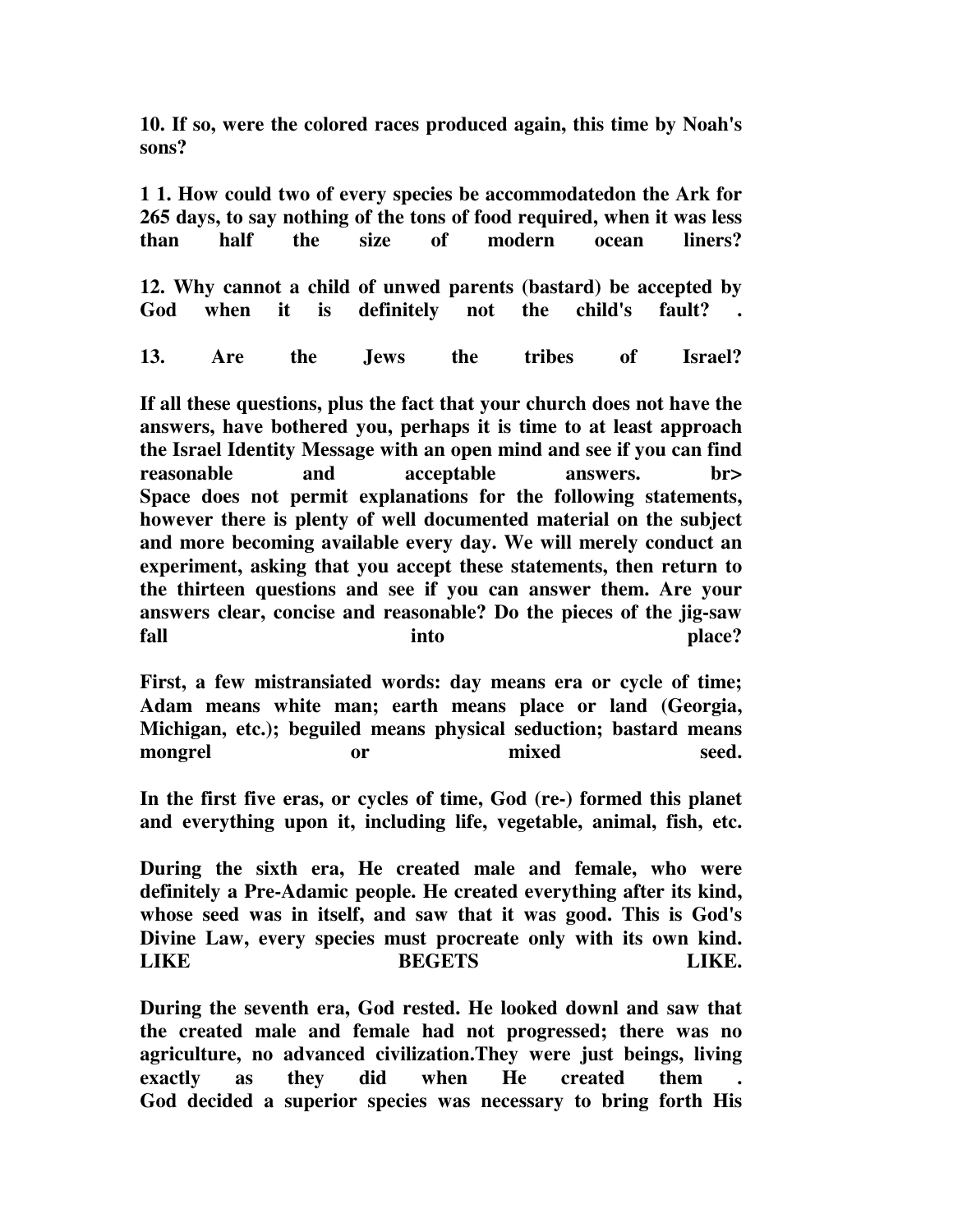**10. If so, were the colored races produced again, this time by Noah's sons?**

**1 1. How could two of every species be accommodatedon the Ark for 265 days, to say nothing of the tons of food required, when it was less than half the size of modern ocean liners?**

**12. Why cannot a child of unwed parents (bastard) be accepted by God when it is definitely not the child's fault? .**

**13. Are the Jews the tribes of Israel?**

**If all these questions, plus the fact that your church does not have the answers, have bothered you, perhaps it is time to at least approach the Israel Identity Message with an open mind and see if you can find reasonable and acceptable answers. br>
Space does not permit explanations for the following statements, however there is plenty of well documented material on the subject and more becoming available every day. We will merely conduct an experiment, asking that you accept these statements, then return to the thirteen questions and see if you can answer them. Are your answers clear, concise and reasonable? Do the pieces of the jig-saw fall into place?**

**First, a few mistransiated words: day means era or cycle of time; Adam means white man; earth means place or land (Georgia, Michigan, etc.); beguiled means physical seduction; bastard means mongrel or mixed seed.**

**In the first five eras, or cycles of time, God (re-) formed this planet and everything upon it, including life, vegetable, animal, fish, etc.**

**During the sixth era, He created male and female, who were definitely a Pre-Adamic people. He created everything after its kind, whose seed was in itself, and saw that it was good. This is God's Divine Law, every species must procreate only with its own kind. LIKE BEGETS LIKE.**

**During the seventh era, God rested. He looked downl and saw that the created male and female had not progressed; there was no agriculture, no advanced civilization.They were just beings, living exactly as they did when He created them .
God decided a superior species was necessary to bring forth His**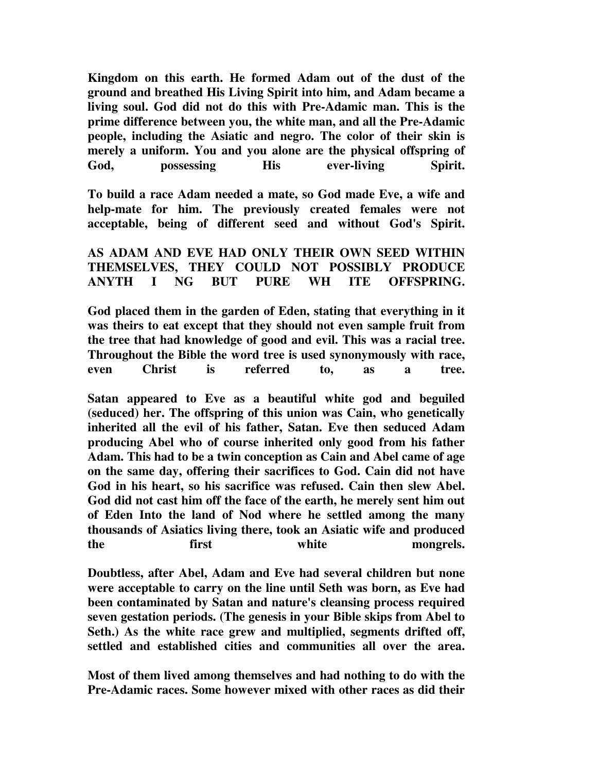Kingdom on this earth. He formed Adam out of the dust of the ground and breathed His Living Spirit into him, and Adam became a living soul. God did not do this with Pre-Adamic man. This is the prime difference between you, the white man, and all the Pre-Adamic people, including the Asiatic and negro. The color of their skin is merely a uniform. You and you alone are the physical offspring of God, possessing His ever-living Spirit.

To build a race Adam needed a mate, so God made Eve, a wife and help-mate for him. The previously created females were not acceptable, being of different seed and without God's Spirit.

AS ADAM AND EVE HAD ONLY THEIR OWN SEED WITHIN THEMSELVES, THEY COULD NOT POSSIBLY PRODUCE ANYTHING BUT PURE WHITE OFFSPRING.

God placed them in the garden of Eden, stating that everything in it was theirs to eat except that they should not even sample fruit from the tree that had knowledge of good and evil. This was a racial tree. Throughout the Bible the word tree is used synonymously with race, even Christ is referred to, as a tree.

Satan appeared to Eve as a beautiful white god and beguiled (seduced) her. The offspring of this union was Cain, who genetically inherited all the evil of his father, Satan. Eve then seduced Adam producing Abel who of course inherited only good from his father Adam. This had to be a twin conception as Cain and Abel came of age on the same day, offering their sacrifices to God. Cain did not have God in his heart, so his sacrifice was refused. Cain then slew Abel. God did not cast him off the face of the earth, he merely sent him out of Eden Into the land of Nod where he settled among the many thousands of Asiatics living there, took an Asiatic wife and produced the first white mongrels.

Doubtless, after Abel, Adam and Eve had several children but none were acceptable to carry on the line until Seth was born, as Eve had been contaminated by Satan and nature's cleansing process required seven gestation periods. (The genesis in your Bible skips from Abel to Seth.) As the white race grew and multiplied, segments drifted off, settled and established cities and communities all over the area.

Most of them lived among themselves and had nothing to do with the Pre-Adamic races. Some however mixed with other races as did their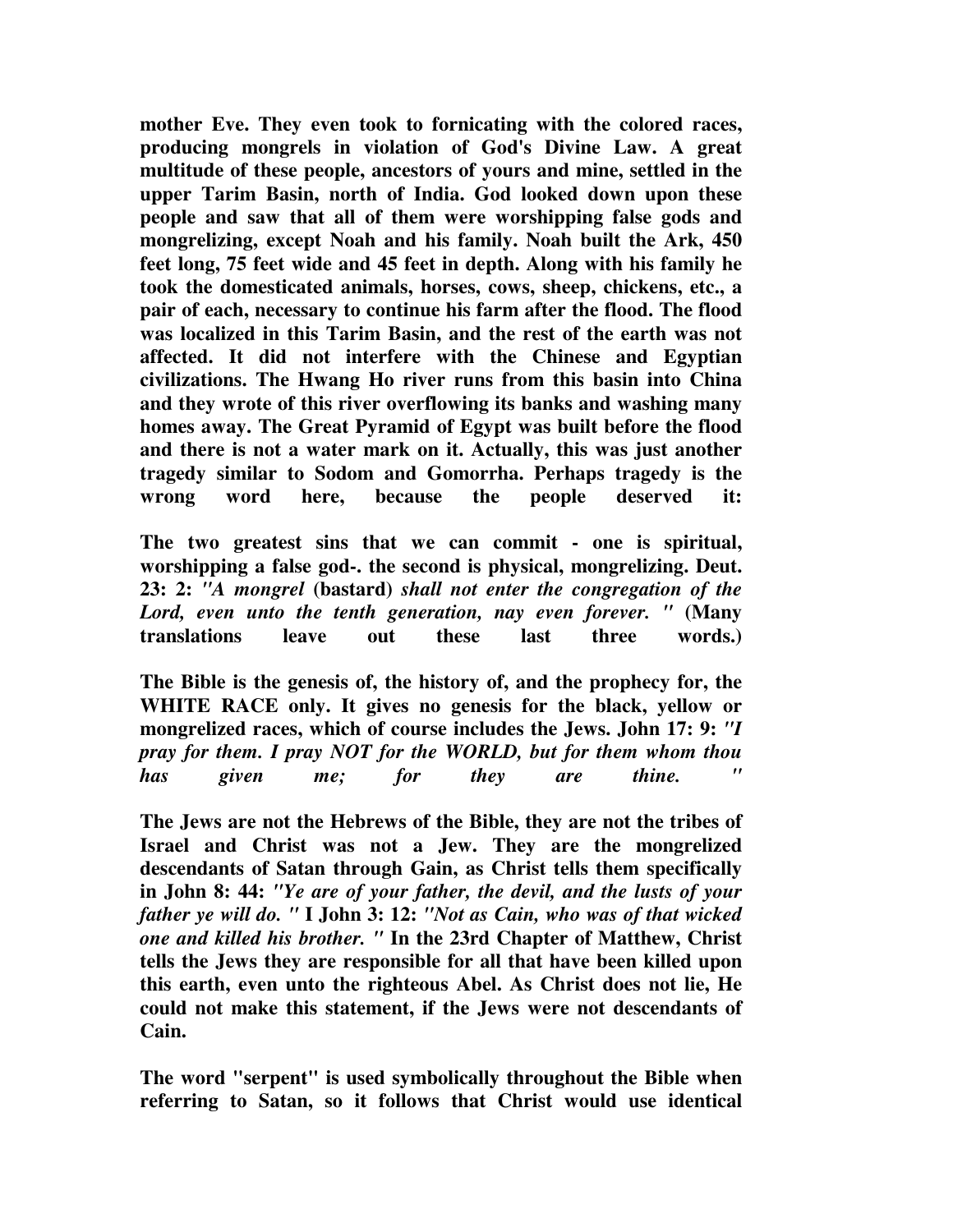mother Eve. They even took to fornicating with the colored races, producing mongrels in violation of God's Divine Law. A great multitude of these people, ancestors of yours and mine, settled in the upper Tarim Basin, north of India. God looked down upon these people and saw that all of them were worshipping false gods and mongrelizing, except Noah and his family. Noah built the Ark, 450 feet long, 75 feet wide and 45 feet in depth. Along with his family he took the domesticated animals, horses, cows, sheep, chickens, etc., a pair of each, necessary to continue his farm after the flood. The flood was localized in this Tarim Basin, and the rest of the earth was not affected. It did not interfere with the Chinese and Egyptian civilizations. The Hwang Ho river runs from this basin into China and they wrote of this river overflowing its banks and washing many homes away. The Great Pyramid of Egypt was built before the flood and there is not a water mark on it. Actually, this was just another tragedy similar to Sodom and Gomorrha. Perhaps tragedy is the wrong word here, because the people deserved it:

The two greatest sins that we can commit - one is spiritual, worshipping a false god-. the second is physical, mongrelizing. Deut. 23: 2: *"A mongrel* (bastard) *shall not enter the congregation of the Lord, even unto the tenth generation, nay even forever. "* (Many translations leave out these last three words.)

The Bible is the genesis of, the history of, and the prophecy for, the WHITE RACE only. It gives no genesis for the black, yellow or mongrelized races, which of course includes the Jews. John 17: 9: *"I pray for them. I pray NOT for the WORLD, but for them whom thou has given me; for they are thine. "*

The Jews are not the Hebrews of the Bible, they are not the tribes of Israel and Christ was not a Jew. They are the mongrelized descendants of Satan through Gain, as Christ tells them specifically in John 8: 44: *"Ye are of your father, the devil, and the lusts of your father ye will do. "* I John 3: 12: *"Not as Cain, who was of that wicked one and killed his brother. "* In the 23rd Chapter of Matthew, Christ tells the Jews they are responsible for all that have been killed upon this earth, even unto the righteous Abel. As Christ does not lie, He could not make this statement, if the Jews were not descendants of Cain.

The word "serpent" is used symbolically throughout the Bible when referring to Satan, so it follows that Christ would use identical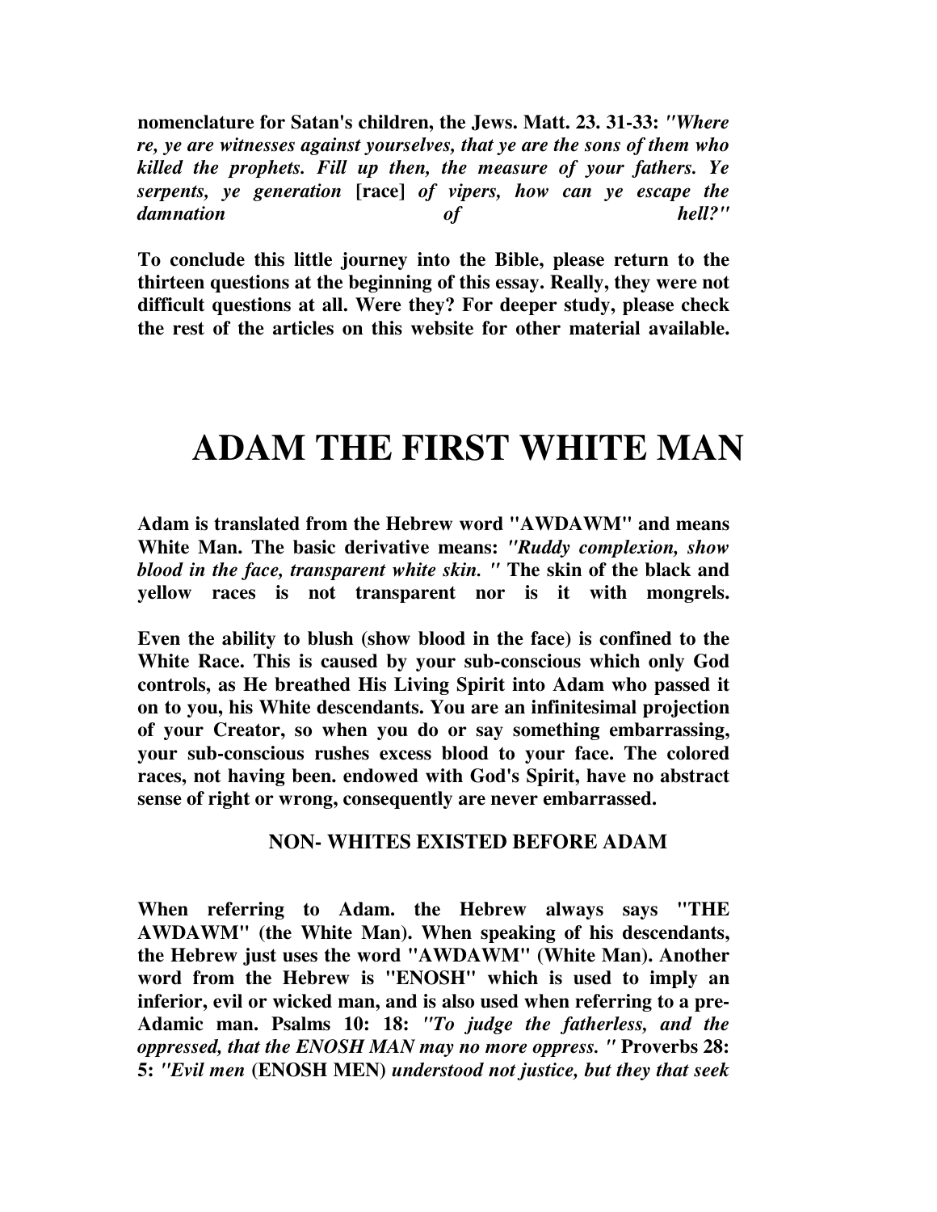**nomenclature for Satan's children, the Jews. Matt. 23. 31-33:** ***"Where re, ye are witnesses against yourselves, that ye are the sons of them who killed the prophets. Fill up then, the measure of your fathers. Ye serpents, ye generation*** **[race]** ***of vipers, how can ye escape the damnation of hell?"***

**To conclude this little journey into the Bible, please return to the thirteen questions at the beginning of this essay. Really, they were not difficult questions at all. Were they? For deeper study, please check the rest of the articles on this website for other material available.**

# ADAM THE FIRST WHITE MAN

**Adam is translated from the Hebrew word "AWDAWM" and means White Man. The basic derivative means:** ***"Ruddy complexion, show blood in the face, transparent white skin. "*** **The skin of the black and yellow races is not transparent nor is it with mongrels.**

**Even the ability to blush (show blood in the face) is confined to the White Race. This is caused by your sub-conscious which only God controls, as He breathed His Living Spirit into Adam who passed it on to you, his White descendants. You are an infinitesimal projection of your Creator, so when you do or say something embarrassing, your sub-conscious rushes excess blood to your face. The colored races, not having been. endowed with God's Spirit, have no abstract sense of right or wrong, consequently are never embarrassed.**

### NON- WHITES EXISTED BEFORE ADAM

**When referring to Adam. the Hebrew always says "THE AWDAWM" (the White Man). When speaking of his descendants, the Hebrew just uses the word "AWDAWM" (White Man). Another word from the Hebrew is "ENOSH" which is used to imply an inferior, evil or wicked man, and is also used when referring to a pre-Adamic man. Psalms 10: 18:** ***"To judge the fatherless, and the oppressed, that the ENOSH MAN may no more oppress. "*** **Proverbs 28: 5:** ***"Evil men*** **(ENOSH MEN)** ***understood not justice, but they that seek***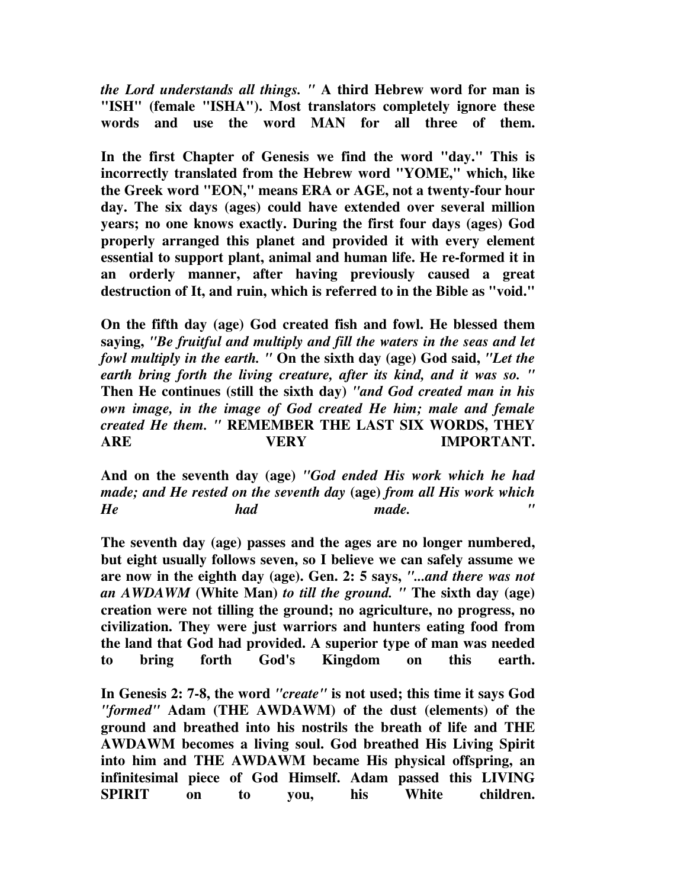***the Lord understands all things. "*** **A third Hebrew word for man is "ISH" (female "ISHA"). Most translators completely ignore these words and use the word MAN for all three of them.**

**In the first Chapter of Genesis we find the word "day." This is incorrectly translated from the Hebrew word "YOME," which, like the Greek word "EON," means ERA or AGE, not a twenty-four hour day. The six days (ages) could have extended over several million years; no one knows exactly. During the first four days (ages) God properly arranged this planet and provided it with every element essential to support plant, animal and human life. He re-formed it in an orderly manner, after having previously caused a great destruction of It, and ruin, which is referred to in the Bible as "void."**

**On the fifth day (age) God created fish and fowl. He blessed them saying, *"Be fruitful and multiply and fill the waters in the seas and let fowl multiply in the earth. "* On the sixth day (age) God said, *"Let the earth bring forth the living creature, after its kind, and it was so. "* Then He continues (still the sixth day) *"and God created man in his own image, in the image of God created He him; male and female created He them. "* REMEMBER THE LAST SIX WORDS, THEY ARE VERY IMPORTANT.**

**And on the seventh day (age) *"God ended His work which he had made; and He rested on the seventh day* (age) *from all His work which He had made. "***

**The seventh day (age) passes and the ages are no longer numbered, but eight usually follows seven, so I believe we can safely assume we are now in the eighth day (age). Gen. 2: 5 says, *"...and there was not an AWDAWM* (White Man) *to till the ground. "* The sixth day (age) creation were not tilling the ground; no agriculture, no progress, no civilization. They were just warriors and hunters eating food from the land that God had provided. A superior type of man was needed to bring forth God's Kingdom on this earth.**

**In Genesis 2: 7-8, the word *"create"* is not used; this time it says God *"formed"* Adam (THE AWDAWM) of the dust (elements) of the ground and breathed into his nostrils the breath of life and THE AWDAWM becomes a living soul. God breathed His Living Spirit into him and THE AWDAWM became His physical offspring, an infinitesimal piece of God Himself. Adam passed this LIVING SPIRIT on to you, his White children.**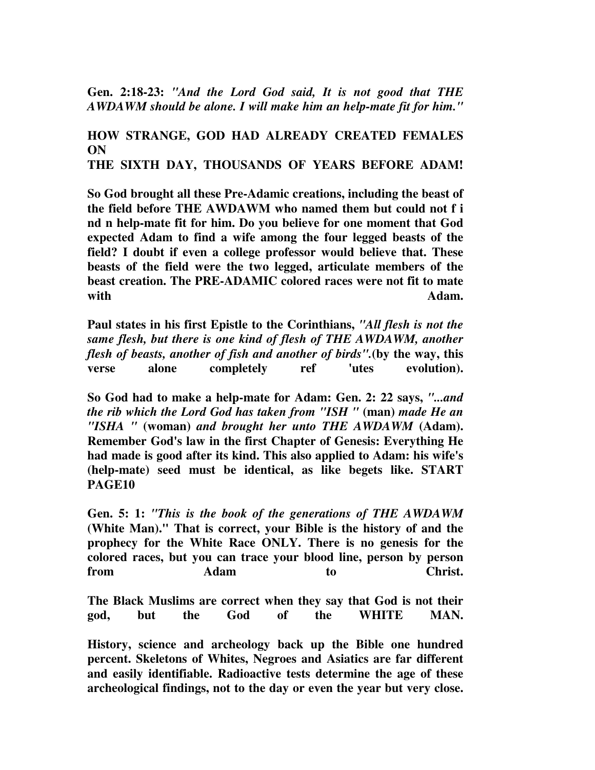**Gen. 2:18-23:** ***"And the Lord God said, It is not good that THE AWDAWM should be alone. I will make him an help-mate fit for him."***

**HOW STRANGE, GOD HAD ALREADY CREATED FEMALES ON**
**THE SIXTH DAY, THOUSANDS OF YEARS BEFORE ADAM!**

**So God brought all these Pre-Adamic creations, including the beast of the field before THE AWDAWM who named them but could not f i nd n help-mate fit for him. Do you believe for one moment that God expected Adam to find a wife among the four legged beasts of the field? I doubt if even a college professor would believe that. These beasts of the field were the two legged, articulate members of the beast creation. The PRE-ADAMIC colored races were not fit to mate with Adam.**

**Paul states in his first Epistle to the Corinthians,** ***"All flesh is not the same flesh, but there is one kind of flesh of THE AWDAWM, another flesh of beasts, another of fish and another of birds".*** **(by the way, this verse alone completely ref 'utes evolution).**

**So God had to make a help-mate for Adam: Gen. 2: 22 says,** ***"...and the rib which the Lord God has taken from "ISH "*** **(man)** ***made He an "ISHA "*** **(woman)** ***and brought her unto THE AWDAWM*** **(Adam). Remember God's law in the first Chapter of Genesis: Everything He had made is good after its kind. This also applied to Adam: his wife's (help-mate) seed must be identical, as like begets like. START PAGE10**

**Gen. 5: 1:** ***"This is the book of the generations of THE AWDAWM*** **(White Man)." That is correct, your Bible is the history of and the prophecy for the White Race ONLY. There is no genesis for the colored races, but you can trace your blood line, person by person from Adam to Christ.**

**The Black Muslims are correct when they say that God is not their god, but the God of the WHITE MAN.**

**History, science and archeology back up the Bible one hundred percent. Skeletons of Whites, Negroes and Asiatics are far different and easily identifiable. Radioactive tests determine the age of these archeological findings, not to the day or even the year but very close.**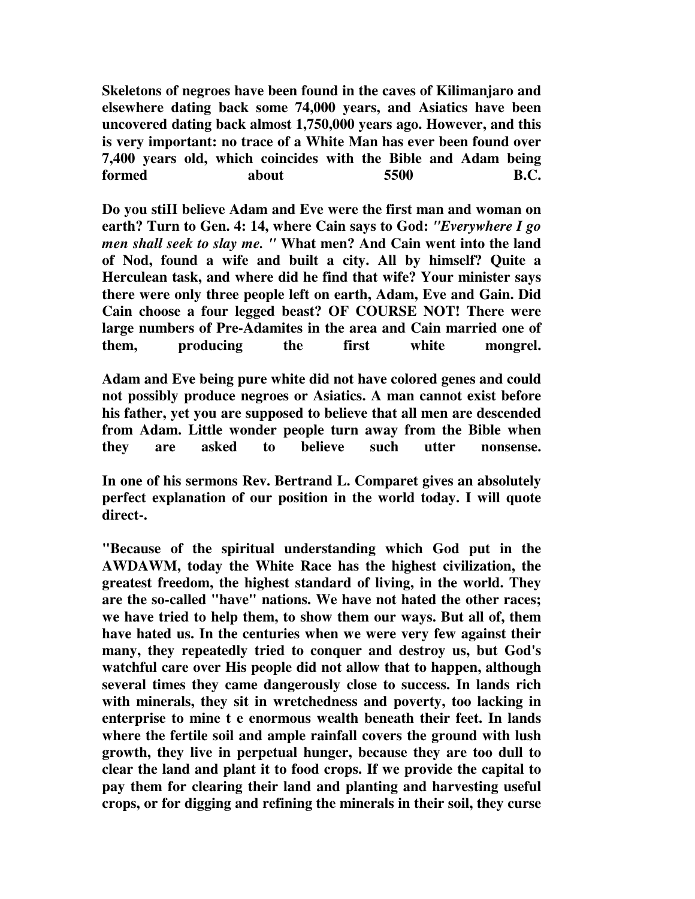**Skeletons of negroes have been found in the caves of Kilimanjaro and elsewhere dating back some 74,000 years, and Asiatics have been uncovered dating back almost 1,750,000 years ago. However, and this is very important: no trace of a White Man has ever been found over 7,400 years old, which coincides with the Bible and Adam being formed about 5500 B.C.**

**Do you stiII believe Adam and Eve were the first man and woman on earth? Turn to Gen. 4: 14, where Cain says to God: *"Everywhere I go men shall seek to slay me. "* What men? And Cain went into the land of Nod, found a wife and built a city. All by himself? Quite a Herculean task, and where did he find that wife? Your minister says there were only three people left on earth, Adam, Eve and Gain. Did Cain choose a four legged beast? OF COURSE NOT! There were large numbers of Pre-Adamites in the area and Cain married one of them, producing the first white mongrel.**

**Adam and Eve being pure white did not have colored genes and could not possibly produce negroes or Asiatics. A man cannot exist before his father, yet you are supposed to believe that all men are descended from Adam. Little wonder people turn away from the Bible when they are asked to believe such utter nonsense.**

**In one of his sermons Rev. Bertrand L. Comparet gives an absolutely perfect explanation of our position in the world today. I will quote direct-.**

**"Because of the spiritual understanding which God put in the AWDAWM, today the White Race has the highest civilization, the greatest freedom, the highest standard of living, in the world. They are the so-called "have" nations. We have not hated the other races; we have tried to help them, to show them our ways. But all of, them have hated us. In the centuries when we were very few against their many, they repeatedly tried to conquer and destroy us, but God's watchful care over His people did not allow that to happen, although several times they came dangerously close to success. In lands rich with minerals, they sit in wretchedness and poverty, too lacking in enterprise to mine t e enormous wealth beneath their feet. In lands where the fertile soil and ample rainfall covers the ground with lush growth, they live in perpetual hunger, because they are too dull to clear the land and plant it to food crops. If we provide the capital to pay them for clearing their land and planting and harvesting useful crops, or for digging and refining the minerals in their soil, they curse**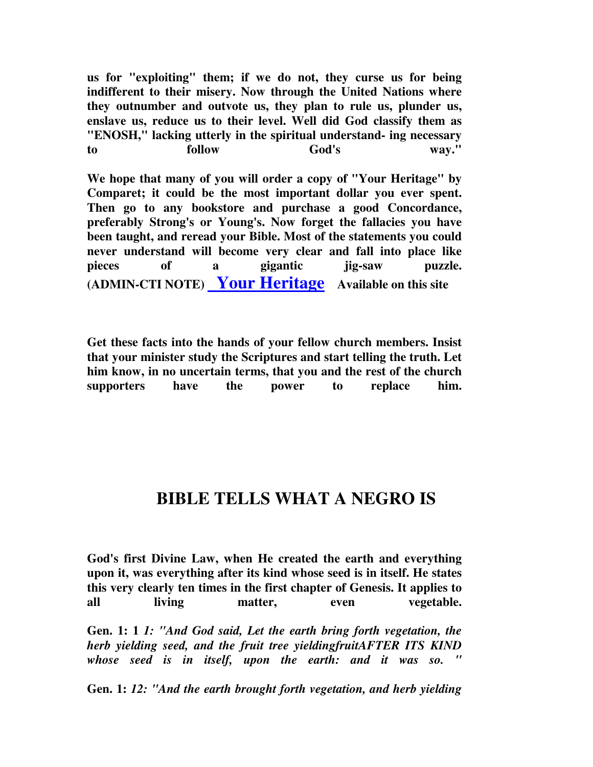**us for "exploiting" them; if we do not, they curse us for being indifferent to their misery. Now through the United Nations where they outnumber and outvote us, they plan to rule us, plunder us, enslave us, reduce us to their level. Well did God classify them as "ENOSH," lacking utterly in the spiritual understand- ing necessary to follow God's way."**

**We hope that many of you will order a copy of "Your Heritage" by Comparet; it could be the most important dollar you ever spent. Then go to any bookstore and purchase a good Concordance, preferably Strong's or Young's. Now forget the fallacies you have been taught, and reread your Bible. Most of the statements you could never understand will become very clear and fall into place like pieces of a gigantic jig-saw puzzle. (ADMIN-CTI NOTE) Your Heritage Available on this site**

**Get these facts into the hands of your fellow church members. Insist that your minister study the Scriptures and start telling the truth. Let him know, in no uncertain terms, that you and the rest of the church supporters have the power to replace him.**

## BIBLE TELLS WHAT A NEGRO IS

**God's first Divine Law, when He created the earth and everything upon it, was everything after its kind whose seed is in itself. He states this very clearly ten times in the first chapter of Genesis. It applies to all living matter, even vegetable.**

**Gen. 1: 1** ***1: "And God said, Let the earth bring forth vegetation, the herb yielding seed, and the fruit tree yieldingfruitAFTER ITS KIND whose seed is in itself, upon the earth: and it was so. "***

**Gen. 1:** ***12: "And the earth brought forth vegetation, and herb yielding***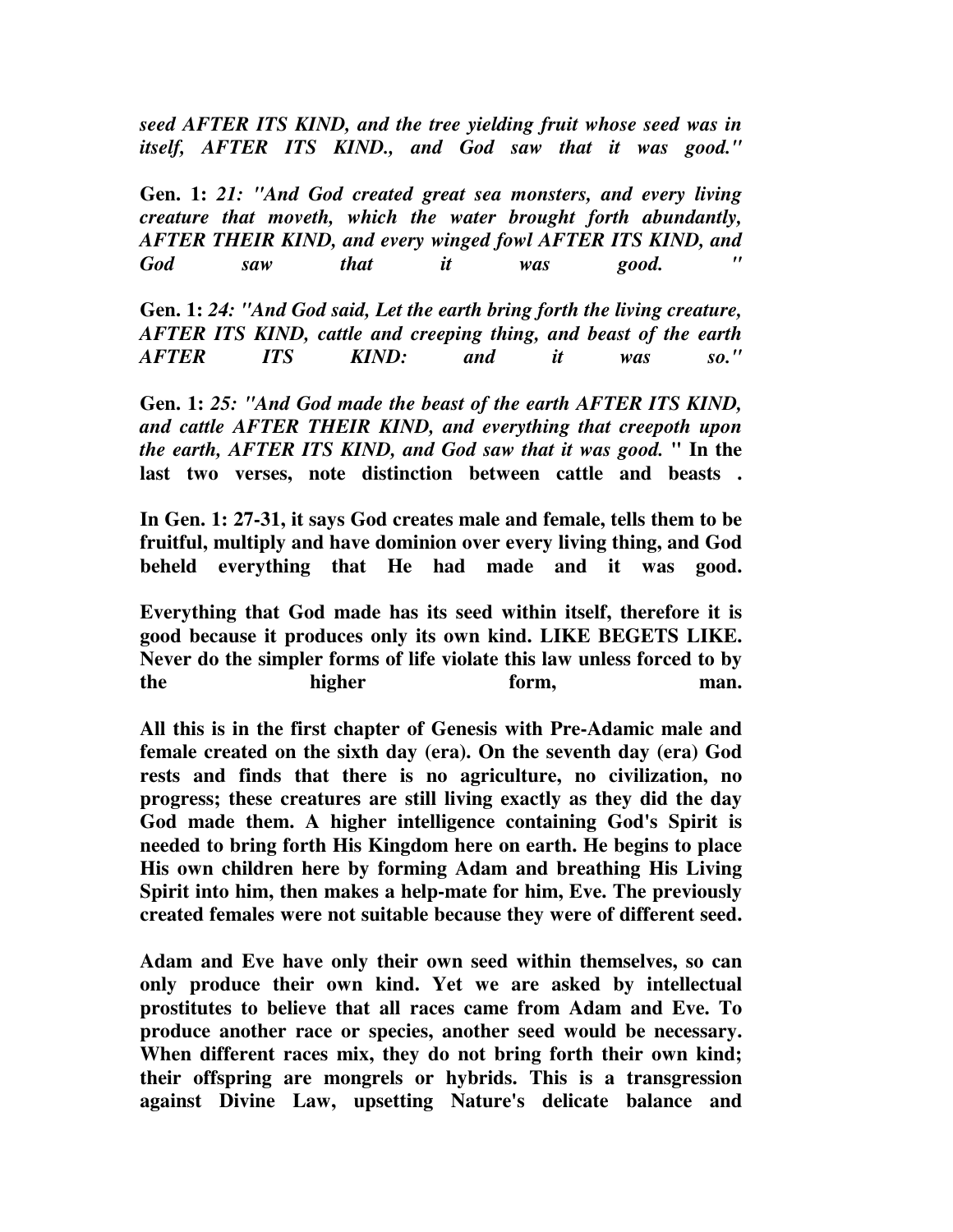***seed AFTER ITS KIND, and the tree yielding fruit whose seed was in itself, AFTER ITS KIND., and God saw that it was good."***

**Gen. 1:** ***21: "And God created great sea monsters, and every living creature that moveth, which the water brought forth abundantly, AFTER THEIR KIND, and every winged fowl AFTER ITS KIND, and God saw that it was good. "***

**Gen. 1:** ***24: "And God said, Let the earth bring forth the living creature, AFTER ITS KIND, cattle and creeping thing, and beast of the earth AFTER ITS KIND: and it was so."***

**Gen. 1:** ***25: "And God made the beast of the earth AFTER ITS KIND, and cattle AFTER THEIR KIND, and everything that creepoth upon the earth, AFTER ITS KIND, and God saw that it was good.*** **" In the last two verses, note distinction between cattle and beasts .**

**In Gen. 1: 27-31, it says God creates male and female, tells them to be fruitful, multiply and have dominion over every living thing, and God beheld everything that He had made and it was good.**

**Everything that God made has its seed within itself, therefore it is good because it produces only its own kind. LIKE BEGETS LIKE. Never do the simpler forms of life violate this law unless forced to by the higher form, man.**

**All this is in the first chapter of Genesis with Pre-Adamic male and female created on the sixth day (era). On the seventh day (era) God rests and finds that there is no agriculture, no civilization, no progress; these creatures are still living exactly as they did the day God made them. A higher intelligence containing God's Spirit is needed to bring forth His Kingdom here on earth. He begins to place His own children here by forming Adam and breathing His Living Spirit into him, then makes a help-mate for him, Eve. The previously created females were not suitable because they were of different seed.**

**Adam and Eve have only their own seed within themselves, so can only produce their own kind. Yet we are asked by intellectual prostitutes to believe that all races came from Adam and Eve. To produce another race or species, another seed would be necessary. When different races mix, they do not bring forth their own kind; their offspring are mongrels or hybrids. This is a transgression against Divine Law, upsetting Nature's delicate balance and**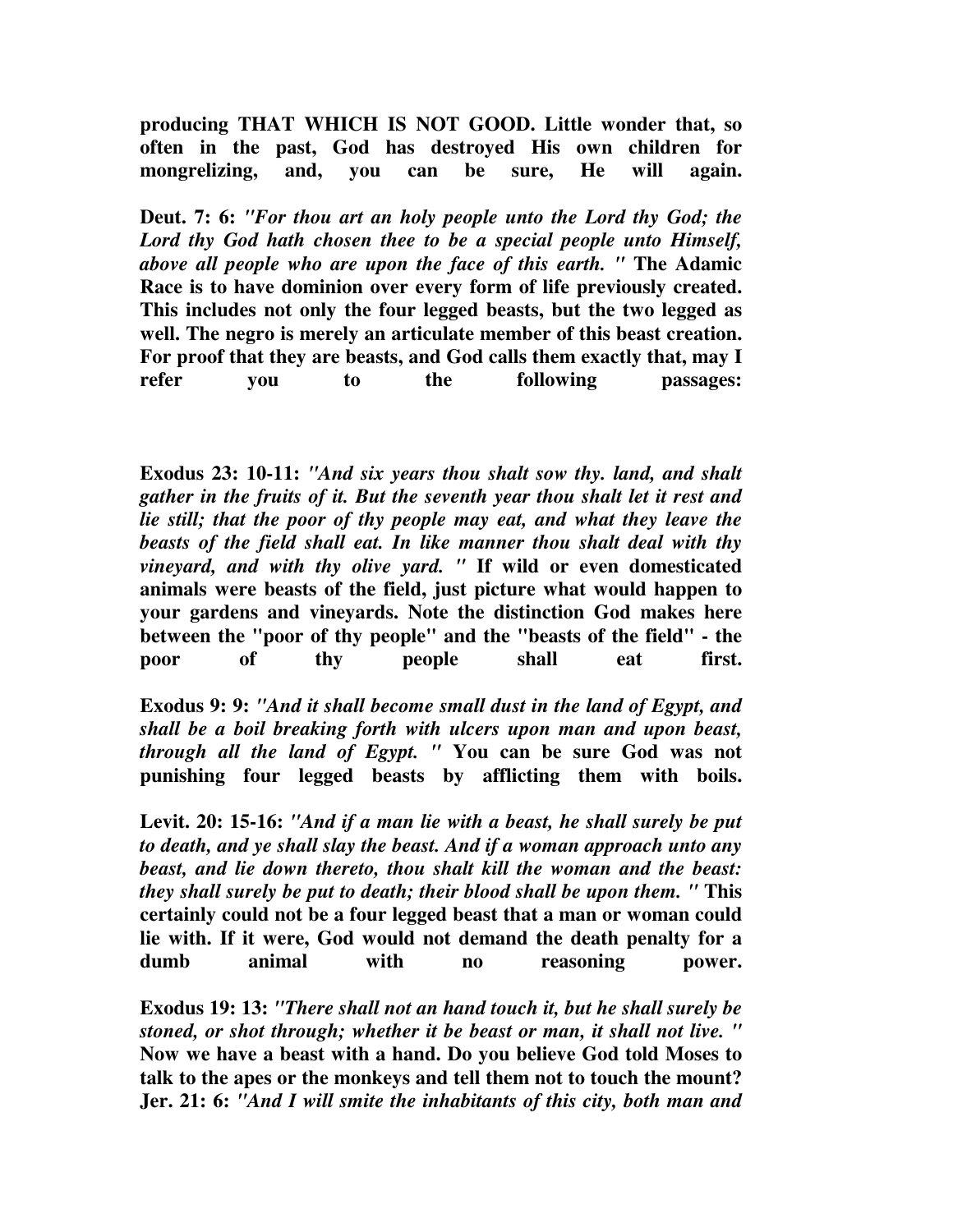**producing THAT WHICH IS NOT GOOD. Little wonder that, so often in the past, God has destroyed His own children for mongrelizing, and, you can be sure, He will again.**

**Deut. 7: 6:** ***"For thou art an holy people unto the Lord thy God; the Lord thy God hath chosen thee to be a special people unto Himself, above all people who are upon the face of this earth. "*** **The Adamic Race is to have dominion over every form of life previously created. This includes not only the four legged beasts, but the two legged as well. The negro is merely an articulate member of this beast creation. For proof that they are beasts, and God calls them exactly that, may I refer you to the following passages:**

**Exodus 23: 10-11:** ***"And six years thou shalt sow thy. land, and shalt gather in the fruits of it. But the seventh year thou shalt let it rest and lie still; that the poor of thy people may eat, and what they leave the beasts of the field shall eat. In like manner thou shalt deal with thy vineyard, and with thy olive yard. "*** **If wild or even domesticated animals were beasts of the field, just picture what would happen to your gardens and vineyards. Note the distinction God makes here between the "poor of thy people" and the "beasts of the field" - the poor of thy people shall eat first.**

**Exodus 9: 9:** ***"And it shall become small dust in the land of Egypt, and shall be a boil breaking forth with ulcers upon man and upon beast, through all the land of Egypt. "*** **You can be sure God was not punishing four legged beasts by afflicting them with boils.**

**Levit. 20: 15-16:** ***"And if a man lie with a beast, he shall surely be put to death, and ye shall slay the beast. And if a woman approach unto any beast, and lie down thereto, thou shalt kill the woman and the beast: they shall surely be put to death; their blood shall be upon them. "*** **This certainly could not be a four legged beast that a man or woman could lie with. If it were, God would not demand the death penalty for a dumb animal with no reasoning power.**

**Exodus 19: 13:** ***"There shall not an hand touch it, but he shall surely be stoned, or shot through; whether it be beast or man, it shall not live. "*** **Now we have a beast with a hand. Do you believe God told Moses to talk to the apes or the monkeys and tell them not to touch the mount? Jer. 21: 6:** ***"And I will smite the inhabitants of this city, both man and***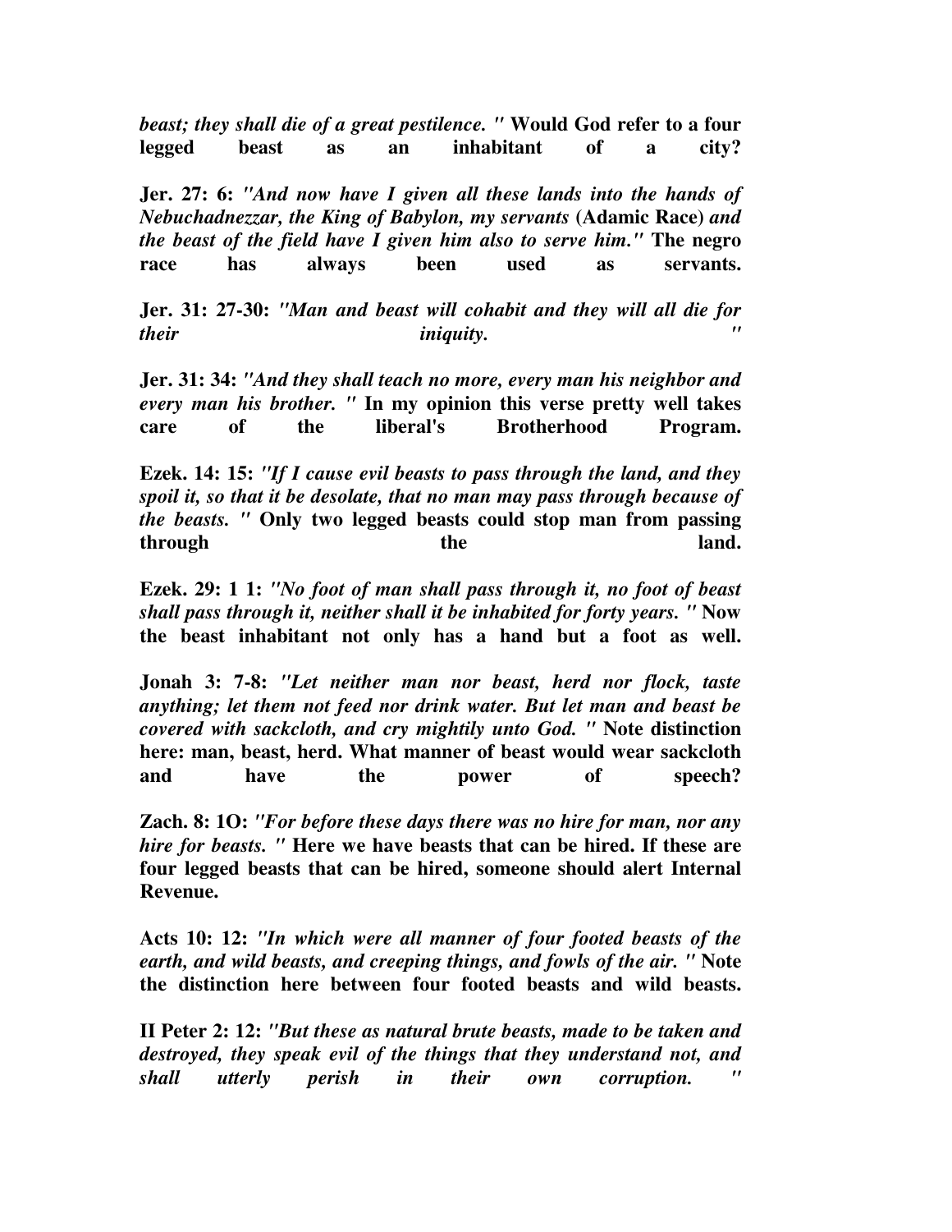*beast; they shall die of a great pestilence. "* **Would God refer to a four legged beast as an inhabitant of a city?**

**Jer. 27: 6:** *"And now have I given all these lands into the hands of Nebuchadnezzar, the King of Babylon, my servants* **(Adamic Race)** *and the beast of the field have I given him also to serve him."* **The negro race has always been used as servants.**

**Jer. 31: 27-30:** *"Man and beast will cohabit and they will all die for their iniquity. "*

**Jer. 31: 34:** *"And they shall teach no more, every man his neighbor and every man his brother. "* **In my opinion this verse pretty well takes care of the liberal's Brotherhood Program.**

**Ezek. 14: 15:** *"If I cause evil beasts to pass through the land, and they spoil it, so that it be desolate, that no man may pass through because of the beasts. "* **Only two legged beasts could stop man from passing through the land.**

**Ezek. 29: 1 1:** *"No foot of man shall pass through it, no foot of beast shall pass through it, neither shall it be inhabited for forty years. "* **Now the beast inhabitant not only has a hand but a foot as well.**

**Jonah 3: 7-8:** *"Let neither man nor beast, herd nor flock, taste anything; let them not feed nor drink water. But let man and beast be covered with sackcloth, and cry mightily unto God. "* **Note distinction here: man, beast, herd. What manner of beast would wear sackcloth and have the power of speech?**

**Zach. 8: 1O:** *"For before these days there was no hire for man, nor any hire for beasts. "* **Here we have beasts that can be hired. If these are four legged beasts that can be hired, someone should alert Internal Revenue.**

**Acts 10: 12:** *"In which were all manner of four footed beasts of the earth, and wild beasts, and creeping things, and fowls of the air. "* **Note the distinction here between four footed beasts and wild beasts.**

**II Peter 2: 12:** *"But these as natural brute beasts, made to be taken and destroyed, they speak evil of the things that they understand not, and shall utterly perish in their own corruption. "*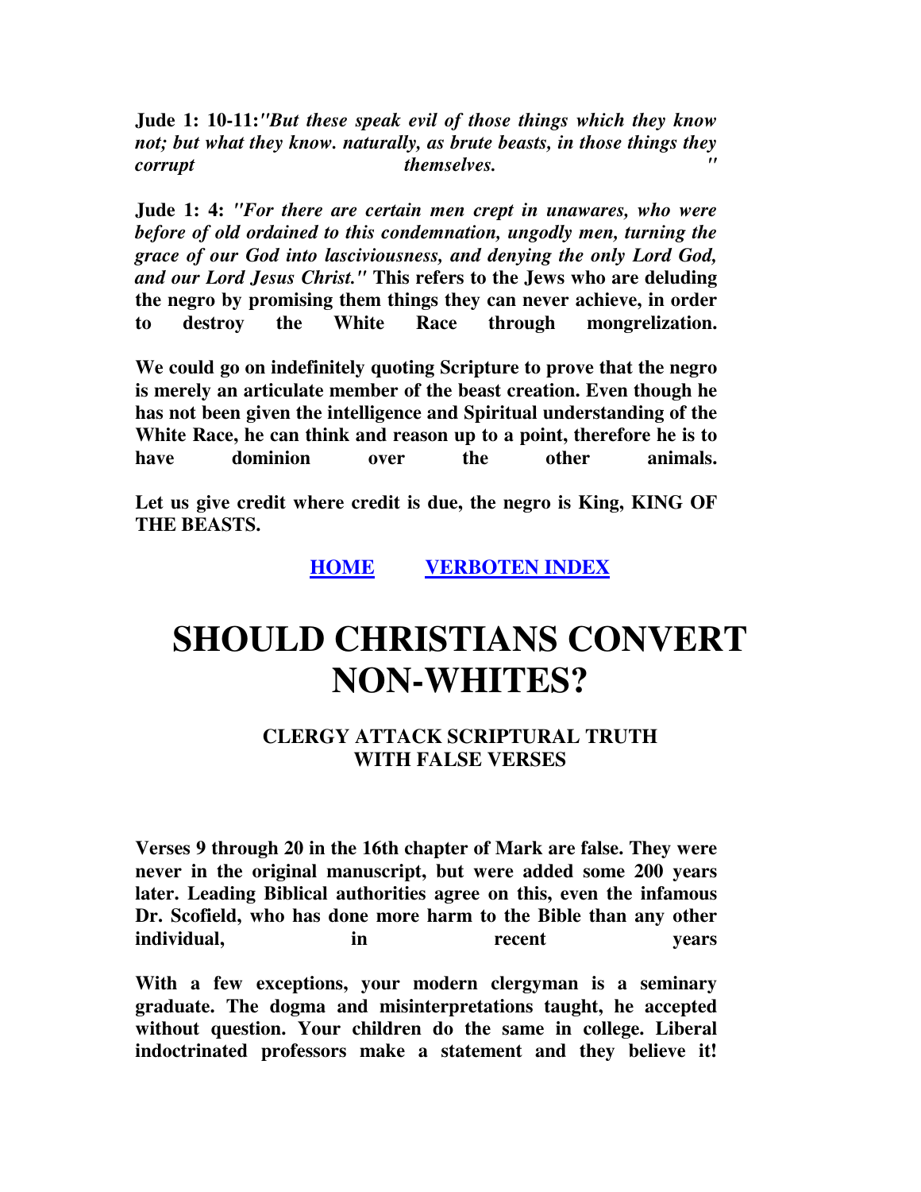**Jude 1: 10-11:***"But these speak evil of those things which they know not; but what they know. naturally, as brute beasts, in those things they corrupt themselves. "*

**Jude 1: 4:** ***"For there are certain men crept in unawares, who were before of old ordained to this condemnation, ungodly men, turning the grace of our God into lasciviousness, and denying the only Lord God, and our Lord Jesus Christ."*** **This refers to the Jews who are deluding the negro by promising them things they can never achieve, in order to destroy the White Race through mongrelization.**

**We could go on indefinitely quoting Scripture to prove that the negro is merely an articulate member of the beast creation. Even though he has not been given the intelligence and Spiritual understanding of the White Race, he can think and reason up to a point, therefore he is to have dominion over the other animals.**

**Let us give credit where credit is due, the negro is King, KING OF THE BEASTS.**

**HOME** **VERBOTEN INDEX**

# SHOULD CHRISTIANS CONVERT NON-WHITES?

### CLERGY ATTACK SCRIPTURAL TRUTH WITH FALSE VERSES

**Verses 9 through 20 in the 16th chapter of Mark are false. They were never in the original manuscript, but were added some 200 years later. Leading Biblical authorities agree on this, even the infamous Dr. Scofield, who has done more harm to the Bible than any other individual, in recent years**

**With a few exceptions, your modern clergyman is a seminary graduate. The dogma and misinterpretations taught, he accepted without question. Your children do the same in college. Liberal indoctrinated professors make a statement and they believe it!**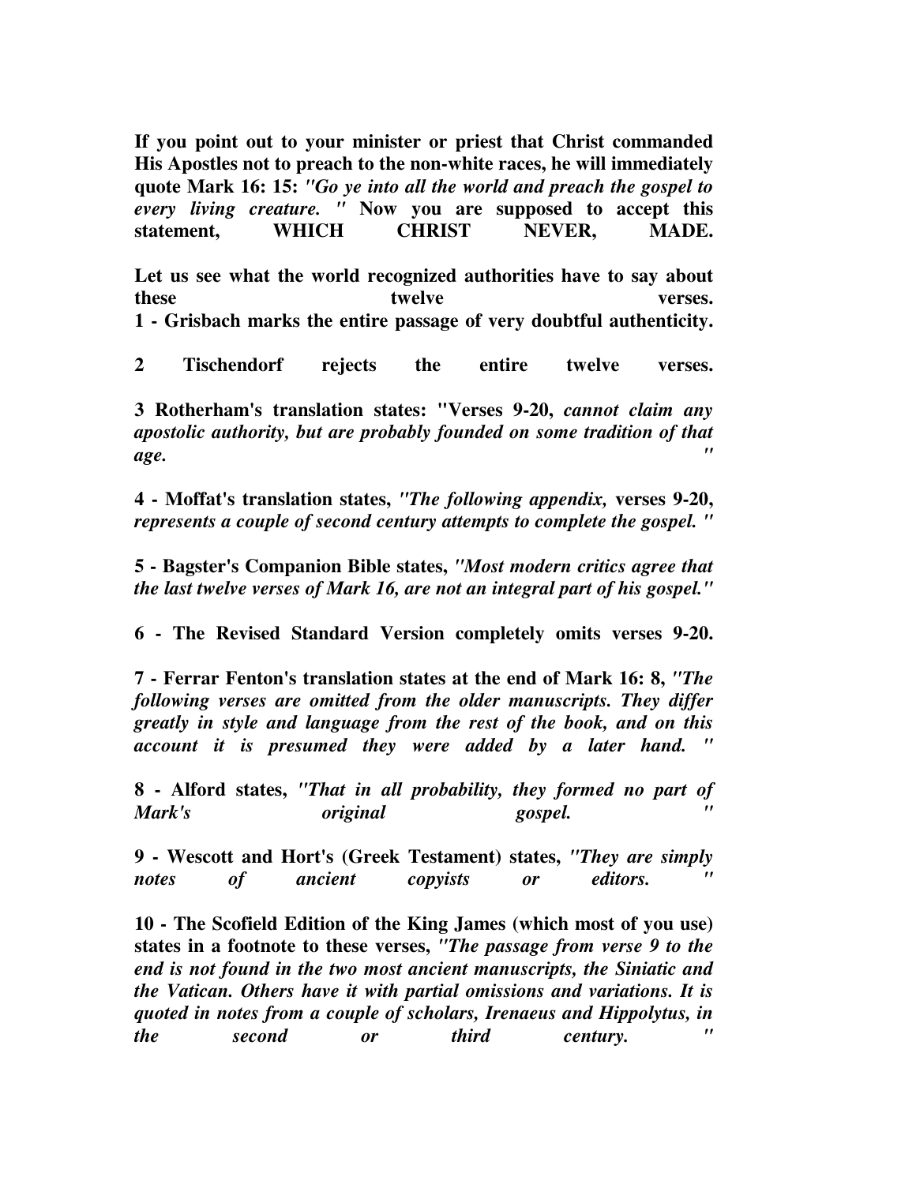**If you point out to your minister or priest that Christ commanded His Apostles not to preach to the non-white races, he will immediately quote Mark 16: 15:** ***"Go ye into all the world and preach the gospel to every living creature. "*** **Now you are supposed to accept this statement, WHICH CHRIST NEVER, MADE.**

**Let us see what the world recognized authorities have to say about these twelve verses.**

**1 - Grisbach marks the entire passage of very doubtful authenticity.**

**2 Tischendorf rejects the entire twelve verses.**

**3 Rotherham's translation states: "Verses 9-20,** ***cannot claim any apostolic authority, but are probably founded on some tradition of that age. "***

**4 - Moffat's translation states,** ***"The following appendix,*** **verses 9-20,** ***represents a couple of second century attempts to complete the gospel. "***

**5 - Bagster's Companion Bible states,** ***"Most modern critics agree that the last twelve verses of Mark 16, are not an integral part of his gospel."***

**6 - The Revised Standard Version completely omits verses 9-20.**

**7 - Ferrar Fenton's translation states at the end of Mark 16: 8,** ***"The following verses are omitted from the older manuscripts. They differ greatly in style and language from the rest of the book, and on this account it is presumed they were added by a later hand. "***

**8 - Alford states,** ***"That in all probability, they formed no part of Mark's original gospel. "***

**9 - Wescott and Hort's (Greek Testament) states,** ***"They are simply notes of ancient copyists or editors. "***

**10 - The Scofield Edition of the King James (which most of you use) states in a footnote to these verses,** ***"The passage from verse 9 to the end is not found in the two most ancient manuscripts, the Siniatic and the Vatican. Others have it with partial omissions and variations. It is quoted in notes from a couple of scholars, Irenaeus and Hippolytus, in the second or third century. "***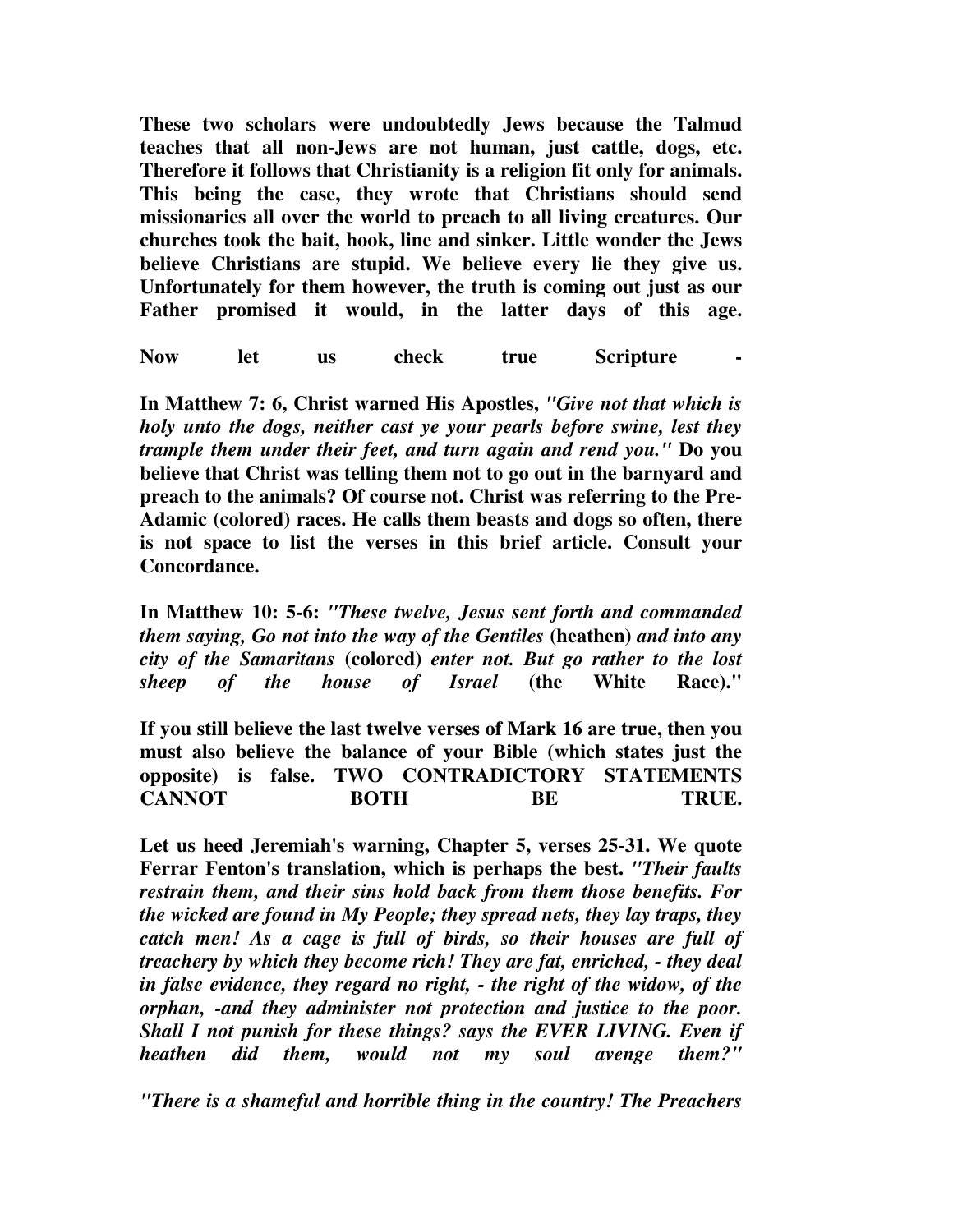**These two scholars were undoubtedly Jews because the Talmud teaches that all non-Jews are not human, just cattle, dogs, etc. Therefore it follows that Christianity is a religion fit only for animals. This being the case, they wrote that Christians should send missionaries all over the world to preach to all living creatures. Our churches took the bait, hook, line and sinker. Little wonder the Jews believe Christians are stupid. We believe every lie they give us. Unfortunately for them however, the truth is coming out just as our Father promised it would, in the latter days of this age.**

**Now let us check true Scripture -**

**In Matthew 7: 6, Christ warned His Apostles,** ***"Give not that which is holy unto the dogs, neither cast ye your pearls before swine, lest they trample them under their feet, and turn again and rend you."*** **Do you believe that Christ was telling them not to go out in the barnyard and preach to the animals? Of course not. Christ was referring to the Pre-Adamic (colored) races. He calls them beasts and dogs so often, there is not space to list the verses in this brief article. Consult your Concordance.**

**In Matthew 10: 5-6:** ***"These twelve, Jesus sent forth and commanded them saying, Go not into the way of the Gentiles*** **(heathen)** ***and into any city of the Samaritans*** **(colored)** ***enter not. But go rather to the lost sheep of the house of Israel*** **(the White Race)."**

**If you still believe the last twelve verses of Mark 16 are true, then you must also believe the balance of your Bible (which states just the opposite) is false. TWO CONTRADICTORY STATEMENTS CANNOT BOTH BE TRUE.**

**Let us heed Jeremiah's warning, Chapter 5, verses 25-31. We quote Ferrar Fenton's translation, which is perhaps the best.** ***"Their faults restrain them, and their sins hold back from them those benefits. For the wicked are found in My People; they spread nets, they lay traps, they catch men! As a cage is full of birds, so their houses are full of treachery by which they become rich! They are fat, enriched, - they deal in false evidence, they regard no right, - the right of the widow, of the orphan, -and they administer not protection and justice to the poor. Shall I not punish for these things? says the EVER LIVING. Even if heathen did them, would not my soul avenge them?"***

***"There is a shameful and horrible thing in the country! The Preachers***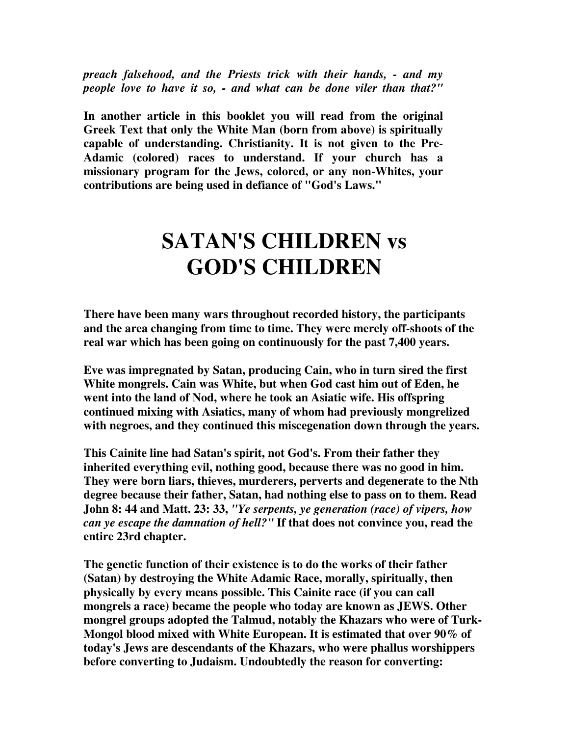*preach falsehood, and the Priests trick with their hands, - and my people love to have it so, - and what can be done viler than that?"*

**In another article in this booklet you will read from the original Greek Text that only the White Man (born from above) is spiritually capable of understanding. Christianity. It is not given to the Pre-Adamic (colored) races to understand. If your church has a missionary program for the Jews, colored, or any non-Whites, your contributions are being used in defiance of "God's Laws."**

# SATAN'S CHILDREN vs GOD'S CHILDREN

**There have been many wars throughout recorded history, the participants and the area changing from time to time. They were merely off-shoots of the real war which has been going on continuously for the past 7,400 years.**

**Eve was impregnated by Satan, producing Cain, who in turn sired the first White mongrels. Cain was White, but when God cast him out of Eden, he went into the land of Nod, where he took an Asiatic wife. His offspring continued mixing with Asiatics, many of whom had previously mongrelized with negroes, and they continued this miscegenation down through the years.**

**This Cainite line had Satan's spirit, not God's. From their father they inherited everything evil, nothing good, because there was no good in him. They were born liars, thieves, murderers, perverts and degenerate to the Nth degree because their father, Satan, had nothing else to pass on to them. Read John 8: 44 and Matt. 23: 33, *"Ye serpents, ye generation (race) of vipers, how can ye escape the damnation of hell?"* If that does not convince you, read the entire 23rd chapter.**

**The genetic function of their existence is to do the works of their father (Satan) by destroying the White Adamic Race, morally, spiritually, then physically by every means possible. This Cainite race (if you can call mongrels a race) became the people who today are known as JEWS. Other mongrel groups adopted the Talmud, notably the Khazars who were of Turk-Mongol blood mixed with White European. It is estimated that over 90% of today's Jews are descendants of the Khazars, who were phallus worshippers before converting to Judaism. Undoubtedly the reason for converting:**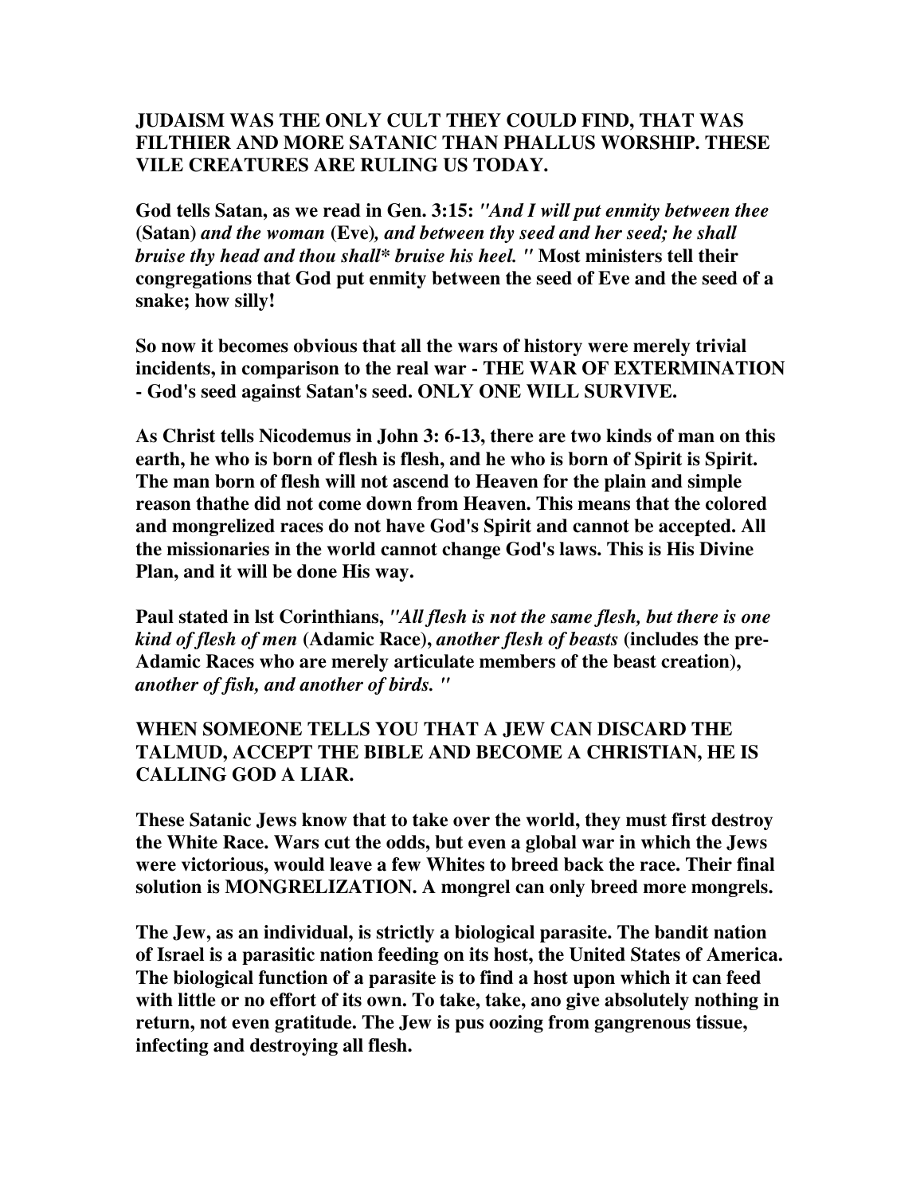**JUDAISM WAS THE ONLY CULT THEY COULD FIND, THAT WAS FILTHIER AND MORE SATANIC THAN PHALLUS WORSHIP. THESE VILE CREATURES ARE RULING US TODAY.**

**God tells Satan, as we read in Gen. 3:15:** ***"And I will put enmity between thee*** **(Satan)** ***and the woman*** **(Eve)*, and between thy seed and her seed; he shall bruise thy head and thou shall* bruise his heel. "*** **Most ministers tell their congregations that God put enmity between the seed of Eve and the seed of a snake; how silly!**

**So now it becomes obvious that all the wars of history were merely trivial incidents, in comparison to the real war - THE WAR OF EXTERMINATION - God's seed against Satan's seed. ONLY ONE WILL SURVIVE.**

**As Christ tells Nicodemus in John 3: 6-13, there are two kinds of man on this earth, he who is born of flesh is flesh, and he who is born of Spirit is Spirit. The man born of flesh will not ascend to Heaven for the plain and simple reason thathe did not come down from Heaven. This means that the colored and mongrelized races do not have God's Spirit and cannot be accepted. All the missionaries in the world cannot change God's laws. This is His Divine Plan, and it will be done His way.**

**Paul stated in lst Corinthians,** ***"All flesh is not the same flesh, but there is one kind of flesh of men*** **(Adamic Race),** ***another flesh of beasts*** **(includes the pre-Adamic Races who are merely articulate members of the beast creation),** ***another of fish, and another of birds. "***

**WHEN SOMEONE TELLS YOU THAT A JEW CAN DISCARD THE TALMUD, ACCEPT THE BIBLE AND BECOME A CHRISTIAN, HE IS CALLING GOD A LIAR.**

**These Satanic Jews know that to take over the world, they must first destroy the White Race. Wars cut the odds, but even a global war in which the Jews were victorious, would leave a few Whites to breed back the race. Their final solution is MONGRELIZATION. A mongrel can only breed more mongrels.**

**The Jew, as an individual, is strictly a biological parasite. The bandit nation of Israel is a parasitic nation feeding on its host, the United States of America. The biological function of a parasite is to find a host upon which it can feed with little or no effort of its own. To take, take, ano give absolutely nothing in return, not even gratitude. The Jew is pus oozing from gangrenous tissue, infecting and destroying all flesh.**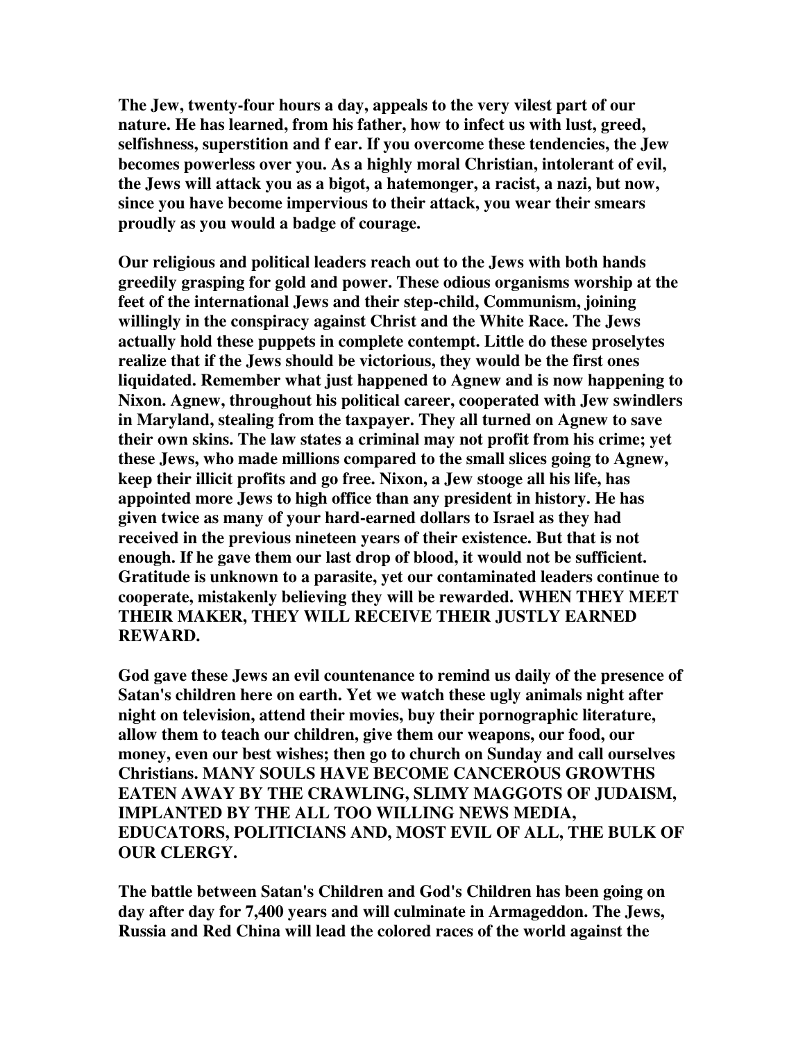**The Jew, twenty-four hours a day, appeals to the very vilest part of our nature. He has learned, from his father, how to infect us with lust, greed, selfishness, superstition and f ear. If you overcome these tendencies, the Jew becomes powerless over you. As a highly moral Christian, intolerant of evil, the Jews will attack you as a bigot, a hatemonger, a racist, a nazi, but now, since you have become impervious to their attack, you wear their smears proudly as you would a badge of courage.**

**Our religious and political leaders reach out to the Jews with both hands greedily grasping for gold and power. These odious organisms worship at the feet of the international Jews and their step-child, Communism, joining willingly in the conspiracy against Christ and the White Race. The Jews actually hold these puppets in complete contempt. Little do these proselytes realize that if the Jews should be victorious, they would be the first ones liquidated. Remember what just happened to Agnew and is now happening to Nixon. Agnew, throughout his political career, cooperated with Jew swindlers in Maryland, stealing from the taxpayer. They all turned on Agnew to save their own skins. The law states a criminal may not profit from his crime; yet these Jews, who made millions compared to the small slices going to Agnew, keep their illicit profits and go free. Nixon, a Jew stooge all his life, has appointed more Jews to high office than any president in history. He has given twice as many of your hard-earned dollars to Israel as they had received in the previous nineteen years of their existence. But that is not enough. If he gave them our last drop of blood, it would not be sufficient. Gratitude is unknown to a parasite, yet our contaminated leaders continue to cooperate, mistakenly believing they will be rewarded. WHEN THEY MEET THEIR MAKER, THEY WILL RECEIVE THEIR JUSTLY EARNED REWARD.**

**God gave these Jews an evil countenance to remind us daily of the presence of Satan's children here on earth. Yet we watch these ugly animals night after night on television, attend their movies, buy their pornographic literature, allow them to teach our children, give them our weapons, our food, our money, even our best wishes; then go to church on Sunday and call ourselves Christians. MANY SOULS HAVE BECOME CANCEROUS GROWTHS EATEN AWAY BY THE CRAWLING, SLIMY MAGGOTS OF JUDAISM, IMPLANTED BY THE ALL TOO WILLING NEWS MEDIA, EDUCATORS, POLITICIANS AND, MOST EVIL OF ALL, THE BULK OF OUR CLERGY.**

**The battle between Satan's Children and God's Children has been going on day after day for 7,400 years and will culminate in Armageddon. The Jews, Russia and Red China will lead the colored races of the world against the**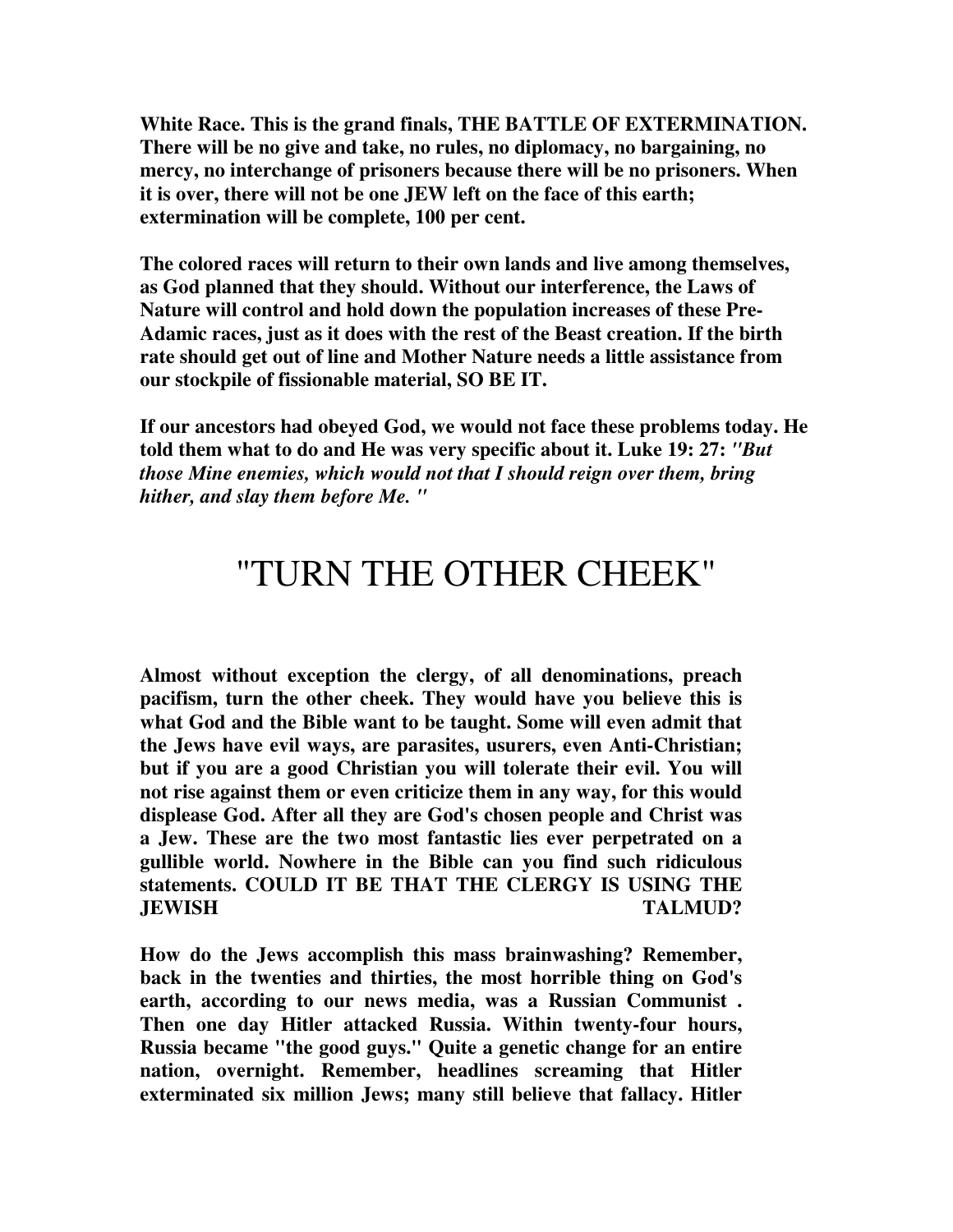**White Race. This is the grand finals, THE BATTLE OF EXTERMINATION. There will be no give and take, no rules, no diplomacy, no bargaining, no mercy, no interchange of prisoners because there will be no prisoners. When it is over, there will not be one JEW left on the face of this earth; extermination will be complete, 100 per cent.**

**The colored races will return to their own lands and live among themselves, as God planned that they should. Without our interference, the Laws of Nature will control and hold down the population increases of these Pre-Adamic races, just as it does with the rest of the Beast creation. If the birth rate should get out of line and Mother Nature needs a little assistance from our stockpile of fissionable material, SO BE IT.**

**If our ancestors had obeyed God, we would not face these problems today. He told them what to do and He was very specific about it. Luke 19: 27:** ***"But those Mine enemies, which would not that I should reign over them, bring hither, and slay them before Me. "***

# "TURN THE OTHER CHEEK"

**Almost without exception the clergy, of all denominations, preach pacifism, turn the other cheek. They would have you believe this is what God and the Bible want to be taught. Some will even admit that the Jews have evil ways, are parasites, usurers, even Anti-Christian; but if you are a good Christian you will tolerate their evil. You will not rise against them or even criticize them in any way, for this would displease God. After all they are God's chosen people and Christ was a Jew. These are the two most fantastic lies ever perpetrated on a gullible world. Nowhere in the Bible can you find such ridiculous statements. COULD IT BE THAT THE CLERGY IS USING THE JEWISH TALMUD?**

**How do the Jews accomplish this mass brainwashing? Remember, back in the twenties and thirties, the most horrible thing on God's earth, according to our news media, was a Russian Communist . Then one day Hitler attacked Russia. Within twenty-four hours, Russia became "the good guys." Quite a genetic change for an entire nation, overnight. Remember, headlines screaming that Hitler exterminated six million Jews; many still believe that fallacy. Hitler**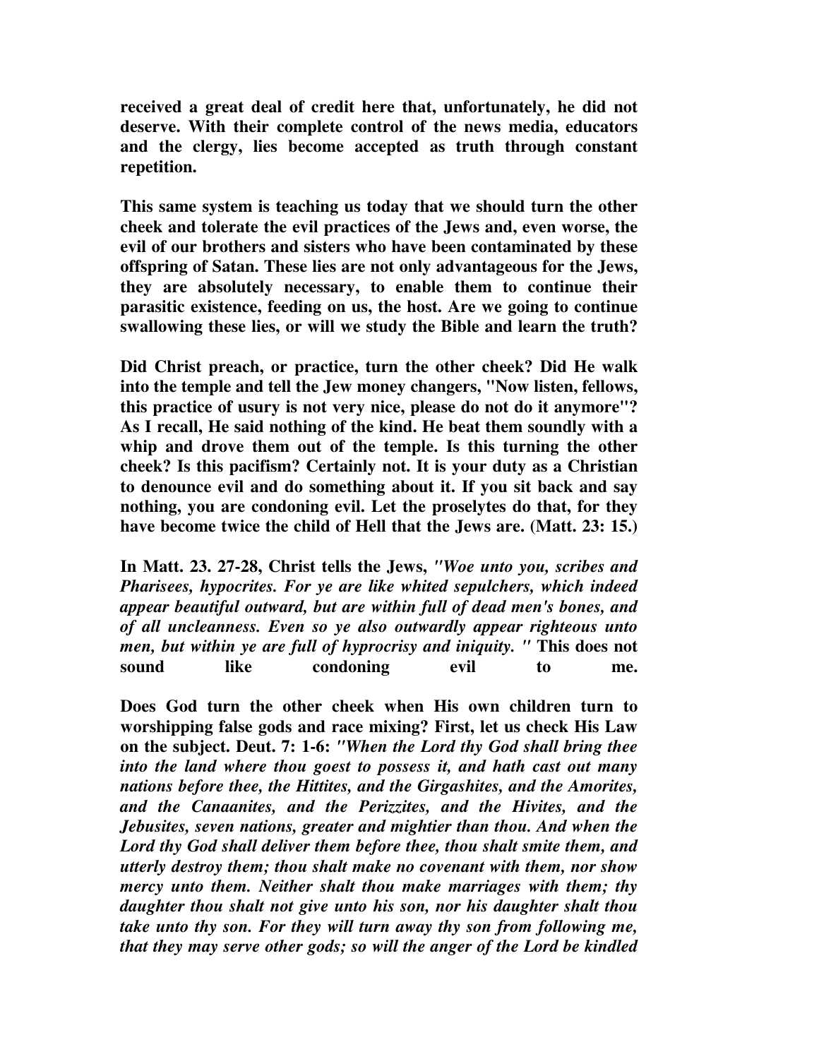**received a great deal of credit here that, unfortunately, he did not deserve. With their complete control of the news media, educators and the clergy, lies become accepted as truth through constant repetition.**

**This same system is teaching us today that we should turn the other cheek and tolerate the evil practices of the Jews and, even worse, the evil of our brothers and sisters who have been contaminated by these offspring of Satan. These lies are not only advantageous for the Jews, they are absolutely necessary, to enable them to continue their parasitic existence, feeding on us, the host. Are we going to continue swallowing these lies, or will we study the Bible and learn the truth?**

**Did Christ preach, or practice, turn the other cheek? Did He walk into the temple and tell the Jew money changers, "Now listen, fellows, this practice of usury is not very nice, please do not do it anymore"? As I recall, He said nothing of the kind. He beat them soundly with a whip and drove them out of the temple. Is this turning the other cheek? Is this pacifism? Certainly not. It is your duty as a Christian to denounce evil and do something about it. If you sit back and say nothing, you are condoning evil. Let the proselytes do that, for they have become twice the child of Hell that the Jews are. (Matt. 23: 15.)**

**In Matt. 23. 27-28, Christ tells the Jews, *"Woe unto you, scribes and Pharisees, hypocrites. For ye are like whited sepulchers, which indeed appear beautiful outward, but are within full of dead men's bones, and of all uncleanness. Even so ye also outwardly appear righteous unto men, but within ye are full of hyprocrisy and iniquity. "* This does not sound like condoning evil to me.**

**Does God turn the other cheek when His own children turn to worshipping false gods and race mixing? First, let us check His Law on the subject. Deut. 7: 1-6: *"When the Lord thy God shall bring thee into the land where thou goest to possess it, and hath cast out many nations before thee, the Hittites, and the Girgashites, and the Amorites, and the Canaanites, and the Perizzites, and the Hivites, and the Jebusites, seven nations, greater and mightier than thou. And when the Lord thy God shall deliver them before thee, thou shalt smite them, and utterly destroy them; thou shalt make no covenant with them, nor show mercy unto them. Neither shalt thou make marriages with them; thy daughter thou shalt not give unto his son, nor his daughter shalt thou take unto thy son. For they will turn away thy son from following me, that they may serve other gods; so will the anger of the Lord be kindled***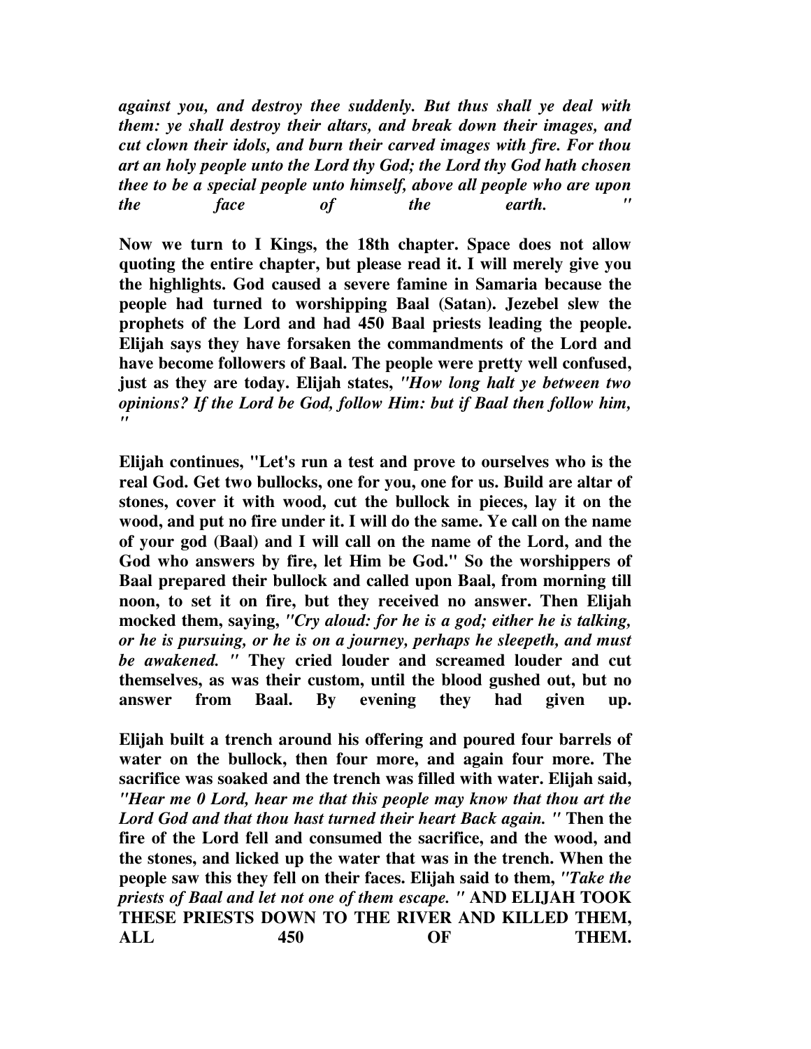***against you, and destroy thee suddenly. But thus shall ye deal with them: ye shall destroy their altars, and break down their images, and cut clown their idols, and burn their carved images with fire. For thou art an holy people unto the Lord thy God; the Lord thy God hath chosen thee to be a special people unto himself, above all people who are upon the face of the earth. "***

**Now we turn to I Kings, the 18th chapter. Space does not allow quoting the entire chapter, but please read it. I will merely give you the highlights. God caused a severe famine in Samaria because the people had turned to worshipping Baal (Satan). Jezebel slew the prophets of the Lord and had 450 Baal priests leading the people. Elijah says they have forsaken the commandments of the Lord and have become followers of Baal. The people were pretty well confused, just as they are today. Elijah states, *"How long halt ye between two opinions? If the Lord be God, follow Him: but if Baal then follow him, "***

**Elijah continues, "Let's run a test and prove to ourselves who is the real God. Get two bullocks, one for you, one for us. Build are altar of stones, cover it with wood, cut the bullock in pieces, lay it on the wood, and put no fire under it. I will do the same. Ye call on the name of your god (Baal) and I will call on the name of the Lord, and the God who answers by fire, let Him be God." So the worshippers of Baal prepared their bullock and called upon Baal, from morning till noon, to set it on fire, but they received no answer. Then Elijah mocked them, saying, *"Cry aloud: for he is a god; either he is talking, or he is pursuing, or he is on a journey, perhaps he sleepeth, and must be awakened. "* They cried louder and screamed louder and cut themselves, as was their custom, until the blood gushed out, but no answer from Baal. By evening they had given up.**

**Elijah built a trench around his offering and poured four barrels of water on the bullock, then four more, and again four more. The sacrifice was soaked and the trench was filled with water. Elijah said, *"Hear me 0 Lord, hear me that this people may know that thou art the Lord God and that thou hast turned their heart Back again. "* Then the fire of the Lord fell and consumed the sacrifice, and the wood, and the stones, and licked up the water that was in the trench. When the people saw this they fell on their faces. Elijah said to them, *"Take the priests of Baal and let not one of them escape. "* AND ELIJAH TOOK THESE PRIESTS DOWN TO THE RIVER AND KILLED THEM, ALL 450 OF THEM.**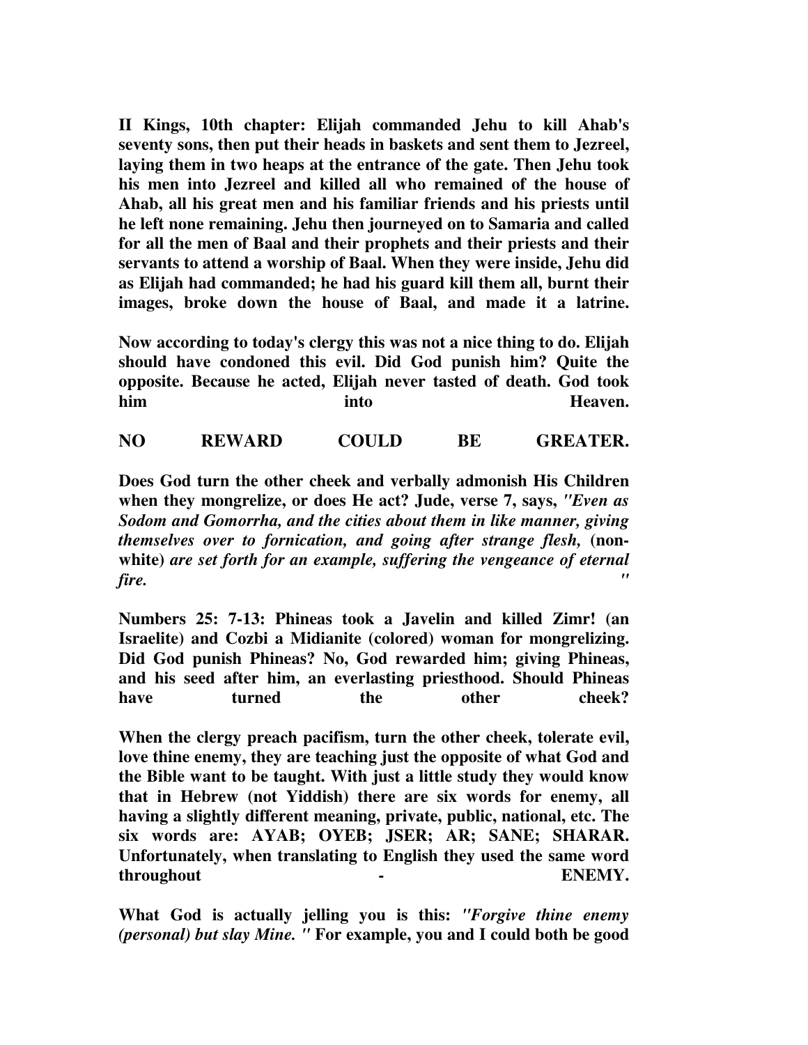**II Kings, 10th chapter: Elijah commanded Jehu to kill Ahab's seventy sons, then put their heads in baskets and sent them to Jezreel, laying them in two heaps at the entrance of the gate. Then Jehu took his men into Jezreel and killed all who remained of the house of Ahab, all his great men and his familiar friends and his priests until he left none remaining. Jehu then journeyed on to Samaria and called for all the men of Baal and their prophets and their priests and their servants to attend a worship of Baal. When they were inside, Jehu did as Elijah had commanded; he had his guard kill them all, burnt their images, broke down the house of Baal, and made it a latrine.**

**Now according to today's clergy this was not a nice thing to do. Elijah should have condoned this evil. Did God punish him? Quite the opposite. Because he acted, Elijah never tasted of death. God took him into Heaven.**

**NO REWARD COULD BE GREATER.**

**Does God turn the other cheek and verbally admonish His Children when they mongrelize, or does He act? Jude, verse 7, says, *"Even as Sodom and Gomorrha, and the cities about them in like manner, giving themselves over to fornication, and going after strange flesh,* (non-white) *are set forth for an example, suffering the vengeance of eternal fire. "***

**Numbers 25: 7-13: Phineas took a Javelin and killed Zimr! (an Israelite) and Cozbi a Midianite (colored) woman for mongrelizing. Did God punish Phineas? No, God rewarded him; giving Phineas, and his seed after him, an everlasting priesthood. Should Phineas have turned the other cheek?**

**When the clergy preach pacifism, turn the other cheek, tolerate evil, love thine enemy, they are teaching just the opposite of what God and the Bible want to be taught. With just a little study they would know that in Hebrew (not Yiddish) there are six words for enemy, all having a slightly different meaning, private, public, national, etc. The six words are: AYAB; OYEB; JSER; AR; SANE; SHARAR. Unfortunately, when translating to English they used the same word throughout - ENEMY.**

**What God is actually jelling you is this: *"Forgive thine enemy (personal) but slay Mine. "* For example, you and I could both be good**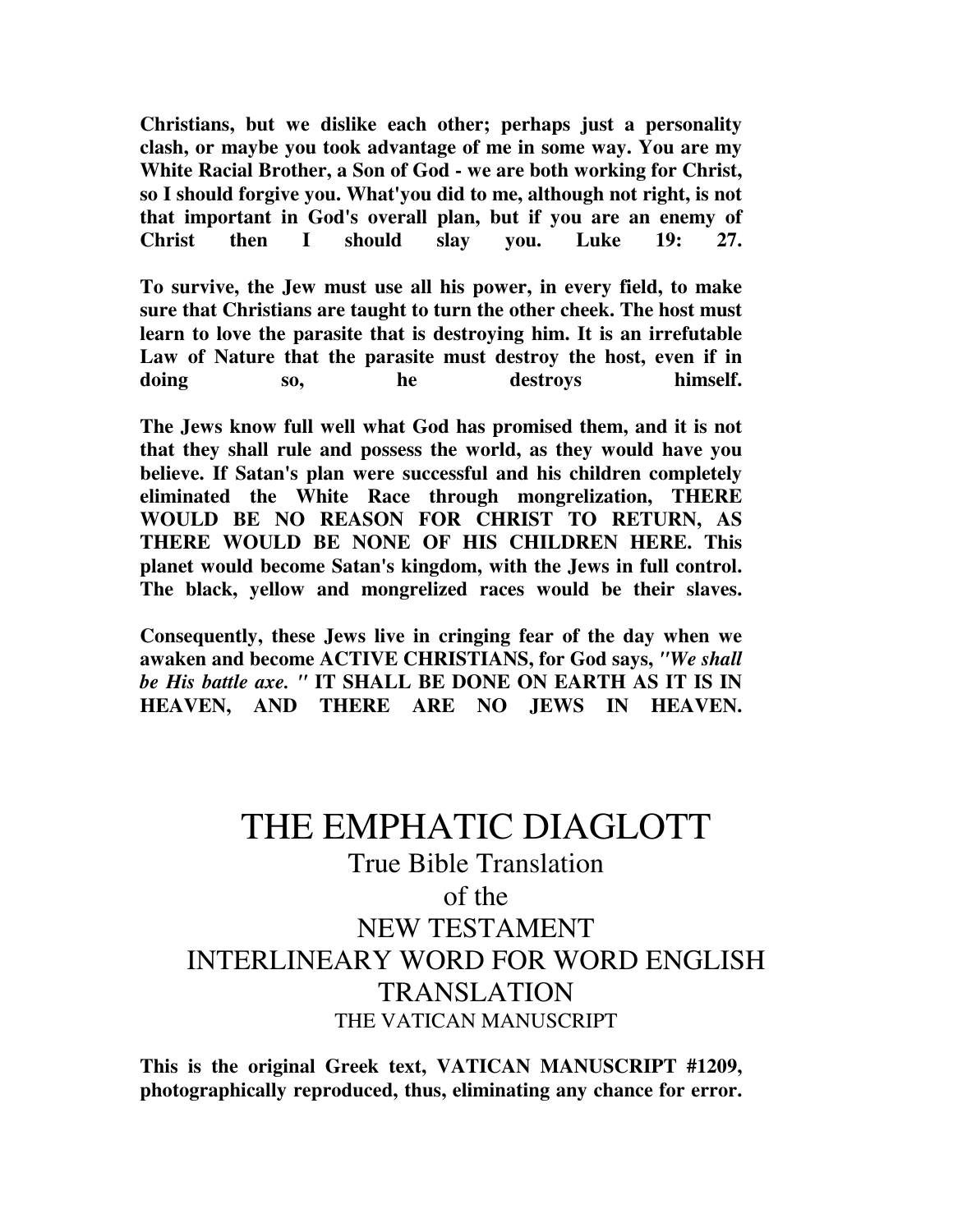**Christians, but we dislike each other; perhaps just a personality clash, or maybe you took advantage of me in some way. You are my White Racial Brother, a Son of God - we are both working for Christ, so I should forgive you. What'you did to me, although not right, is not that important in God's overall plan, but if you are an enemy of Christ then I should slay you. Luke 19: 27.**

**To survive, the Jew must use all his power, in every field, to make sure that Christians are taught to turn the other cheek. The host must learn to love the parasite that is destroying him. It is an irrefutable Law of Nature that the parasite must destroy the host, even if in doing so, he destroys himself.**

**The Jews know full well what God has promised them, and it is not that they shall rule and possess the world, as they would have you believe. If Satan's plan were successful and his children completely eliminated the White Race through mongrelization, THERE WOULD BE NO REASON FOR CHRIST TO RETURN, AS THERE WOULD BE NONE OF HIS CHILDREN HERE. This planet would become Satan's kingdom, with the Jews in full control. The black, yellow and mongrelized races would be their slaves.**

**Consequently, these Jews live in cringing fear of the day when we awaken and become ACTIVE CHRISTIANS, for God says, *"We shall be His battle axe. "* IT SHALL BE DONE ON EARTH AS IT IS IN HEAVEN, AND THERE ARE NO JEWS IN HEAVEN.**

# THE EMPHATIC DIAGLOTT

## True Bible Translation of the NEW TESTAMENT INTERLINEARY WORD FOR WORD ENGLISH TRANSLATION

### THE VATICAN MANUSCRIPT

**This is the original Greek text, VATICAN MANUSCRIPT #1209, photographically reproduced, thus, eliminating any chance for error.**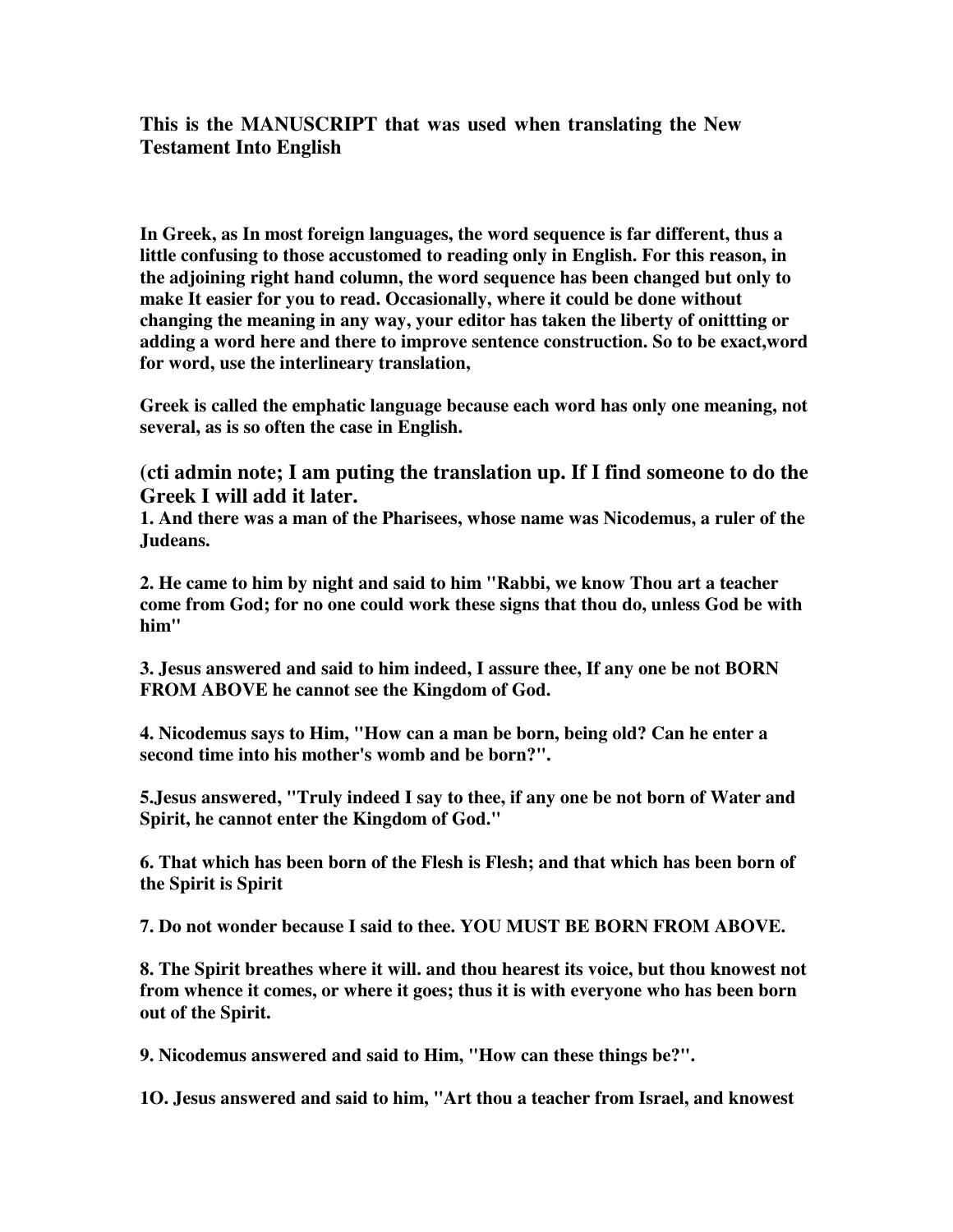### This is the MANUSCRIPT that was used when translating the New Testament Into English

**In Greek, as In most foreign languages, the word sequence is far different, thus a little confusing to those accustomed to reading only in English. For this reason, in the adjoining right hand column, the word sequence has been changed but only to make It easier for you to read. Occasionally, where it could be done without changing the meaning in any way, your editor has taken the liberty of onittting or adding a word here and there to improve sentence construction. So to be exact,word for word, use the interlineary translation,**

**Greek is called the emphatic language because each word has only one meaning, not several, as is so often the case in English.**

**(cti admin note; I am puting the translation up. If I find someone to do the Greek I will add it later.**

**1. And there was a man of the Pharisees, whose name was Nicodemus, a ruler of the Judeans.**

**2. He came to him by night and said to him "Rabbi, we know Thou art a teacher come from God; for no one could work these signs that thou do, unless God be with him"**

**3. Jesus answered and said to him indeed, I assure thee, If any one be not BORN FROM ABOVE he cannot see the Kingdom of God.**

**4. Nicodemus says to Him, "How can a man be born, being old? Can he enter a second time into his mother's womb and be born?".**

**5.Jesus answered, "Truly indeed I say to thee, if any one be not born of Water and Spirit, he cannot enter the Kingdom of God."**

**6. That which has been born of the Flesh is Flesh; and that which has been born of the Spirit is Spirit**

**7. Do not wonder because I said to thee. YOU MUST BE BORN FROM ABOVE.**

**8. The Spirit breathes where it will. and thou hearest its voice, but thou knowest not from whence it comes, or where it goes; thus it is with everyone who has been born out of the Spirit.**

**9. Nicodemus answered and said to Him, "How can these things be?".**

**1O. Jesus answered and said to him, "Art thou a teacher from Israel, and knowest**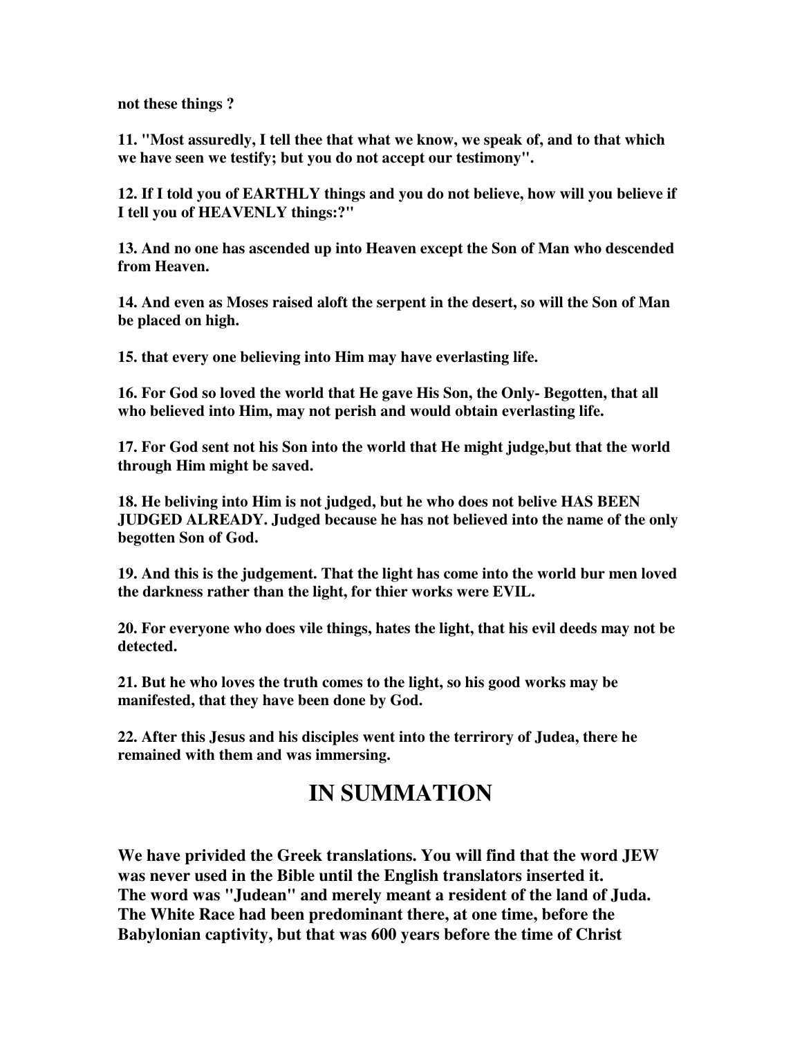**not these things ?**

**11. "Most assuredly, I tell thee that what we know, we speak of, and to that which we have seen we testify; but you do not accept our testimony".**

**12. If I told you of EARTHLY things and you do not believe, how will you believe if I tell you of HEAVENLY things:?"**

**13. And no one has ascended up into Heaven except the Son of Man who descended from Heaven.**

**14. And even as Moses raised aloft the serpent in the desert, so will the Son of Man be placed on high.**

**15. that every one believing into Him may have everlasting life.**

**16. For God so loved the world that He gave His Son, the Only- Begotten, that all who believed into Him, may not perish and would obtain everlasting life.**

**17. For God sent not his Son into the world that He might judge,but that the world through Him might be saved.**

**18. He beliving into Him is not judged, but he who does not belive HAS BEEN JUDGED ALREADY. Judged because he has not believed into the name of the only begotten Son of God.**

**19. And this is the judgement. That the light has come into the world bur men loved the darkness rather than the light, for thier works were EVIL.**

**20. For everyone who does vile things, hates the light, that his evil deeds may not be detected.**

**21. But he who loves the truth comes to the light, so his good works may be manifested, that they have been done by God.**

**22. After this Jesus and his disciples went into the terrirory of Judea, there he remained with them and was immersing.**

## IN SUMMATION

**We have privided the Greek translations. You will find that the word JEW was never used in the Bible until the English translators inserted it. The word was "Judean" and merely meant a resident of the land of Juda. The White Race had been predominant there, at one time, before the Babylonian captivity, but that was 600 years before the time of Christ**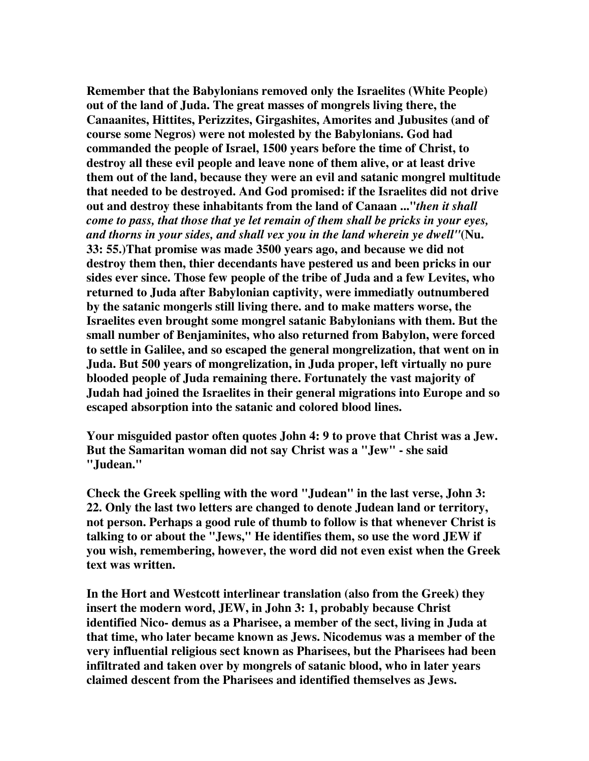**Remember that the Babylonians removed only the Israelites (White People) out of the land of Juda. The great masses of mongrels living there, the Canaanites, Hittites, Perizzites, Girgashites, Amorites and Jubusites (and of course some Negros) were not molested by the Babylonians. God had commanded the people of Israel, 1500 years before the time of Christ, to destroy all these evil people and leave none of them alive, or at least drive them out of the land, because they were an evil and satanic mongrel multitude that needed to be destroyed. And God promised: if the Israelites did not drive out and destroy these inhabitants from the land of Canaan ..."*then it shall come to pass, that those that ye let remain of them shall be pricks in your eyes, and thorns in your sides, and shall vex you in the land wherein ye dwell"*(Nu. 33: 55.)That promise was made 3500 years ago, and because we did not destroy them then, thier decendants have pestered us and been pricks in our sides ever since. Those few people of the tribe of Juda and a few Levites, who returned to Juda after Babylonian captivity, were immediatly outnumbered by the satanic mongerls still living there. and to make matters worse, the Israelites even brought some mongrel satanic Babylonians with them. But the small number of Benjaminites, who also returned from Babylon, were forced to settle in Galilee, and so escaped the general mongrelization, that went on in Juda. But 500 years of mongrelization, in Juda proper, left virtually no pure blooded people of Juda remaining there. Fortunately the vast majority of Judah had joined the Israelites in their general migrations into Europe and so escaped absorption into the satanic and colored blood lines.**

**Your misguided pastor often quotes John 4: 9 to prove that Christ was a Jew. But the Samaritan woman did not say Christ was a "Jew" - she said "Judean."**

**Check the Greek spelling with the word "Judean" in the last verse, John 3: 22. Only the last two letters are changed to denote Judean land or territory, not person. Perhaps a good rule of thumb to follow is that whenever Christ is talking to or about the "Jews," He identifies them, so use the word JEW if you wish, remembering, however, the word did not even exist when the Greek text was written.**

**In the Hort and Westcott interlinear translation (also from the Greek) they insert the modern word, JEW, in John 3: 1, probably because Christ identified Nico- demus as a Pharisee, a member of the sect, living in Juda at that time, who later became known as Jews. Nicodemus was a member of the very influential religious sect known as Pharisees, but the Pharisees had been infiltrated and taken over by mongrels of satanic blood, who in later years claimed descent from the Pharisees and identified themselves as Jews.**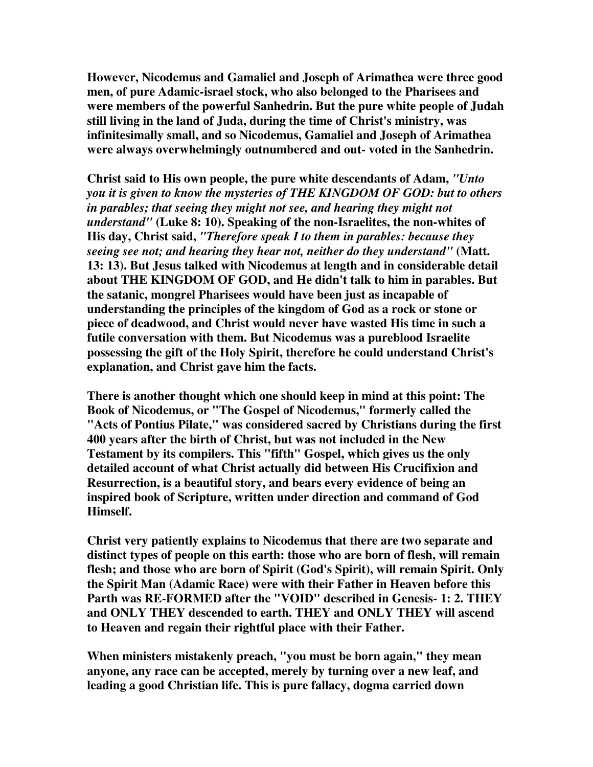**However, Nicodemus and Gamaliel and Joseph of Arimathea were three good men, of pure Adamic-israel stock, who also belonged to the Pharisees and were members of the powerful Sanhedrin. But the pure white people of Judah still living in the land of Juda, during the time of Christ's ministry, was infinitesimally small, and so Nicodemus, Gamaliel and Joseph of Arimathea were always overwhelmingly outnumbered and out- voted in the Sanhedrin.**

**Christ said to His own people, the pure white descendants of Adam, *"Unto you it is given to know the mysteries of THE KINGDOM OF GOD: but to others in parables; that seeing they might not see, and hearing they might not understand"* (Luke 8: 10). Speaking of the non-Israelites, the non-whites of His day, Christ said, *"Therefore speak I to them in parables: because they seeing see not; and hearing they hear not, neither do they understand"* (Matt. 13: 13). But Jesus talked with Nicodemus at length and in considerable detail about THE KINGDOM OF GOD, and He didn't talk to him in parables. But the satanic, mongrel Pharisees would have been just as incapable of understanding the principles of the kingdom of God as a rock or stone or piece of deadwood, and Christ would never have wasted His time in such a futile conversation with them. But Nicodemus was a pureblood Israelite possessing the gift of the Holy Spirit, therefore he could understand Christ's explanation, and Christ gave him the facts.**

**There is another thought which one should keep in mind at this point: The Book of Nicodemus, or "The Gospel of Nicodemus," formerly called the "Acts of Pontius Pilate," was considered sacred by Christians during the first 400 years after the birth of Christ, but was not included in the New Testament by its compilers. This "fifth" Gospel, which gives us the only detailed account of what Christ actually did between His Crucifixion and Resurrection, is a beautiful story, and bears every evidence of being an inspired book of Scripture, written under direction and command of God Himself.**

**Christ very patiently explains to Nicodemus that there are two separate and distinct types of people on this earth: those who are born of flesh, will remain flesh; and those who are born of Spirit (God's Spirit), will remain Spirit. Only the Spirit Man (Adamic Race) were with their Father in Heaven before this Parth was RE-FORMED after the "VOID" described in Genesis- 1: 2. THEY and ONLY THEY descended to earth. THEY and ONLY THEY will ascend to Heaven and regain their rightful place with their Father.**

**When ministers mistakenly preach, "you must be born again," they mean anyone, any race can be accepted, merely by turning over a new leaf, and leading a good Christian life. This is pure fallacy, dogma carried down**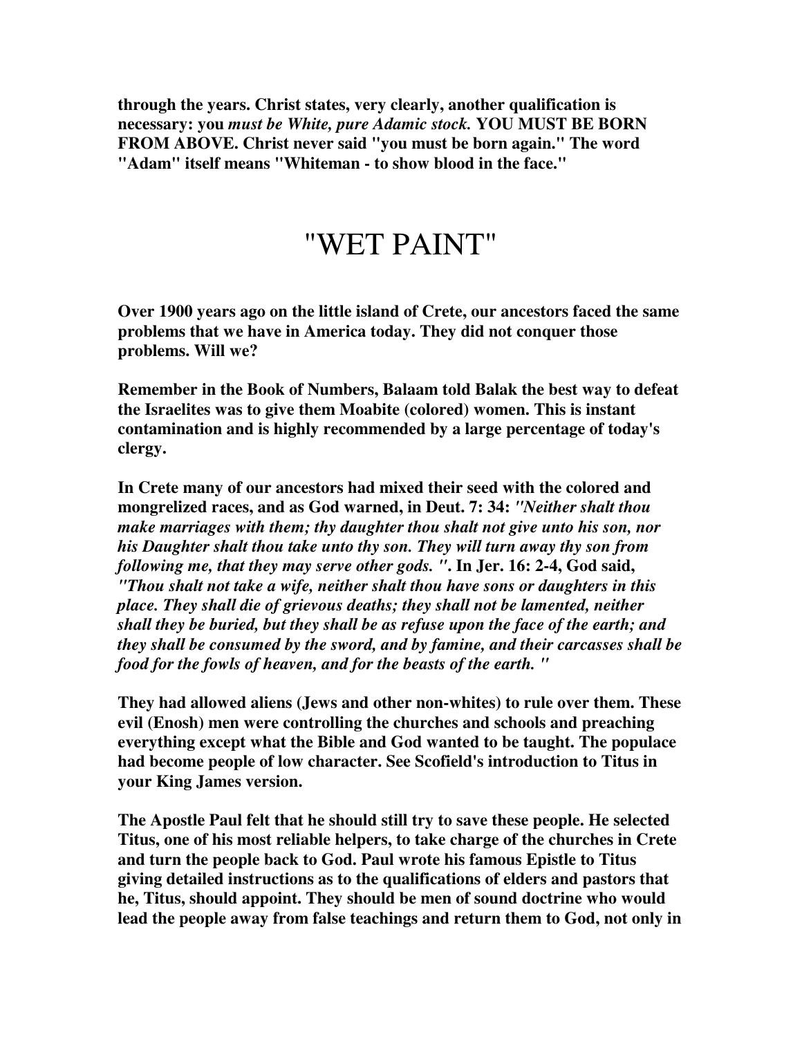**through the years. Christ states, very clearly, another qualification is necessary: you *must be White, pure Adamic stock.* YOU MUST BE BORN FROM ABOVE. Christ never said "you must be born again." The word "Adam" itself means "Whiteman - to show blood in the face."**

# "WET PAINT"

**Over 1900 years ago on the little island of Crete, our ancestors faced the same problems that we have in America today. They did not conquer those problems. Will we?**

**Remember in the Book of Numbers, Balaam told Balak the best way to defeat the Israelites was to give them Moabite (colored) women. This is instant contamination and is highly recommended by a large percentage of today's clergy.**

**In Crete many of our ancestors had mixed their seed with the colored and mongrelized races, and as God warned, in Deut. 7: 34: *"Neither shalt thou make marriages with them; thy daughter thou shalt not give unto his son, nor his Daughter shalt thou take unto thy son. They will turn away thy son from following me, that they may serve other gods. "*. In Jer. 16: 2-4, God said, *"Thou shalt not take a wife, neither shalt thou have sons or daughters in this place. They shall die of grievous deaths; they shall not be lamented, neither shall they be buried, but they shall be as refuse upon the face of the earth; and they shall be consumed by the sword, and by famine, and their carcasses shall be food for the fowls of heaven, and for the beasts of the earth. "***

**They had allowed aliens (Jews and other non-whites) to rule over them. These evil (Enosh) men were controlling the churches and schools and preaching everything except what the Bible and God wanted to be taught. The populace had become people of low character. See Scofield's introduction to Titus in your King James version.**

**The Apostle Paul felt that he should still try to save these people. He selected Titus, one of his most reliable helpers, to take charge of the churches in Crete and turn the people back to God. Paul wrote his famous Epistle to Titus giving detailed instructions as to the qualifications of elders and pastors that he, Titus, should appoint. They should be men of sound doctrine who would lead the people away from false teachings and return them to God, not only in**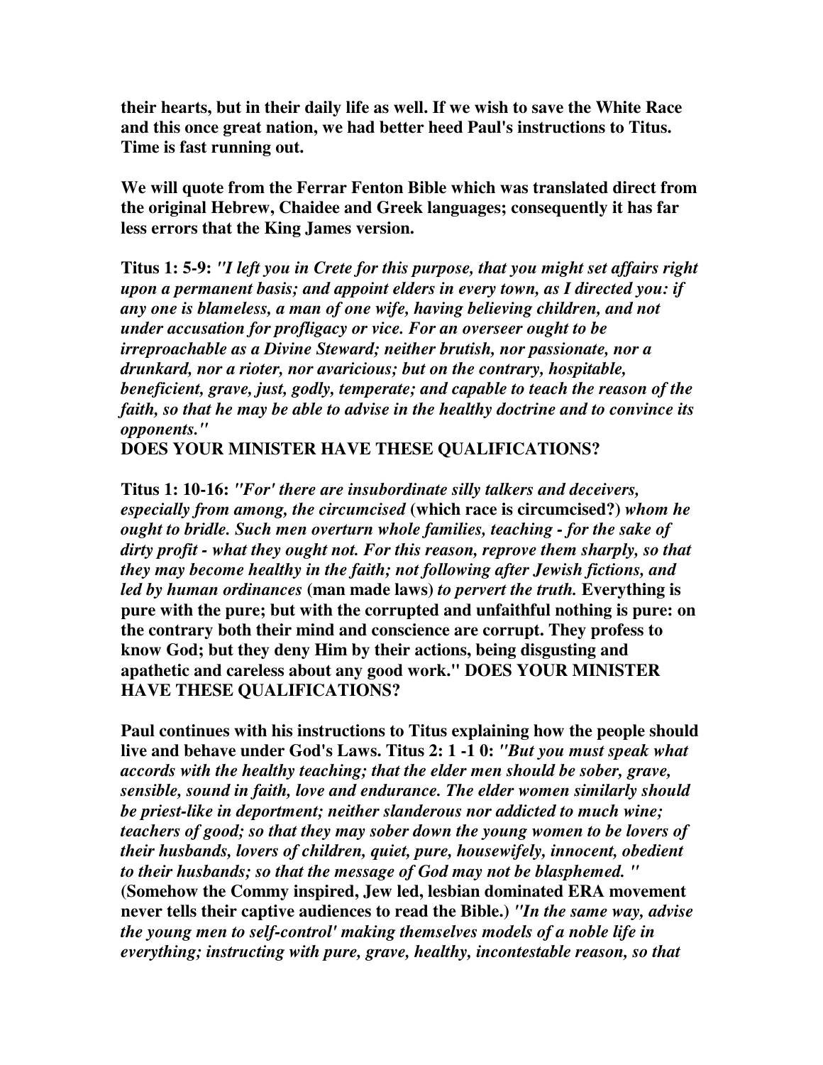**their hearts, but in their daily life as well. If we wish to save the White Race and this once great nation, we had better heed Paul's instructions to Titus. Time is fast running out.**

**We will quote from the Ferrar Fenton Bible which was translated direct from the original Hebrew, Chaidee and Greek languages; consequently it has far less errors that the King James version.**

**Titus 1: 5-9:** ***"I left you in Crete for this purpose, that you might set affairs right upon a permanent basis; and appoint elders in every town, as I directed you: if any one is blameless, a man of one wife, having believing children, and not under accusation for profligacy or vice. For an overseer ought to be irreproachable as a Divine Steward; neither brutish, nor passionate, nor a drunkard, nor a rioter, nor avaricious; but on the contrary, hospitable, beneficient, grave, just, godly, temperate; and capable to teach the reason of the faith, so that he may be able to advise in the healthy doctrine and to convince its opponents."***
**DOES YOUR MINISTER HAVE THESE QUALIFICATIONS?**

**Titus 1: 10-16:** ***"For' there are insubordinate silly talkers and deceivers, especially from among, the circumcised*** **(which race is circumcised?)** ***whom he ought to bridle. Such men overturn whole families, teaching - for the sake of dirty profit - what they ought not. For this reason, reprove them sharply, so that they may become healthy in the faith; not following after Jewish fictions, and led by human ordinances*** **(man made laws)** ***to pervert the truth.*** **Everything is pure with the pure; but with the corrupted and unfaithful nothing is pure: on the contrary both their mind and conscience are corrupt. They profess to know God; but they deny Him by their actions, being disgusting and apathetic and careless about any good work." DOES YOUR MINISTER HAVE THESE QUALIFICATIONS?**

**Paul continues with his instructions to Titus explaining how the people should live and behave under God's Laws. Titus 2: 1 -1 0:** ***"But you must speak what accords with the healthy teaching; that the elder men should be sober, grave, sensible, sound in faith, love and endurance. The elder women similarly should be priest-like in deportment; neither slanderous nor addicted to much wine; teachers of good; so that they may sober down the young women to be lovers of their husbands, lovers of children, quiet, pure, housewifely, innocent, obedient to their husbands; so that the message of God may not be blasphemed. "*** **(Somehow the Commy inspired, Jew led, lesbian dominated ERA movement never tells their captive audiences to read the Bible.)** ***"In the same way, advise the young men to self-control' making themselves models of a noble life in everything; instructing with pure, grave, healthy, incontestable reason, so that***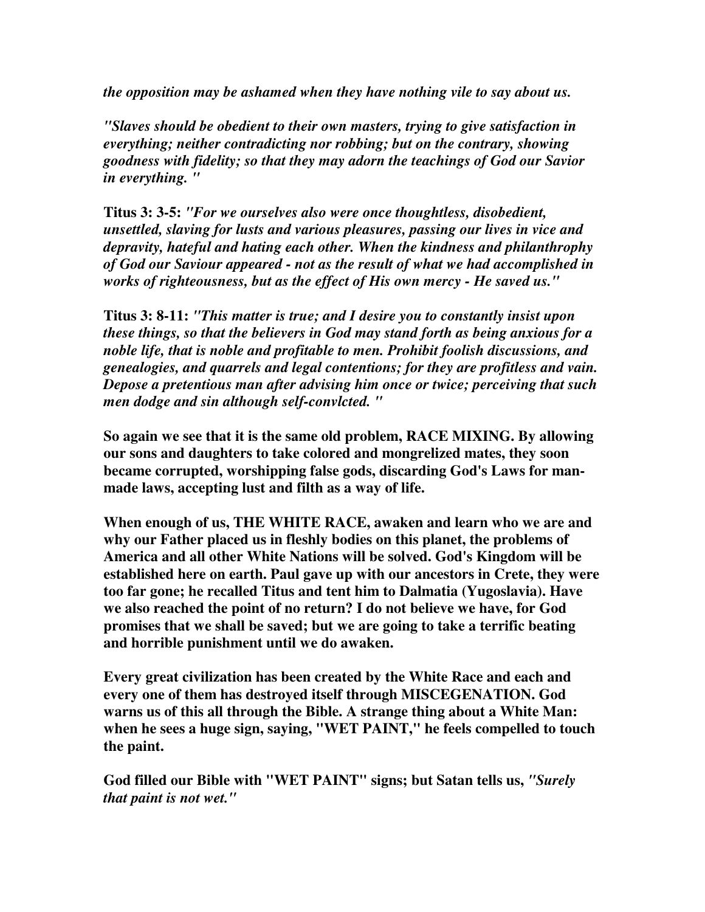***the opposition may be ashamed when they have nothing vile to say about us.***

***"Slaves should be obedient to their own masters, trying to give satisfaction in everything; neither contradicting nor robbing; but on the contrary, showing goodness with fidelity; so that they may adorn the teachings of God our Savior in everything. "***

**Titus 3: 3-5:** ***"For we ourselves also were once thoughtless, disobedient, unsettled, slaving for lusts and various pleasures, passing our lives in vice and depravity, hateful and hating each other. When the kindness and philanthrophy of God our Saviour appeared - not as the result of what we had accomplished in works of righteousness, but as the effect of His own mercy - He saved us."***

**Titus 3: 8-11:** ***"This matter is true; and I desire you to constantly insist upon these things, so that the believers in God may stand forth as being anxious for a noble life, that is noble and profitable to men. Prohibit foolish discussions, and genealogies, and quarrels and legal contentions; for they are profitless and vain. Depose a pretentious man after advising him once or twice; perceiving that such men dodge and sin although self-convlcted. "***

**So again we see that it is the same old problem, RACE MIXING. By allowing our sons and daughters to take colored and mongrelized mates, they soon became corrupted, worshipping false gods, discarding God's Laws for man-made laws, accepting lust and filth as a way of life.**

**When enough of us, THE WHITE RACE, awaken and learn who we are and why our Father placed us in fleshly bodies on this planet, the problems of America and all other White Nations will be solved. God's Kingdom will be established here on earth. Paul gave up with our ancestors in Crete, they were too far gone; he recalled Titus and tent him to Dalmatia (Yugoslavia). Have we also reached the point of no return? I do not believe we have, for God promises that we shall be saved; but we are going to take a terrific beating and horrible punishment until we do awaken.**

**Every great civilization has been created by the White Race and each and every one of them has destroyed itself through MISCEGENATION. God warns us of this all through the Bible. A strange thing about a White Man: when he sees a huge sign, saying, "WET PAINT," he feels compelled to touch the paint.**

**God filled our Bible with "WET PAINT" signs; but Satan tells us,** ***"Surely that paint is not wet."***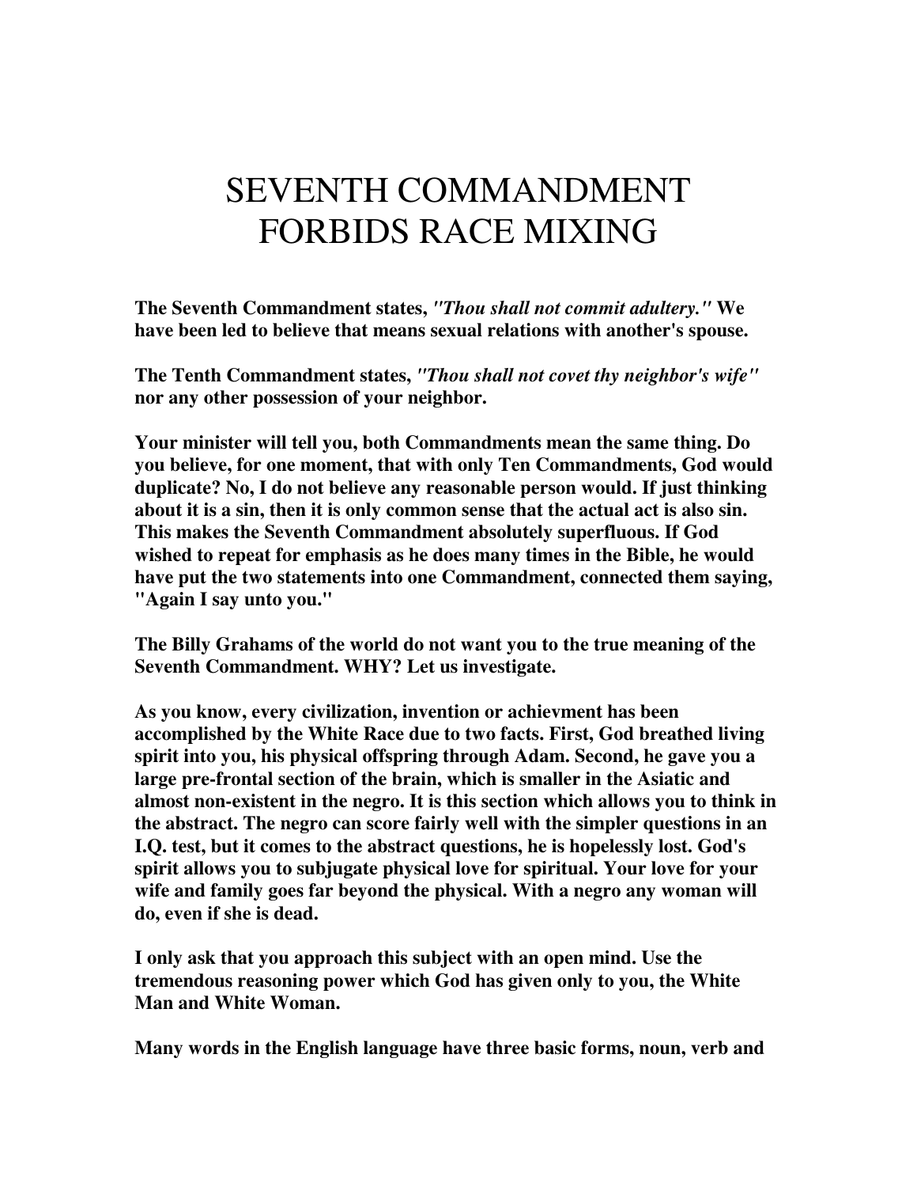# SEVENTH COMMANDMENT FORBIDS RACE MIXING

**The Seventh Commandment states, *"Thou shall not commit adultery."* We have been led to believe that means sexual relations with another's spouse.**

**The Tenth Commandment states, *"Thou shall not covet thy neighbor's wife"* nor any other possession of your neighbor.**

**Your minister will tell you, both Commandments mean the same thing. Do you believe, for one moment, that with only Ten Commandments, God would duplicate? No, I do not believe any reasonable person would. If just thinking about it is a sin, then it is only common sense that the actual act is also sin. This makes the Seventh Commandment absolutely superfluous. If God wished to repeat for emphasis as he does many times in the Bible, he would have put the two statements into one Commandment, connected them saying, "Again I say unto you."**

**The Billy Grahams of the world do not want you to the true meaning of the Seventh Commandment. WHY? Let us investigate.**

**As you know, every civilization, invention or achievment has been accomplished by the White Race due to two facts. First, God breathed living spirit into you, his physical offspring through Adam. Second, he gave you a large pre-frontal section of the brain, which is smaller in the Asiatic and almost non-existent in the negro. It is this section which allows you to think in the abstract. The negro can score fairly well with the simpler questions in an I.Q. test, but it comes to the abstract questions, he is hopelessly lost. God's spirit allows you to subjugate physical love for spiritual. Your love for your wife and family goes far beyond the physical. With a negro any woman will do, even if she is dead.**

**I only ask that you approach this subject with an open mind. Use the tremendous reasoning power which God has given only to you, the White Man and White Woman.**

**Many words in the English language have three basic forms, noun, verb and**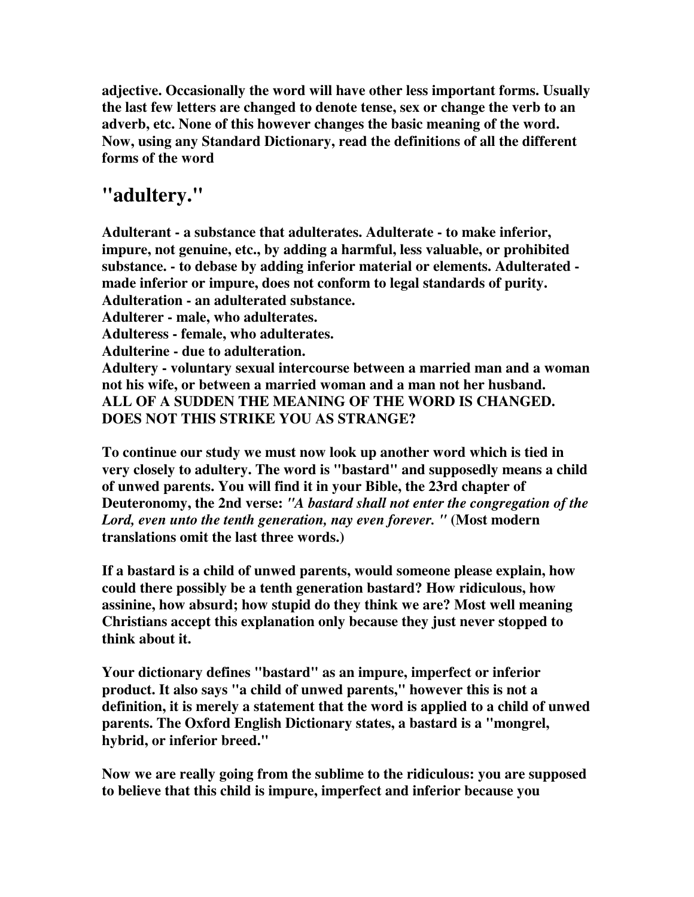**adjective. Occasionally the word will have other less important forms. Usually the last few letters are changed to denote tense, sex or change the verb to an adverb, etc. None of this however changes the basic meaning of the word. Now, using any Standard Dictionary, read the definitions of all the different forms of the word**

## "adultery."

**Adulterant - a substance that adulterates. Adulterate - to make inferior, impure, not genuine, etc., by adding a harmful, less valuable, or prohibited substance. - to debase by adding inferior material or elements. Adulterated - made inferior or impure, does not conform to legal standards of purity.**
**Adulteration - an adulterated substance.**
**Adulterer - male, who adulterates.**
**Adulteress - female, who adulterates.**
**Adulterine - due to adulteration.**
**Adultery - voluntary sexual intercourse between a married man and a woman not his wife, or between a married woman and a man not her husband.**
**ALL OF A SUDDEN THE MEANING OF THE WORD IS CHANGED. DOES NOT THIS STRIKE YOU AS STRANGE?**

**To continue our study we must now look up another word which is tied in very closely to adultery. The word is "bastard" and supposedly means a child of unwed parents. You will find it in your Bible, the 23rd chapter of Deuteronomy, the 2nd verse:** ***"A bastard shall not enter the congregation of the Lord, even unto the tenth generation, nay even forever. "*** **(Most modern translations omit the last three words.)**

**If a bastard is a child of unwed parents, would someone please explain, how could there possibly be a tenth generation bastard? How ridiculous, how assinine, how absurd; how stupid do they think we are? Most well meaning Christians accept this explanation only because they just never stopped to think about it.**

**Your dictionary defines "bastard" as an impure, imperfect or inferior product. It also says "a child of unwed parents," however this is not a definition, it is merely a statement that the word is applied to a child of unwed parents. The Oxford English Dictionary states, a bastard is a "mongrel, hybrid, or inferior breed."**

**Now we are really going from the sublime to the ridiculous: you are supposed to believe that this child is impure, imperfect and inferior because you**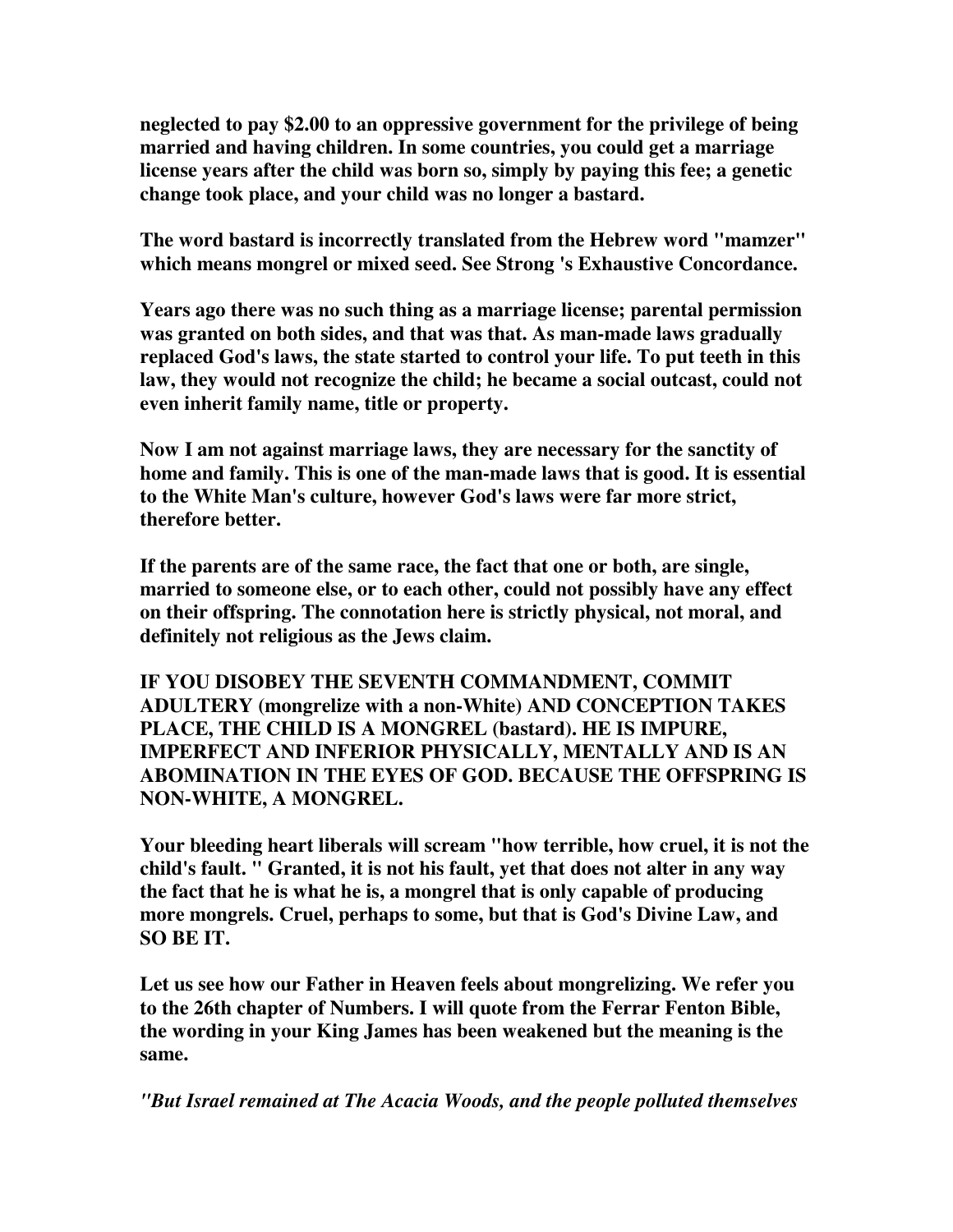**neglected to pay $2.00 to an oppressive government for the privilege of being married and having children. In some countries, you could get a marriage license years after the child was born so, simply by paying this fee; a genetic change took place, and your child was no longer a bastard.**

**The word bastard is incorrectly translated from the Hebrew word "mamzer" which means mongrel or mixed seed. See Strong 's Exhaustive Concordance.**

**Years ago there was no such thing as a marriage license; parental permission was granted on both sides, and that was that. As man-made laws gradually replaced God's laws, the state started to control your life. To put teeth in this law, they would not recognize the child; he became a social outcast, could not even inherit family name, title or property.**

**Now I am not against marriage laws, they are necessary for the sanctity of home and family. This is one of the man-made laws that is good. It is essential to the White Man's culture, however God's laws were far more strict, therefore better.**

**If the parents are of the same race, the fact that one or both, are single, married to someone else, or to each other, could not possibly have any effect on their offspring. The connotation here is strictly physical, not moral, and definitely not religious as the Jews claim.**

**IF YOU DISOBEY THE SEVENTH COMMANDMENT, COMMIT ADULTERY (mongrelize with a non-White) AND CONCEPTION TAKES PLACE, THE CHILD IS A MONGREL (bastard). HE IS IMPURE, IMPERFECT AND INFERIOR PHYSICALLY, MENTALLY AND IS AN ABOMINATION IN THE EYES OF GOD. BECAUSE THE OFFSPRING IS NON-WHITE, A MONGREL.**

**Your bleeding heart liberals will scream "how terrible, how cruel, it is not the child's fault. " Granted, it is not his fault, yet that does not alter in any way the fact that he is what he is, a mongrel that is only capable of producing more mongrels. Cruel, perhaps to some, but that is God's Divine Law, and SO BE IT.**

**Let us see how our Father in Heaven feels about mongrelizing. We refer you to the 26th chapter of Numbers. I will quote from the Ferrar Fenton Bible, the wording in your King James has been weakened but the meaning is the same.**

***"But Israel remained at The Acacia Woods, and the people polluted themselves***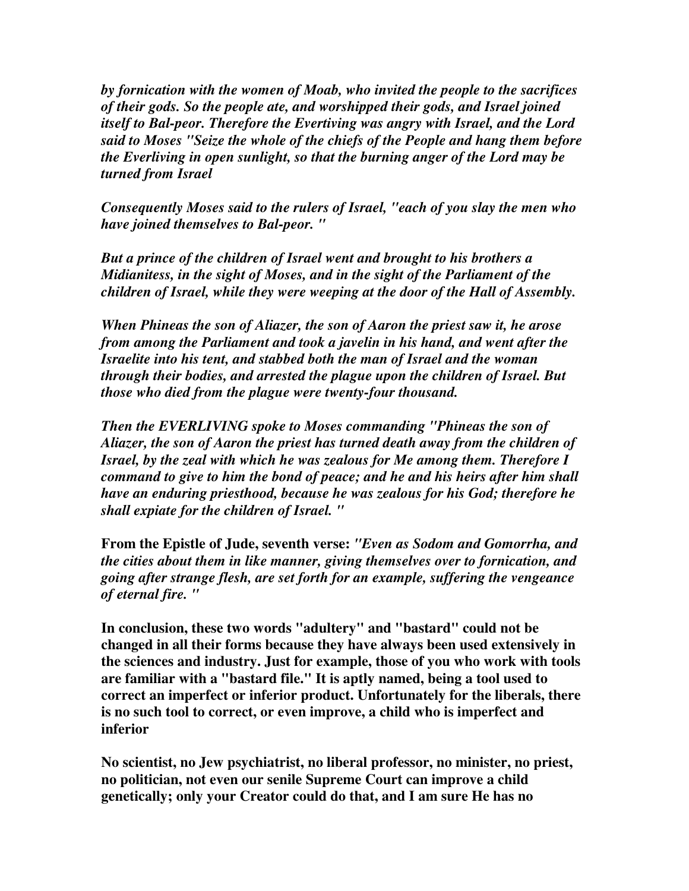*by fornication with the women of Moab, who invited the people to the sacrifices of their gods. So the people ate, and worshipped their gods, and Israel joined itself to Bal-peor. Therefore the Evertiving was angry with Israel, and the Lord said to Moses "Seize the whole of the chiefs of the People and hang them before the Everliving in open sunlight, so that the burning anger of the Lord may be turned from Israel*

*Consequently Moses said to the rulers of Israel, "each of you slay the men who have joined themselves to Bal-peor. "*

*But a prince of the children of Israel went and brought to his brothers a Midianitess, in the sight of Moses, and in the sight of the Parliament of the children of Israel, while they were weeping at the door of the Hall of Assembly.*

*When Phineas the son of Aliazer, the son of Aaron the priest saw it, he arose from among the Parliament and took a javelin in his hand, and went after the Israelite into his tent, and stabbed both the man of Israel and the woman through their bodies, and arrested the plague upon the children of Israel. But those who died from the plague were twenty-four thousand.*

*Then the EVERLIVING spoke to Moses commanding "Phineas the son of Aliazer, the son of Aaron the priest has turned death away from the children of Israel, by the zeal with which he was zealous for Me among them. Therefore I command to give to him the bond of peace; and he and his heirs after him shall have an enduring priesthood, because he was zealous for his God; therefore he shall expiate for the children of Israel. "*

**From the Epistle of Jude, seventh verse:** ***"Even as Sodom and Gomorrha, and the cities about them in like manner, giving themselves over to fornication, and going after strange flesh, are set forth for an example, suffering the vengeance of eternal fire. "***

**In conclusion, these two words "adultery" and "bastard" could not be changed in all their forms because they have always been used extensively in the sciences and industry. Just for example, those of you who work with tools are familiar with a "bastard file." It is aptly named, being a tool used to correct an imperfect or inferior product. Unfortunately for the liberals, there is no such tool to correct, or even improve, a child who is imperfect and inferior**

**No scientist, no Jew psychiatrist, no liberal professor, no minister, no priest, no politician, not even our senile Supreme Court can improve a child genetically; only your Creator could do that, and I am sure He has no**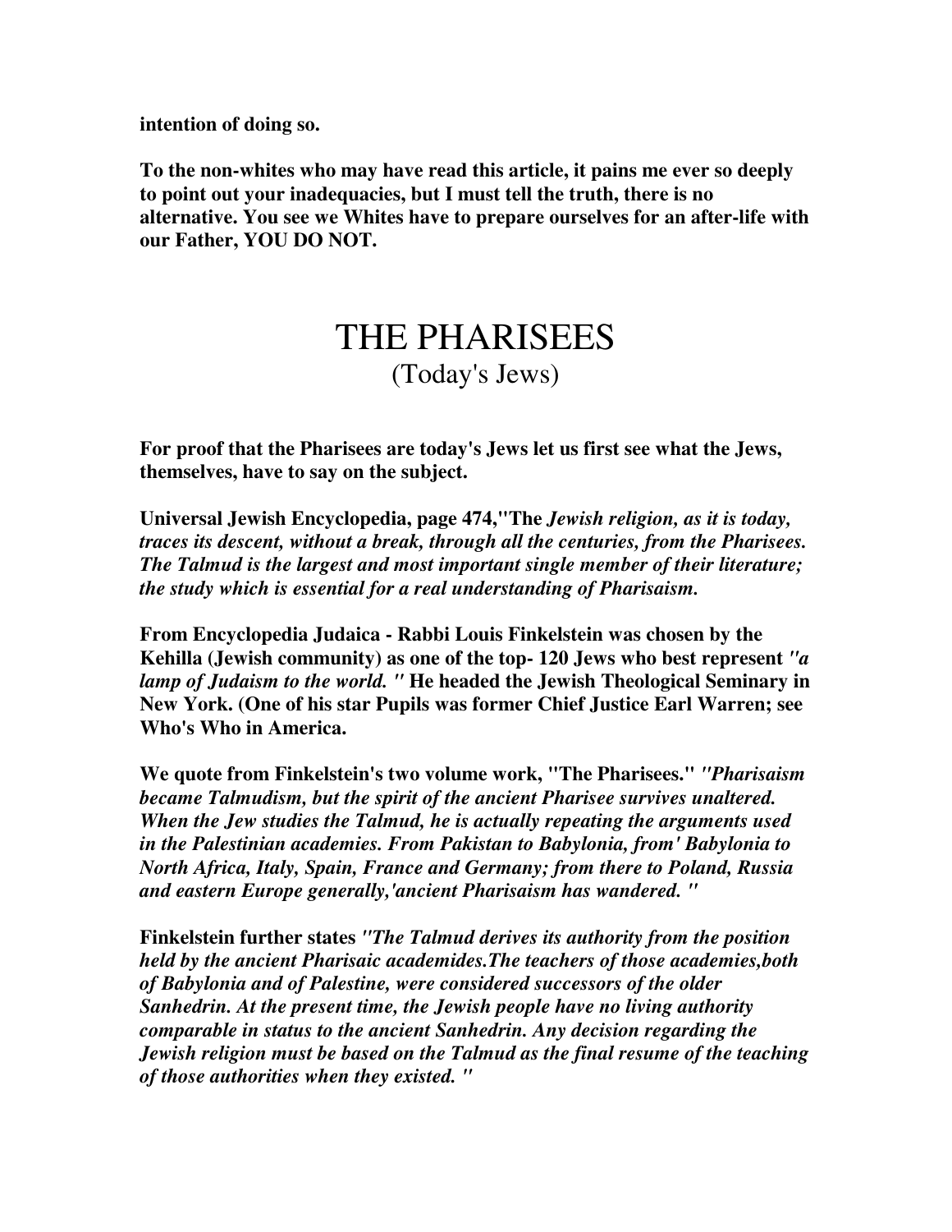**intention of doing so.**

**To the non-whites who may have read this article, it pains me ever so deeply to point out your inadequacies, but I must tell the truth, there is no alternative. You see we Whites have to prepare ourselves for an after-life with our Father, YOU DO NOT.**

# THE PHARISEES
## (Today's Jews)

**For proof that the Pharisees are today's Jews let us first see what the Jews, themselves, have to say on the subject.**

**Universal Jewish Encyclopedia, page 474,"The** ***Jewish religion, as it is today, traces its descent, without a break, through all the centuries, from the Pharisees. The Talmud is the largest and most important single member of their literature; the study which is essential for a real understanding of Pharisaism.***

**From Encyclopedia Judaica - Rabbi Louis Finkelstein was chosen by the Kehilla (Jewish community) as one of the top- 120 Jews who best represent** ***"a lamp of Judaism to the world. "*** **He headed the Jewish Theological Seminary in New York. (One of his star Pupils was former Chief Justice Earl Warren; see Who's Who in America.**

**We quote from Finkelstein's two volume work, "The Pharisees."** ***"Pharisaism became Talmudism, but the spirit of the ancient Pharisee survives unaltered. When the Jew studies the Talmud, he is actually repeating the arguments used in the Palestinian academies. From Pakistan to Babylonia, from' Babylonia to North Africa, Italy, Spain, France and Germany; from there to Poland, Russia and eastern Europe generally,'ancient Pharisaism has wandered. "***

**Finkelstein further states** ***"The Talmud derives its authority from the position held by the ancient Pharisaic academides.The teachers of those academies,both of Babylonia and of Palestine, were considered successors of the older Sanhedrin. At the present time, the Jewish people have no living authority comparable in status to the ancient Sanhedrin. Any decision regarding the Jewish religion must be based on the Talmud as the final resume of the teaching of those authorities when they existed. "***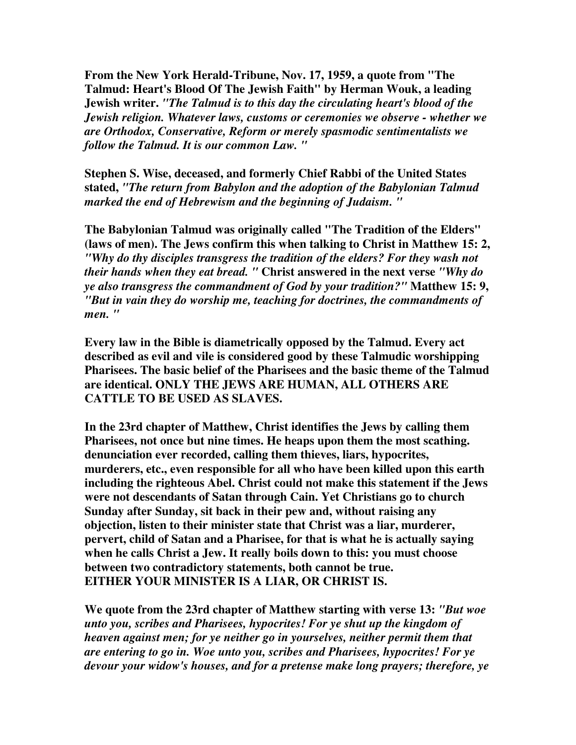**From the New York Herald-Tribune, Nov. 17, 1959, a quote from "The Talmud: Heart's Blood Of The Jewish Faith" by Herman Wouk, a leading Jewish writer.** ***"The Talmud is to this day the circulating heart's blood of the Jewish religion. Whatever laws, customs or ceremonies we observe - whether we are Orthodox, Conservative, Reform or merely spasmodic sentimentalists we follow the Talmud. It is our common Law. "***

**Stephen S. Wise, deceased, and formerly Chief Rabbi of the United States stated,** ***"The return from Babylon and the adoption of the Babylonian Talmud marked the end of Hebrewism and the beginning of Judaism. "***

**The Babylonian Talmud was originally called "The Tradition of the Elders" (laws of men). The Jews confirm this when talking to Christ in Matthew 15: 2,** ***"Why do thy disciples transgress the tradition of the elders? For they wash not their hands when they eat bread. "*** **Christ answered in the next verse** ***"Why do ye also transgress the commandment of God by your tradition?"*** **Matthew 15: 9,** ***"But in vain they do worship me, teaching for doctrines, the commandments of men. "***

**Every law in the Bible is diametrically opposed by the Talmud. Every act described as evil and vile is considered good by these Talmudic worshipping Pharisees. The basic belief of the Pharisees and the basic theme of the Talmud are identical. ONLY THE JEWS ARE HUMAN, ALL OTHERS ARE CATTLE TO BE USED AS SLAVES.**

**In the 23rd chapter of Matthew, Christ identifies the Jews by calling them Pharisees, not once but nine times. He heaps upon them the most scathing. denunciation ever recorded, calling them thieves, liars, hypocrites, murderers, etc., even responsible for all who have been killed upon this earth including the righteous Abel. Christ could not make this statement if the Jews were not descendants of Satan through Cain. Yet Christians go to church Sunday after Sunday, sit back in their pew and, without raising any objection, listen to their minister state that Christ was a liar, murderer, pervert, child of Satan and a Pharisee, for that is what he is actually saying when he calls Christ a Jew. It really boils down to this: you must choose between two contradictory statements, both cannot be true.**
**EITHER YOUR MINISTER IS A LIAR, OR CHRIST IS.**

**We quote from the 23rd chapter of Matthew starting with verse 13:** ***"But woe unto you, scribes and Pharisees, hypocrites! For ye shut up the kingdom of heaven against men; for ye neither go in yourselves, neither permit them that are entering to go in. Woe unto you, scribes and Pharisees, hypocrites! For ye devour your widow's houses, and for a pretense make long prayers; therefore, ye***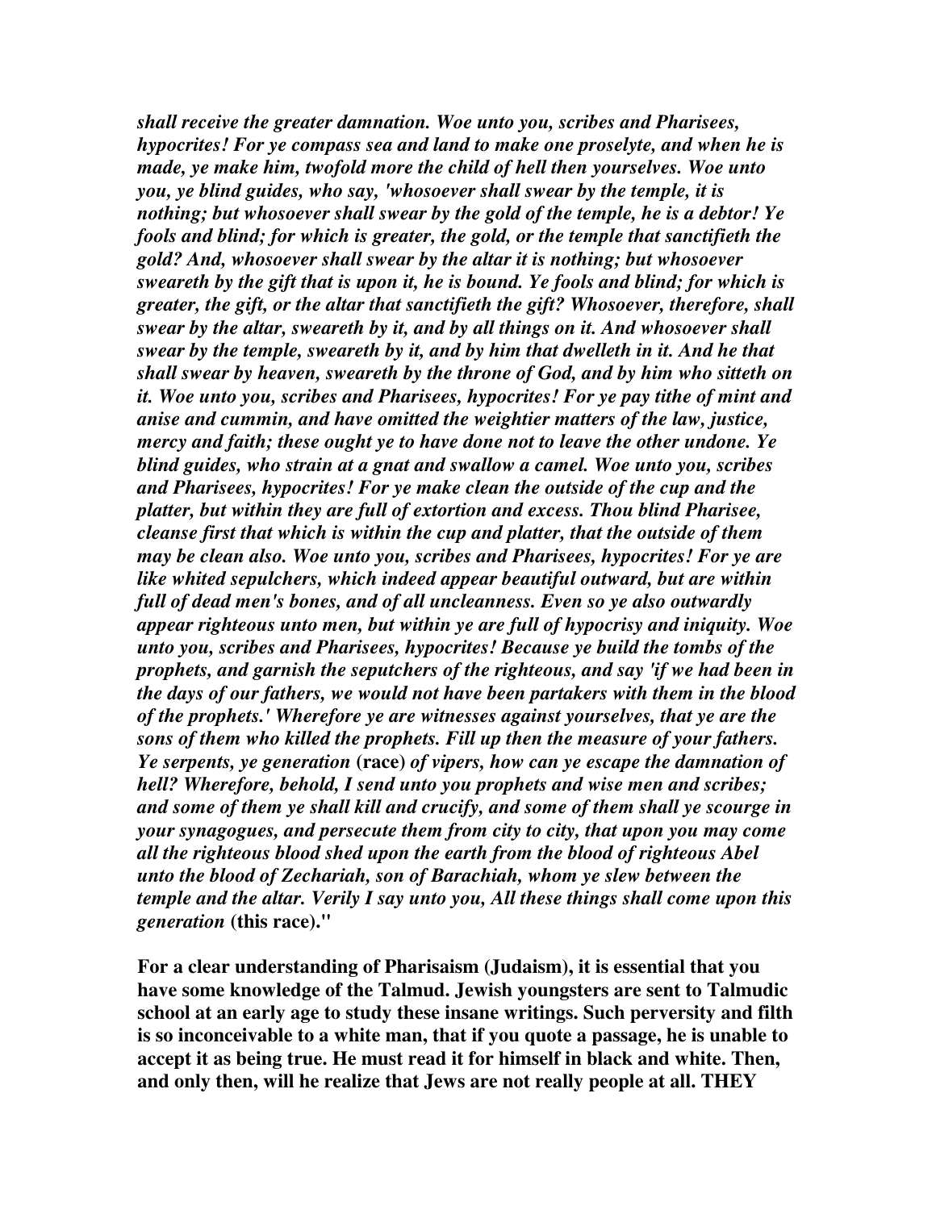***shall receive the greater damnation. Woe unto you, scribes and Pharisees, hypocrites! For ye compass sea and land to make one proselyte, and when he is made, ye make him, twofold more the child of hell then yourselves. Woe unto you, ye blind guides, who say, 'whosoever shall swear by the temple, it is nothing; but whosoever shall swear by the gold of the temple, he is a debtor! Ye fools and blind; for which is greater, the gold, or the temple that sanctifieth the gold? And, whosoever shall swear by the altar it is nothing; but whosoever sweareth by the gift that is upon it, he is bound. Ye fools and blind; for which is greater, the gift, or the altar that sanctifieth the gift? Whosoever, therefore, shall swear by the altar, sweareth by it, and by all things on it. And whosoever shall swear by the temple, sweareth by it, and by him that dwelleth in it. And he that shall swear by heaven, sweareth by the throne of God, and by him who sitteth on it. Woe unto you, scribes and Pharisees, hypocrites! For ye pay tithe of mint and anise and cummin, and have omitted the weightier matters of the law, justice, mercy and faith; these ought ye to have done not to leave the other undone. Ye blind guides, who strain at a gnat and swallow a camel. Woe unto you, scribes and Pharisees, hypocrites! For ye make clean the outside of the cup and the platter, but within they are full of extortion and excess. Thou blind Pharisee, cleanse first that which is within the cup and platter, that the outside of them may be clean also. Woe unto you, scribes and Pharisees, hypocrites! For ye are like whited sepulchers, which indeed appear beautiful outward, but are within full of dead men's bones, and of all uncleanness. Even so ye also outwardly appear righteous unto men, but within ye are full of hypocrisy and iniquity. Woe unto you, scribes and Pharisees, hypocrites! Because ye build the tombs of the prophets, and garnish the seputchers of the righteous, and say 'if we had been in the days of our fathers, we would not have been partakers with them in the blood of the prophets.' Wherefore ye are witnesses against yourselves, that ye are the sons of them who killed the prophets. Fill up then the measure of your fathers. Ye serpents, ye generation*** **(race)** ***of vipers, how can ye escape the damnation of hell? Wherefore, behold, I send unto you prophets and wise men and scribes; and some of them ye shall kill and crucify, and some of them shall ye scourge in your synagogues, and persecute them from city to city, that upon you may come all the righteous blood shed upon the earth from the blood of righteous Abel unto the blood of Zechariah, son of Barachiah, whom ye slew between the temple and the altar. Verily I say unto you, All these things shall come upon this generation*** **(this race)."**

**For a clear understanding of Pharisaism (Judaism), it is essential that you have some knowledge of the Talmud. Jewish youngsters are sent to Talmudic school at an early age to study these insane writings. Such perversity and filth is so inconceivable to a white man, that if you quote a passage, he is unable to accept it as being true. He must read it for himself in black and white. Then, and only then, will he realize that Jews are not really people at all. THEY**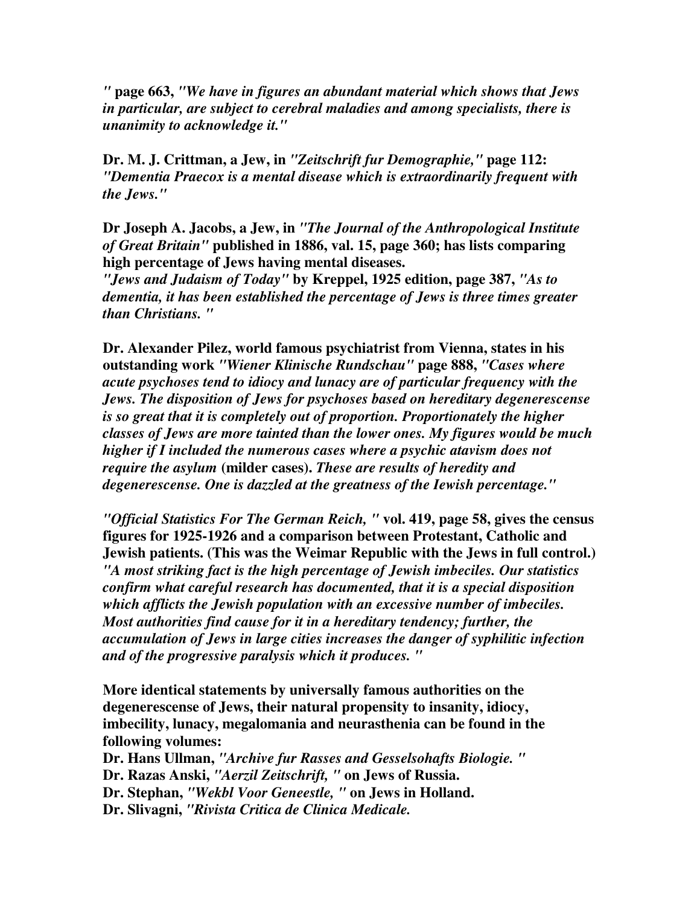*"* **page 663,** *"We have in figures an abundant material which shows that Jews in particular, are subject to cerebral maladies and among specialists, there is unanimity to acknowledge it."*

**Dr. M. J. Crittman, a Jew, in** *"Zeitschrift fur Demographie,"* **page 112:** *"Dementia Praecox is a mental disease which is extraordinarily frequent with the Jews."*

**Dr Joseph A. Jacobs, a Jew, in** *"The Journal of the Anthropological Institute of Great Britain"* **published in 1886, val. 15, page 360; has lists comparing high percentage of Jews having mental diseases.**
*"Jews and Judaism of Today"* **by Kreppel, 1925 edition, page 387,** *"As to dementia, it has been established the percentage of Jews is three times greater than Christians. "*

**Dr. Alexander Pilez, world famous psychiatrist from Vienna, states in his outstanding work** *"Wiener Klinische Rundschau"* **page 888,** *"Cases where acute psychoses tend to idiocy and lunacy are of particular frequency with the Jews. The disposition of Jews for psychoses based on hereditary degenerescense is so great that it is completely out of proportion. Proportionately the higher classes of Jews are more tainted than the lower ones. My figures would be much higher if I included the numerous cases where a psychic atavism does not require the asylum* **(milder cases).** *These are results of heredity and degenerescense. One is dazzled at the greatness of the Iewish percentage."*

*"Official Statistics For The German Reich, "* **vol. 419, page 58, gives the census figures for 1925-1926 and a comparison between Protestant, Catholic and Jewish patients. (This was the Weimar Republic with the Jews in full control.)** *"A most striking fact is the high percentage of Jewish imbeciles. Our statistics confirm what careful research has documented, that it is a special disposition which afflicts the Jewish population with an excessive number of imbeciles. Most authorities find cause for it in a hereditary tendency; further, the accumulation of Jews in large cities increases the danger of syphilitic infection and of the progressive paralysis which it produces. "*

**More identical statements by universally famous authorities on the degenerescense of Jews, their natural propensity to insanity, idiocy, imbecility, lunacy, megalomania and neurasthenia can be found in the following volumes:**
**Dr. Hans Ullman,** *"Archive fur Rasses and Gesselsohafts Biologie. "*
**Dr. Razas Anski,** *"Aerzil Zeitschrift, "* **on Jews of Russia.**
**Dr. Stephan,** *"Wekbl Voor Geneestle, "* **on Jews in Holland.**
**Dr. Slivagni,** *"Rivista Critica de Clinica Medicale.*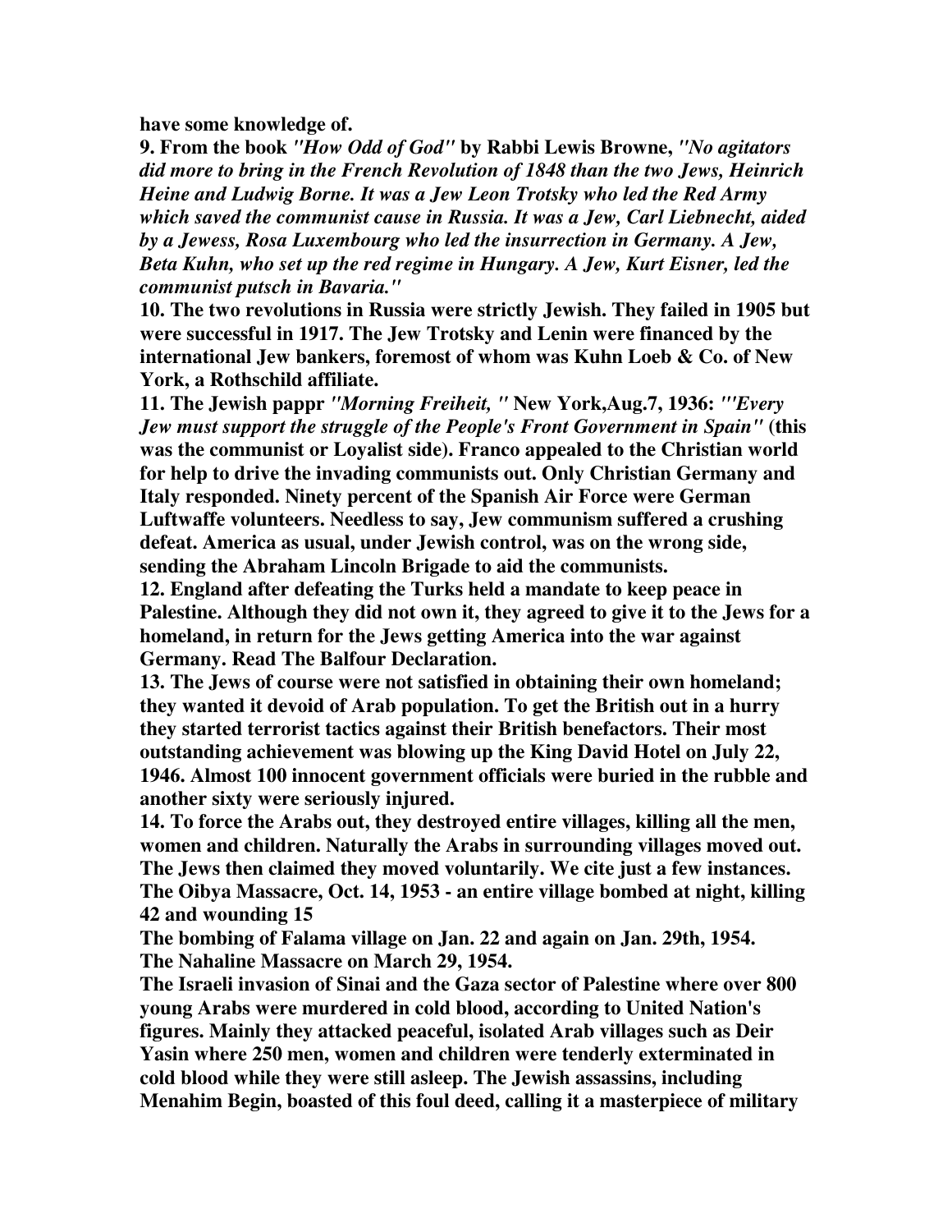**have some knowledge of.**

**9. From the book *"How Odd of God"* by Rabbi Lewis Browne, *"No agitators did more to bring in the French Revolution of 1848 than the two Jews, Heinrich Heine and Ludwig Borne. It was a Jew Leon Trotsky who led the Red Army which saved the communist cause in Russia. It was a Jew, Carl Liebnecht, aided by a Jewess, Rosa Luxembourg who led the insurrection in Germany. A Jew, Beta Kuhn, who set up the red regime in Hungary. A Jew, Kurt Eisner, led the communist putsch in Bavaria."***

**10. The two revolutions in Russia were strictly Jewish. They failed in 1905 but were successful in 1917. The Jew Trotsky and Lenin were financed by the international Jew bankers, foremost of whom was Kuhn Loeb & Co. of New York, a Rothschild affiliate.**

**11. The Jewish pappr *"Morning Freiheit, "* New York,Aug.7, 1936: *"'Every Jew must support the struggle of the People's Front Government in Spain"* (this was the communist or Loyalist side). Franco appealed to the Christian world for help to drive the invading communists out. Only Christian Germany and Italy responded. Ninety percent of the Spanish Air Force were German Luftwaffe volunteers. Needless to say, Jew communism suffered a crushing defeat. America as usual, under Jewish control, was on the wrong side, sending the Abraham Lincoln Brigade to aid the communists.**

**12. England after defeating the Turks held a mandate to keep peace in Palestine. Although they did not own it, they agreed to give it to the Jews for a homeland, in return for the Jews getting America into the war against Germany. Read The Balfour Declaration.**

**13. The Jews of course were not satisfied in obtaining their own homeland; they wanted it devoid of Arab population. To get the British out in a hurry they started terrorist tactics against their British benefactors. Their most outstanding achievement was blowing up the King David Hotel on July 22, 1946. Almost 100 innocent government officials were buried in the rubble and another sixty were seriously injured.**

**14. To force the Arabs out, they destroyed entire villages, killing all the men, women and children. Naturally the Arabs in surrounding villages moved out. The Jews then claimed they moved voluntarily. We cite just a few instances. The Oibya Massacre, Oct. 14, 1953 - an entire village bombed at night, killing 42 and wounding 15**

**The bombing of Falama village on Jan. 22 and again on Jan. 29th, 1954.**

**The Nahaline Massacre on March 29, 1954.**

**The Israeli invasion of Sinai and the Gaza sector of Palestine where over 800 young Arabs were murdered in cold blood, according to United Nation's figures. Mainly they attacked peaceful, isolated Arab villages such as Deir Yasin where 250 men, women and children were tenderly exterminated in cold blood while they were still asleep. The Jewish assassins, including Menahim Begin, boasted of this foul deed, calling it a masterpiece of military**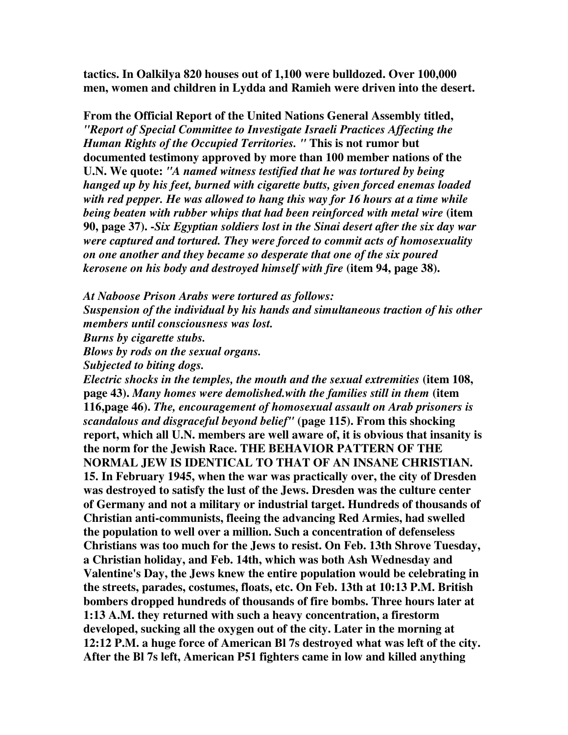**tactics. In Oalkilya 820 houses out of 1,100 were bulldozed. Over 100,000 men, women and children in Lydda and Ramieh were driven into the desert.**

**From the Official Report of the United Nations General Assembly titled,** ***"Report of Special Committee to Investigate Israeli Practices Affecting the Human Rights of the Occupied Territories. "*** **This is not rumor but documented testimony approved by more than 100 member nations of the U.N. We quote:** ***"A named witness testified that he was tortured by being hanged up by his feet, burned with cigarette butts, given forced enemas loaded with red pepper. He was allowed to hang this way for 16 hours at a time while being beaten with rubber whips that had been reinforced with metal wire*** **(item 90, page 37). -*Six Egyptian soldiers lost in the Sinai desert after the six day war were captured and tortured. They were forced to commit acts of homosexuality on one another and they became so desperate that one of the six poured kerosene on his body and destroyed himself with fire*** **(item 94, page 38).**

***At Naboose Prison Arabs were tortured as follows:***
***Suspension of the individual by his hands and simultaneous traction of his other members until consciousness was lost.***
***Burns by cigarette stubs.***
***Blows by rods on the sexual organs.***
***Subjected to biting dogs.***
***Electric shocks in the temples, the mouth and the sexual extremities*** **(item 108, page 43).** ***Many homes were demolished.with the families still in them*** **(item 116,page 46).** ***The, encouragement of homosexual assault on Arab prisoners is scandalous and disgraceful beyond belief"*** **(page 115). From this shocking report, which all U.N. members are well aware of, it is obvious that insanity is the norm for the Jewish Race. THE BEHAVIOR PATTERN OF THE NORMAL JEW IS IDENTICAL TO THAT OF AN INSANE CHRISTIAN.**
**15. In February 1945, when the war was practically over, the city of Dresden was destroyed to satisfy the lust of the Jews. Dresden was the culture center of Germany and not a military or industrial target. Hundreds of thousands of Christian anti-communists, fleeing the advancing Red Armies, had swelled the population to well over a million. Such a concentration of defenseless Christians was too much for the Jews to resist. On Feb. 13th Shrove Tuesday, a Christian holiday, and Feb. 14th, which was both Ash Wednesday and Valentine's Day, the Jews knew the entire population would be celebrating in the streets, parades, costumes, floats, etc. On Feb. 13th at 10:13 P.M. British bombers dropped hundreds of thousands of fire bombs. Three hours later at 1:13 A.M. they returned with such a heavy concentration, a firestorm developed, sucking all the oxygen out of the city. Later in the morning at 12:12 P.M. a huge force of American Bl 7s destroyed what was left of the city. After the Bl 7s left, American P51 fighters came in low and killed anything**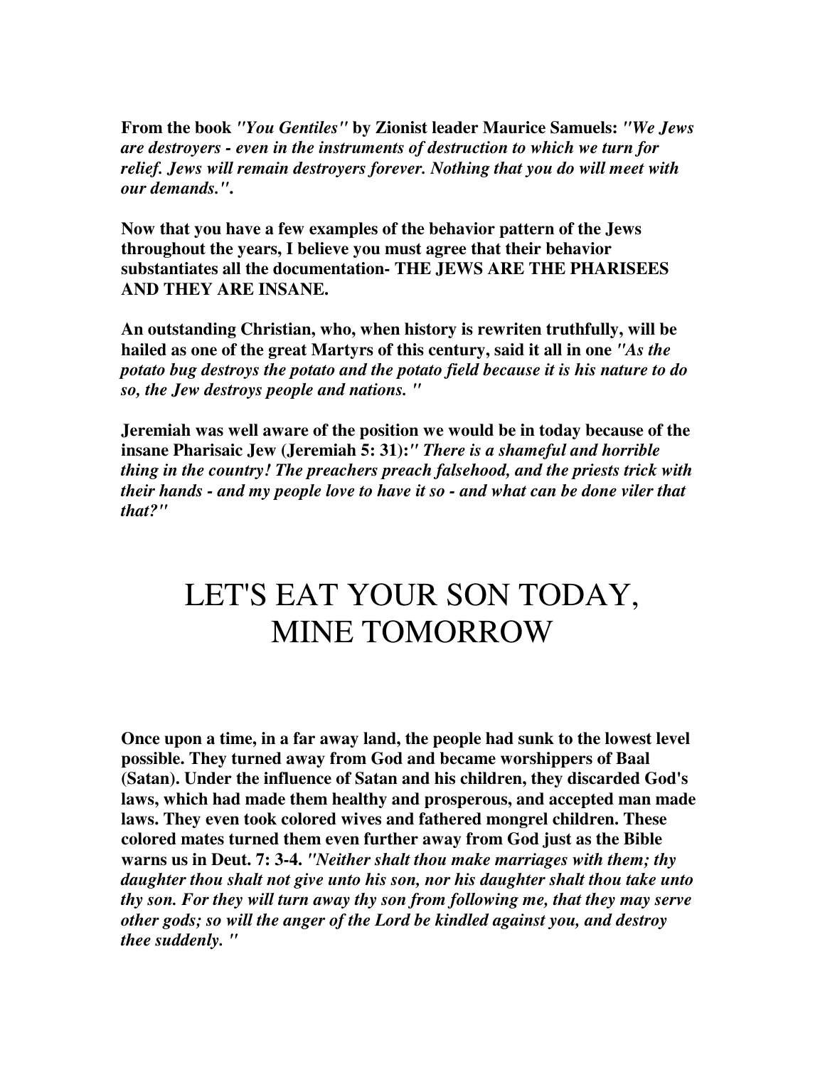**From the book *"You Gentiles"* by Zionist leader Maurice Samuels: *"We Jews are destroyers - even in the instruments of destruction to which we turn for relief. Jews will remain destroyers forever. Nothing that you do will meet with our demands."*.**

**Now that you have a few examples of the behavior pattern of the Jews throughout the years, I believe you must agree that their behavior substantiates all the documentation- THE JEWS ARE THE PHARISEES AND THEY ARE INSANE.**

**An outstanding Christian, who, when history is rewriten truthfully, will be hailed as one of the great Martyrs of this century, said it all in one *"As the potato bug destroys the potato and the potato field because it is his nature to do so, the Jew destroys people and nations. "***

**Jeremiah was well aware of the position we would be in today because of the insane Pharisaic Jew (Jeremiah 5: 31):*" There is a shameful and horrible thing in the country! The preachers preach falsehood, and the priests trick with their hands - and my people love to have it so - and what can be done viler that that?"***

# LET'S EAT YOUR SON TODAY, MINE TOMORROW

**Once upon a time, in a far away land, the people had sunk to the lowest level possible. They turned away from God and became worshippers of Baal (Satan). Under the influence of Satan and his children, they discarded God's laws, which had made them healthy and prosperous, and accepted man made laws. They even took colored wives and fathered mongrel children. These colored mates turned them even further away from God just as the Bible warns us in Deut. 7: 3-4. *"Neither shalt thou make marriages with them; thy daughter thou shalt not give unto his son, nor his daughter shalt thou take unto thy son. For they will turn away thy son from following me, that they may serve other gods; so will the anger of the Lord be kindled against you, and destroy thee suddenly. "***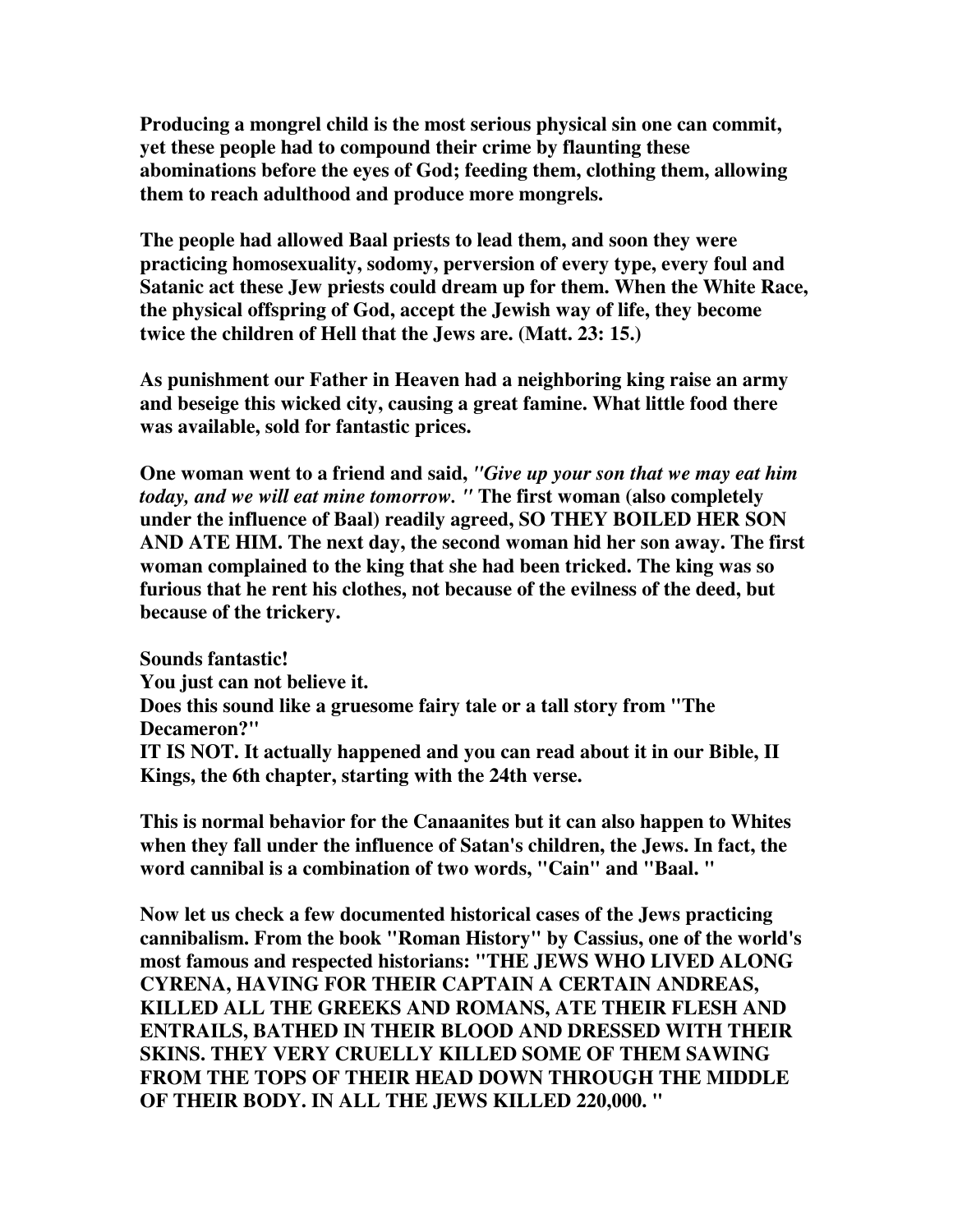**Producing a mongrel child is the most serious physical sin one can commit, yet these people had to compound their crime by flaunting these abominations before the eyes of God; feeding them, clothing them, allowing them to reach adulthood and produce more mongrels.**

**The people had allowed Baal priests to lead them, and soon they were practicing homosexuality, sodomy, perversion of every type, every foul and Satanic act these Jew priests could dream up for them. When the White Race, the physical offspring of God, accept the Jewish way of life, they become twice the children of Hell that the Jews are. (Matt. 23: 15.)**

**As punishment our Father in Heaven had a neighboring king raise an army and beseige this wicked city, causing a great famine. What little food there was available, sold for fantastic prices.**

**One woman went to a friend and said,** ***"Give up your son that we may eat him today, and we will eat mine tomorrow. "*** **The first woman (also completely under the influence of Baal) readily agreed, SO THEY BOILED HER SON AND ATE HIM. The next day, the second woman hid her son away. The first woman complained to the king that she had been tricked. The king was so furious that he rent his clothes, not because of the evilness of the deed, but because of the trickery.**

**Sounds fantastic!**
**You just can not believe it.**
**Does this sound like a gruesome fairy tale or a tall story from "The Decameron?"**
**IT IS NOT. It actually happened and you can read about it in our Bible, II Kings, the 6th chapter, starting with the 24th verse.**

**This is normal behavior for the Canaanites but it can also happen to Whites when they fall under the influence of Satan's children, the Jews. In fact, the word cannibal is a combination of two words, "Cain" and "Baal. "**

**Now let us check a few documented historical cases of the Jews practicing cannibalism. From the book "Roman History" by Cassius, one of the world's most famous and respected historians: "THE JEWS WHO LIVED ALONG CYRENA, HAVING FOR THEIR CAPTAIN A CERTAIN ANDREAS, KILLED ALL THE GREEKS AND ROMANS, ATE THEIR FLESH AND ENTRAILS, BATHED IN THEIR BLOOD AND DRESSED WITH THEIR SKINS. THEY VERY CRUELLY KILLED SOME OF THEM SAWING FROM THE TOPS OF THEIR HEAD DOWN THROUGH THE MIDDLE OF THEIR BODY. IN ALL THE JEWS KILLED 220,000. "**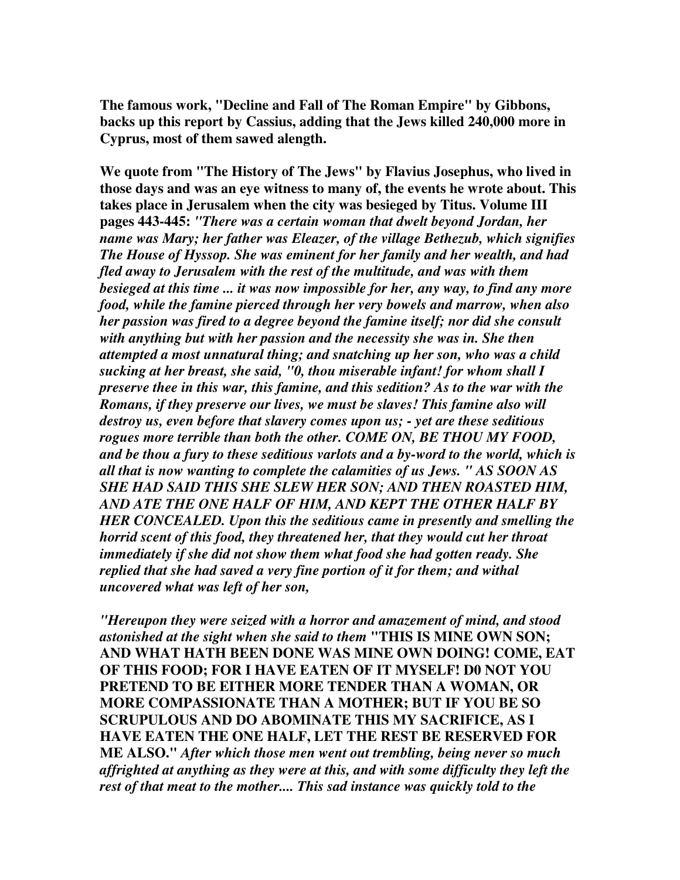**The famous work, "Decline and Fall of The Roman Empire" by Gibbons, backs up this report by Cassius, adding that the Jews killed 240,000 more in Cyprus, most of them sawed alength.**

**We quote from "The History of The Jews" by Flavius Josephus, who lived in those days and was an eye witness to many of, the events he wrote about. This takes place in Jerusalem when the city was besieged by Titus. Volume III pages 443-445:** ***"There was a certain woman that dwelt beyond Jordan, her name was Mary; her father was Eleazer, of the village Bethezub, which signifies The House of Hyssop. She was eminent for her family and her wealth, and had fled away to Jerusalem with the rest of the multitude, and was with them besieged at this time ... it was now impossible for her, any way, to find any more food, while the famine pierced through her very bowels and marrow, when also her passion was fired to a degree beyond the famine itself; nor did she consult with anything but with her passion and the necessity she was in. She then attempted a most unnatural thing; and snatching up her son, who was a child sucking at her breast, she said, "0, thou miserable infant! for whom shall I preserve thee in this war, this famine, and this sedition? As to the war with the Romans, if they preserve our lives, we must be slaves! This famine also will destroy us, even before that slavery comes upon us; - yet are these seditious rogues more terrible than both the other. COME ON, BE THOU MY FOOD, and be thou a fury to these seditious varlots and a by-word to the world, which is all that is now wanting to complete the calamities of us Jews. " AS SOON AS SHE HAD SAID THIS SHE SLEW HER SON; AND THEN ROASTED HIM, AND ATE THE ONE HALF OF HIM, AND KEPT THE OTHER HALF BY HER CONCEALED. Upon this the seditious came in presently and smelling the horrid scent of this food, they threatened her, that they would cut her throat immediately if she did not show them what food she had gotten ready. She replied that she had saved a very fine portion of it for them; and withal uncovered what was left of her son,***

***"Hereupon they were seized with a horror and amazement of mind, and stood astonished at the sight when she said to them*** **"THIS IS MINE OWN SON; AND WHAT HATH BEEN DONE WAS MINE OWN DOING! COME, EAT OF THIS FOOD; FOR I HAVE EATEN OF IT MYSELF! D0 NOT YOU PRETEND TO BE EITHER MORE TENDER THAN A WOMAN, OR MORE COMPASSIONATE THAN A MOTHER; BUT IF YOU BE SO SCRUPULOUS AND DO ABOMINATE THIS MY SACRIFICE, AS I HAVE EATEN THE ONE HALF, LET THE REST BE RESERVED FOR ME ALSO."** ***After which those men went out trembling, being never so much affrighted at anything as they were at this, and with some difficulty they left the rest of that meat to the mother.... This sad instance was quickly told to the***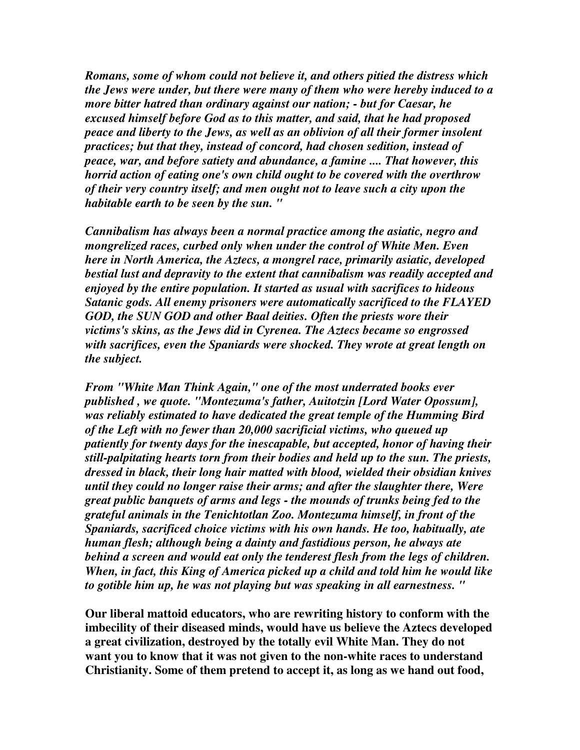***Romans, some of whom could not believe it, and others pitied the distress which the Jews were under, but there were many of them who were hereby induced to a more bitter hatred than ordinary against our nation; - but for Caesar, he excused himself before God as to this matter, and said, that he had proposed peace and liberty to the Jews, as well as an oblivion of all their former insolent practices; but that they, instead of concord, had chosen sedition, instead of peace, war, and before satiety and abundance, a famine .... That however, this horrid action of eating one's own child ought to be covered with the overthrow of their very country itself; and men ought not to leave such a city upon the habitable earth to be seen by the sun. "***

***Cannibalism has always been a normal practice among the asiatic, negro and mongrelized races, curbed only when under the control of White Men. Even here in North America, the Aztecs, a mongrel race, primarily asiatic, developed bestial lust and depravity to the extent that cannibalism was readily accepted and enjoyed by the entire population. It started as usual with sacrifices to hideous Satanic gods. All enemy prisoners were automatically sacrificed to the FLAYED GOD, the SUN GOD and other Baal deities. Often the priests wore their victims's skins, as the Jews did in Cyrenea. The Aztecs became so engrossed with sacrifices, even the Spaniards were shocked. They wrote at great length on the subject.***

***From "White Man Think Again," one of the most underrated books ever published , we quote. "Montezuma's father, Auitotzin [Lord Water Opossum], was reliably estimated to have dedicated the great temple of the Humming Bird of the Left with no fewer than 20,000 sacrificial victims, who queued up patiently for twenty days for the inescapable, but accepted, honor of having their still-palpitating hearts torn from their bodies and held up to the sun. The priests, dressed in black, their long hair matted with blood, wielded their obsidian knives until they could no longer raise their arms; and after the slaughter there, Were great public banquets of arms and legs - the mounds of trunks being fed to the grateful animals in the Tenichtotlan Zoo. Montezuma himself, in front of the Spaniards, sacrificed choice victims with his own hands. He too, habitually, ate human flesh; although being a dainty and fastidious person, he always ate behind a screen and would eat only the tenderest flesh from the legs of children. When, in fact, this King of America picked up a child and told him he would like to gotible him up, he was not playing but was speaking in all earnestness. "***

**Our liberal mattoid educators, who are rewriting history to conform with the imbecility of their diseased minds, would have us believe the Aztecs developed a great civilization, destroyed by the totally evil White Man. They do not want you to know that it was not given to the non-white races to understand Christianity. Some of them pretend to accept it, as long as we hand out food,**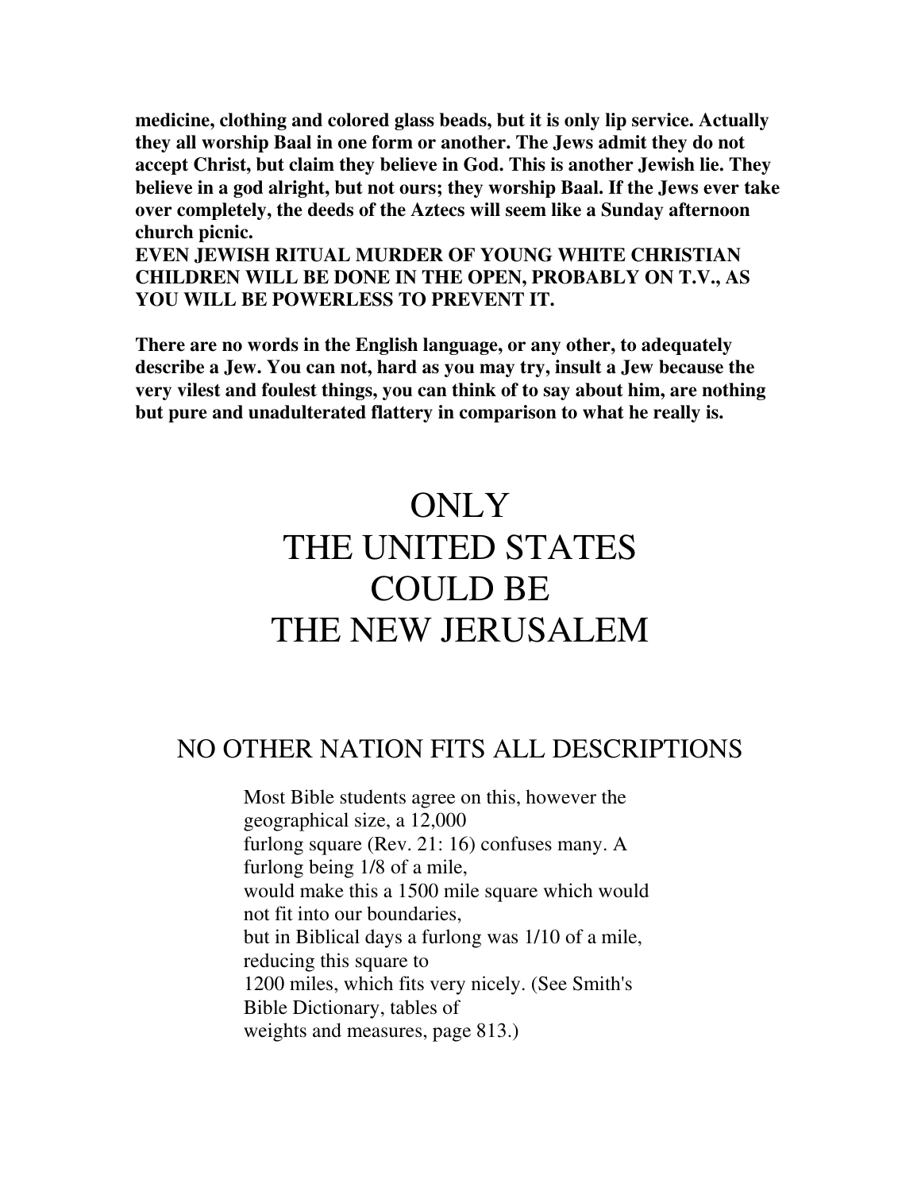**medicine, clothing and colored glass beads, but it is only lip service. Actually they all worship Baal in one form or another. The Jews admit they do not accept Christ, but claim they believe in God. This is another Jewish lie. They believe in a god alright, but not ours; they worship Baal. If the Jews ever take over completely, the deeds of the Aztecs will seem like a Sunday afternoon church picnic.**
**EVEN JEWISH RITUAL MURDER OF YOUNG WHITE CHRISTIAN CHILDREN WILL BE DONE IN THE OPEN, PROBABLY ON T.V., AS YOU WILL BE POWERLESS TO PREVENT IT.**

**There are no words in the English language, or any other, to adequately describe a Jew. You can not, hard as you may try, insult a Jew because the very vilest and foulest things, you can think of to say about him, are nothing but pure and unadulterated flattery in comparison to what he really is.**

# ONLY THE UNITED STATES COULD BE THE NEW JERUSALEM

## NO OTHER NATION FITS ALL DESCRIPTIONS

Most Bible students agree on this, however the geographical size, a 12,000 furlong square (Rev. 21: 16) confuses many. A furlong being 1/8 of a mile, would make this a 1500 mile square which would not fit into our boundaries, but in Biblical days a furlong was 1/10 of a mile, reducing this square to 1200 miles, which fits very nicely. (See Smith's Bible Dictionary, tables of weights and measures, page 813.)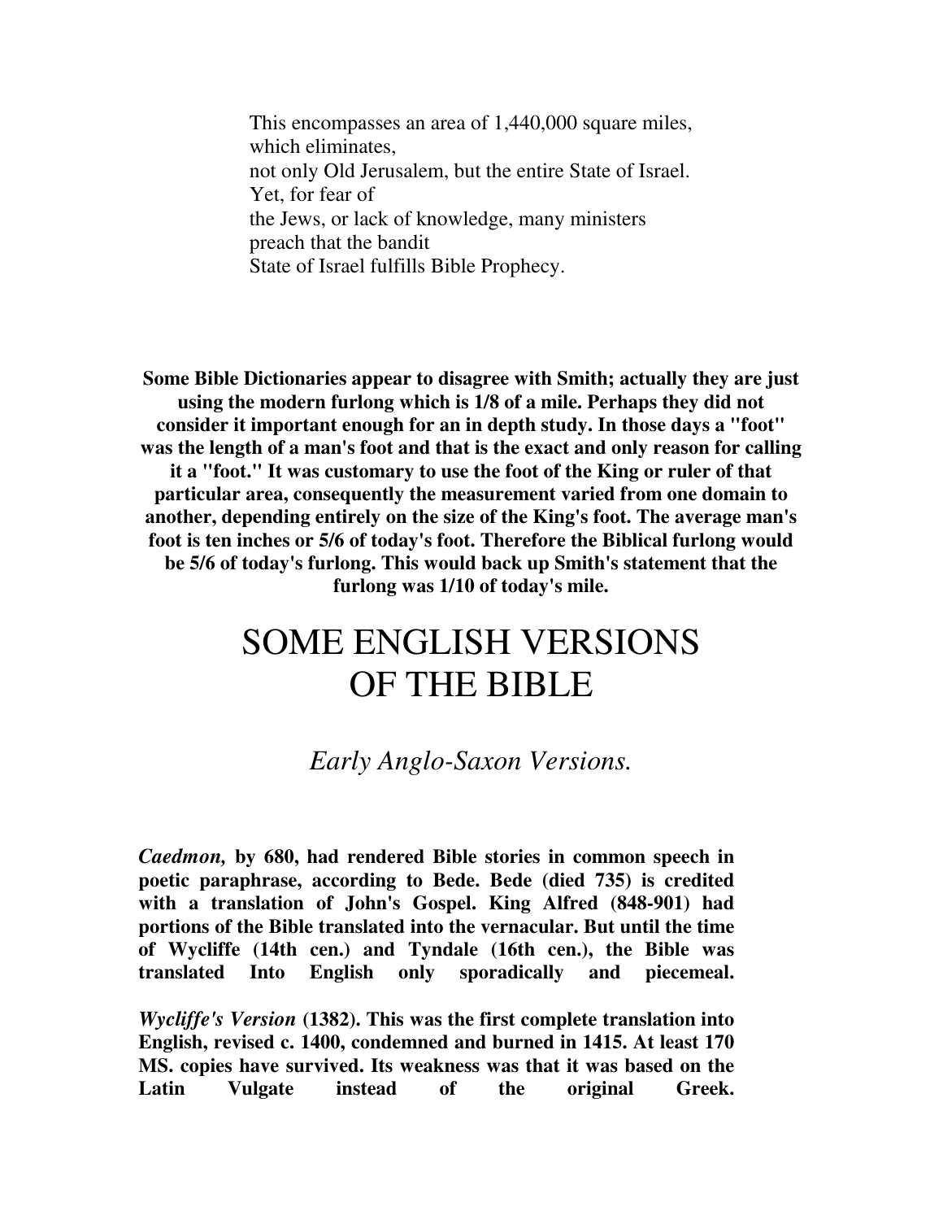This encompasses an area of 1,440,000 square miles, which eliminates,
not only Old Jerusalem, but the entire State of Israel. Yet, for fear of
the Jews, or lack of knowledge, many ministers preach that the bandit
State of Israel fulfills Bible Prophecy.

**Some Bible Dictionaries appear to disagree with Smith; actually they are just using the modern furlong which is 1/8 of a mile. Perhaps they did not consider it important enough for an in depth study. In those days a "foot" was the length of a man's foot and that is the exact and only reason for calling it a "foot." It was customary to use the foot of the King or ruler of that particular area, consequently the measurement varied from one domain to another, depending entirely on the size of the King's foot. The average man's foot is ten inches or 5/6 of today's foot. Therefore the Biblical furlong would be 5/6 of today's furlong. This would back up Smith's statement that the furlong was 1/10 of today's mile.**

# SOME ENGLISH VERSIONS OF THE BIBLE

## *Early Anglo-Saxon Versions.*

***Caedmon,* by 680, had rendered Bible stories in common speech in poetic paraphrase, according to Bede. Bede (died 735) is credited with a translation of John's Gospel. King Alfred (848-901) had portions of the Bible translated into the vernacular. But until the time of Wycliffe (14th cen.) and Tyndale (16th cen.), the Bible was translated Into English only sporadically and piecemeal.**

***Wycliffe's Version* (1382). This was the first complete translation into English, revised c. 1400, condemned and burned in 1415. At least 170 MS. copies have survived. Its weakness was that it was based on the Latin Vulgate instead of the original Greek.**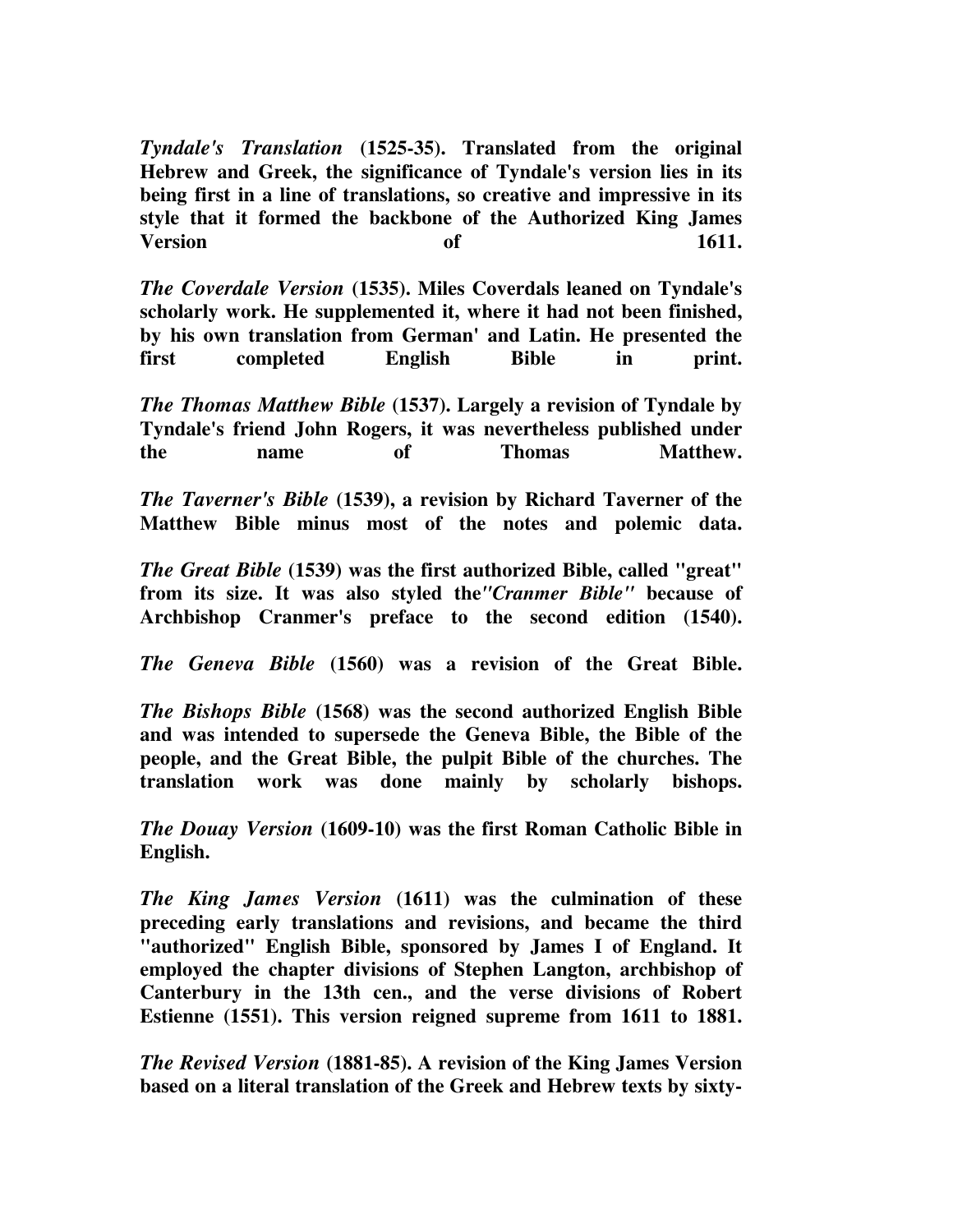***Tyndale's Translation* (1525-35). Translated from the original Hebrew and Greek, the significance of Tyndale's version lies in its being first in a line of translations, so creative and impressive in its style that it formed the backbone of the Authorized King James Version of 1611.**

***The Coverdale Version* (1535). Miles Coverdals leaned on Tyndale's scholarly work. He supplemented it, where it had not been finished, by his own translation from German' and Latin. He presented the first completed English Bible in print.**

***The Thomas Matthew Bible* (1537). Largely a revision of Tyndale by Tyndale's friend John Rogers, it was nevertheless published under the name of Thomas Matthew.**

***The Taverner's Bible* (1539), a revision by Richard Taverner of the Matthew Bible minus most of the notes and polemic data.**

***The Great Bible* (1539) was the first authorized Bible, called "great" from its size. It was also styled the*"Cranmer Bible"* because of Archbishop Cranmer's preface to the second edition (1540).**

***The Geneva Bible* (1560) was a revision of the Great Bible.**

***The Bishops Bible* (1568) was the second authorized English Bible and was intended to supersede the Geneva Bible, the Bible of the people, and the Great Bible, the pulpit Bible of the churches. The translation work was done mainly by scholarly bishops.**

***The Douay Version* (1609-10) was the first Roman Catholic Bible in English.**

***The King James Version* (1611) was the culmination of these preceding early translations and revisions, and became the third "authorized" English Bible, sponsored by James I of England. It employed the chapter divisions of Stephen Langton, archbishop of Canterbury in the 13th cen., and the verse divisions of Robert Estienne (1551). This version reigned supreme from 1611 to 1881.**

***The Revised Version* (1881-85). A revision of the King James Version based on a literal translation of the Greek and Hebrew texts by sixty-**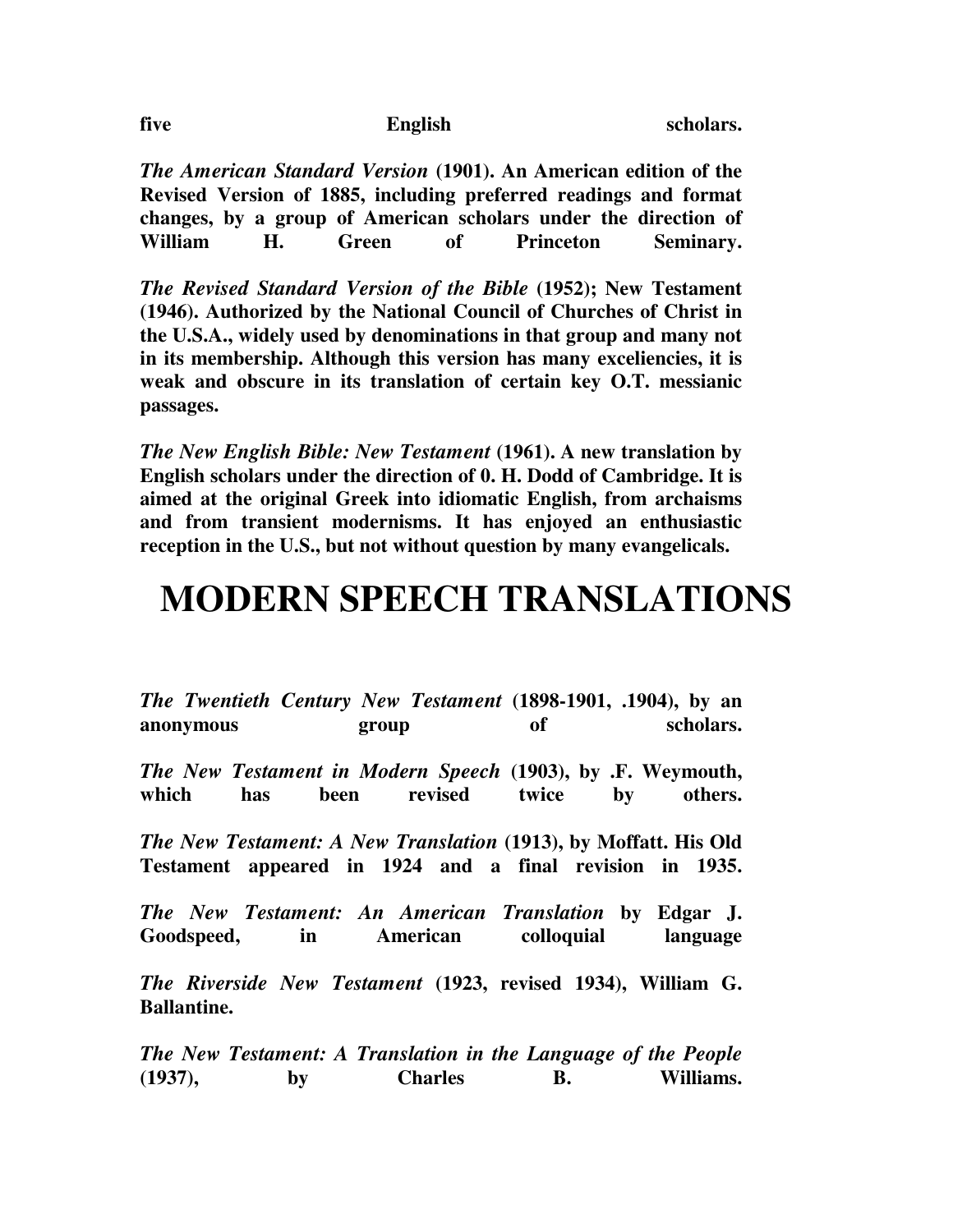**five English scholars.**

***The American Standard Version* (1901). An American edition of the Revised Version of 1885, including preferred readings and format changes, by a group of American scholars under the direction of William H. Green of Princeton Seminary.**

***The Revised Standard Version of the Bible* (1952); New Testament (1946). Authorized by the National Council of Churches of Christ in the U.S.A., widely used by denominations in that group and many not in its membership. Although this version has many exceliencies, it is weak and obscure in its translation of certain key O.T. messianic passages.**

***The New English Bible: New Testament* (1961). A new translation by English scholars under the direction of 0. H. Dodd of Cambridge. It is aimed at the original Greek into idiomatic English, from archaisms and from transient modernisms. It has enjoyed an enthusiastic reception in the U.S., but not without question by many evangelicals.**

# MODERN SPEECH TRANSLATIONS

***The Twentieth Century New Testament* (1898-1901, .1904), by an anonymous group of scholars.**

***The New Testament in Modern Speech* (1903), by .F. Weymouth, which has been revised twice by others.**

***The New Testament: A New Translation* (1913), by Moffatt. His Old Testament appeared in 1924 and a final revision in 1935.**

***The New Testament: An American Translation* by Edgar J. Goodspeed, in American colloquial language**

***The Riverside New Testament* (1923, revised 1934), William G. Ballantine.**

***The New Testament: A Translation in the Language of the People* (1937), by Charles B. Williams.**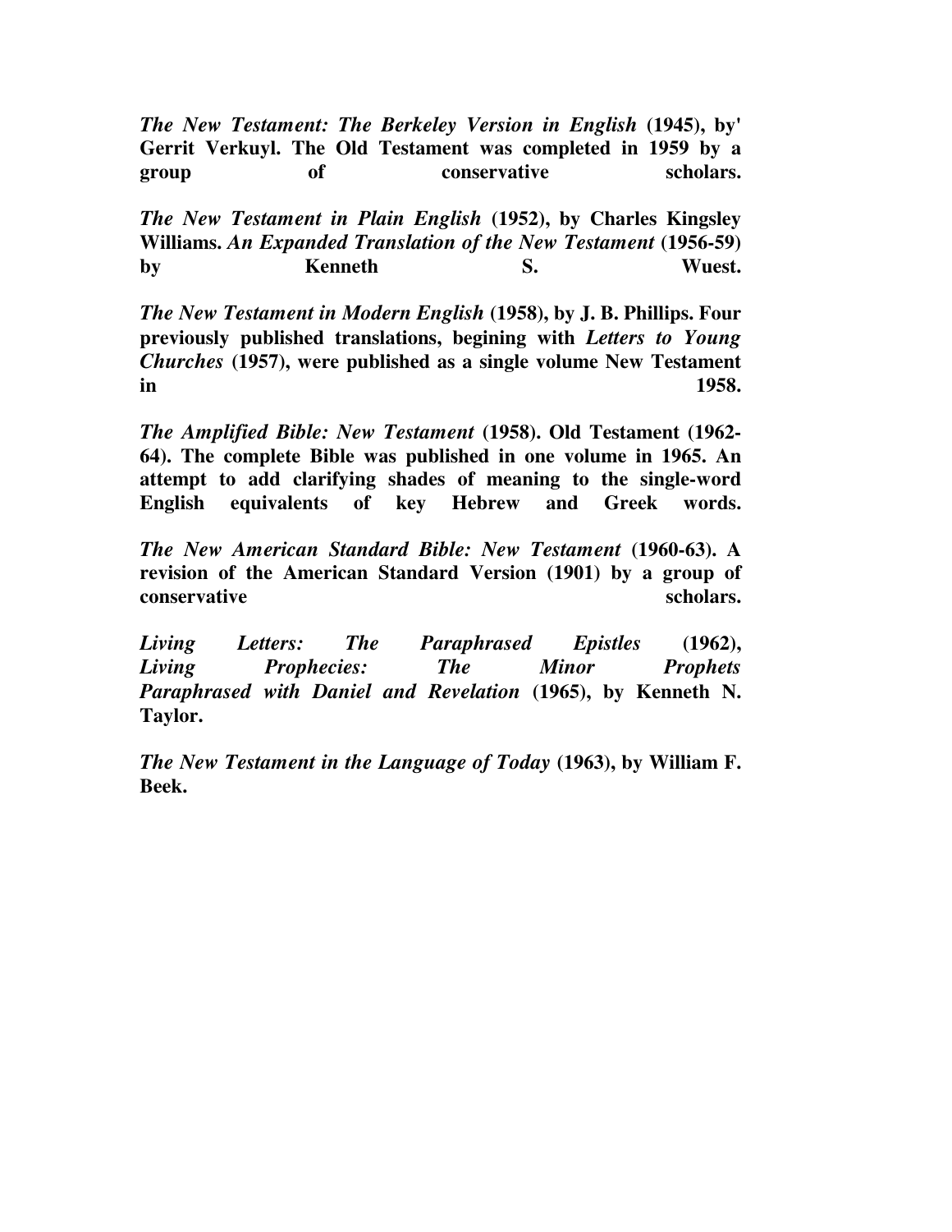***The New Testament: The Berkeley Version in English* (1945), by' Gerrit Verkuyl. The Old Testament was completed in 1959 by a group of conservative scholars.**

***The New Testament in Plain English* (1952), by Charles Kingsley Williams. *An Expanded Translation of the New Testament* (1956-59) by Kenneth S. Wuest.**

***The New Testament in Modern English* (1958), by J. B. Phillips. Four previously published translations, begining with *Letters to Young Churches* (1957), were published as a single volume New Testament in 1958.**

***The Amplified Bible: New Testament* (1958). Old Testament (1962-64). The complete Bible was published in one volume in 1965. An attempt to add clarifying shades of meaning to the single-word English equivalents of key Hebrew and Greek words.**

***The New American Standard Bible: New Testament* (1960-63). A revision of the American Standard Version (1901) by a group of conservative scholars.**

***Living Letters: The Paraphrased Epistles* (1962), *Living Prophecies: The Minor Prophets Paraphrased with Daniel and Revelation* (1965), by Kenneth N. Taylor.**

***The New Testament in the Language of Today* (1963), by William F. Beek.**